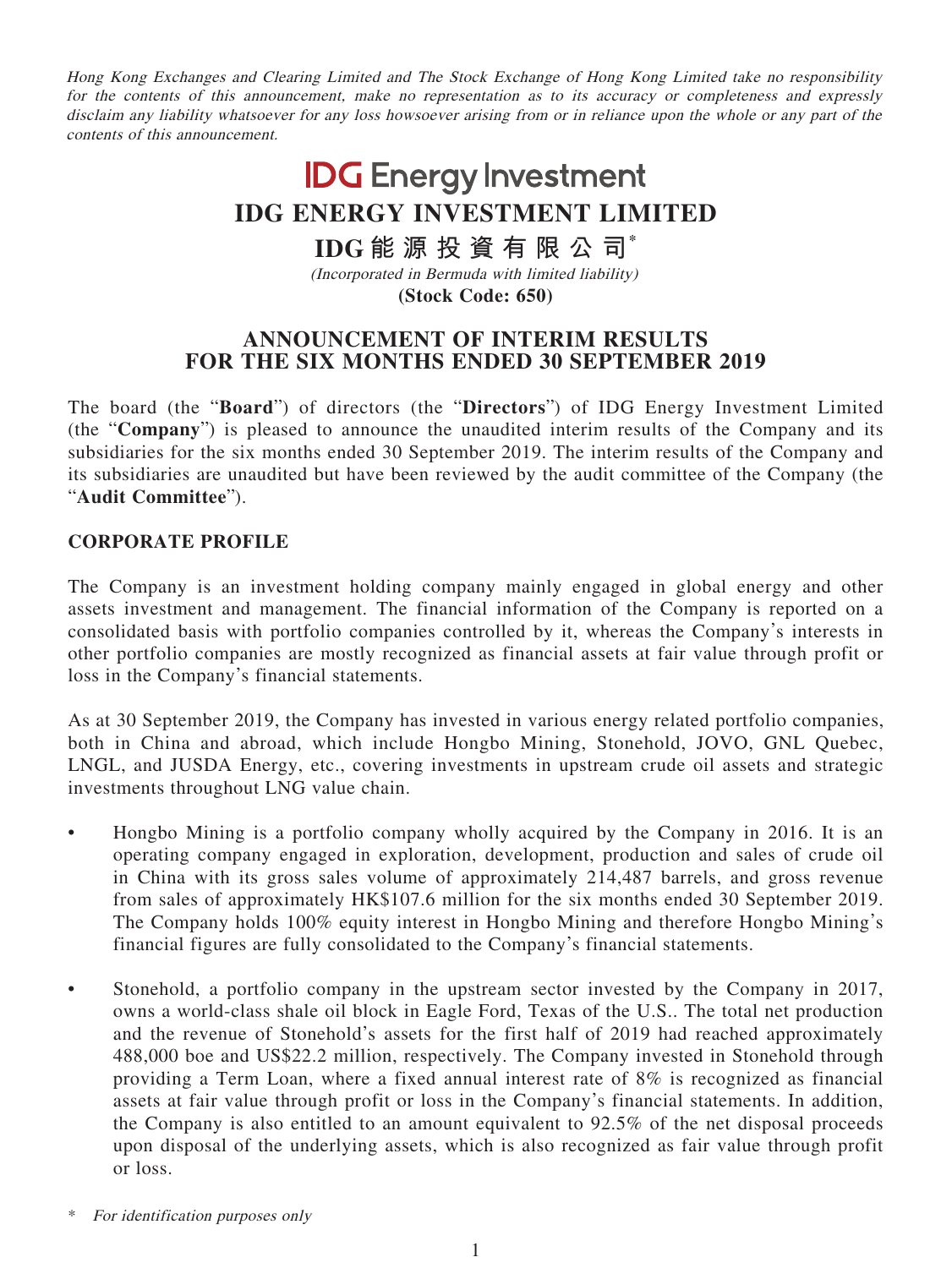*Hong Kong Exchanges and Clearing Limited and The Stock Exchange of Hong Kong Limited take no responsibility for the contents of this announcement, make no representation as to its accuracy or completeness and expressly disclaim any liability whatsoever for any loss howsoever arising from or in reliance upon the whole or any part of the contents of this announcement.*

**IDG Energy Investment**

# IDG ENERGY INVESTMENT LIMITED

# IDG能源投資有限公司*

*(Incorporated in Bermuda with limited liability)*

**(Stock Code: 650)**

## ANNOUNCEMENT OF INTERIM RESULTS FOR THE SIX MONTHS ENDED 30 SEPTEMBER 2019

The board (the "**Board**") of directors (the "**Directors**") of IDG Energy Investment Limited (the "**Company**") is pleased to announce the unaudited interim results of the Company and its subsidiaries for the six months ended 30 September 2019. The interim results of the Company and its subsidiaries are unaudited but have been reviewed by the audit committee of the Company (the "**Audit Committee**").

### CORPORATE PROFILE

The Company is an investment holding company mainly engaged in global energy and other assets investment and management. The financial information of the Company is reported on a consolidated basis with portfolio companies controlled by it, whereas the Company's interests in other portfolio companies are mostly recognized as financial assets at fair value through profit or loss in the Company's financial statements.

As at 30 September 2019, the Company has invested in various energy related portfolio companies, both in China and abroad, which include Hongbo Mining, Stonehold, JOVO, GNL Quebec, LNGL, and JUSDA Energy, etc., covering investments in upstream crude oil assets and strategic investments throughout LNG value chain.

- Hongbo Mining is a portfolio company wholly acquired by the Company in 2016. It is an operating company engaged in exploration, development, production and sales of crude oil in China with its gross sales volume of approximately 214,487 barrels, and gross revenue from sales of approximately HK$107.6 million for the six months ended 30 September 2019. The Company holds 100% equity interest in Hongbo Mining and therefore Hongbo Mining's financial figures are fully consolidated to the Company's financial statements.
- Stonehold, a portfolio company in the upstream sector invested by the Company in 2017, owns a world-class shale oil block in Eagle Ford, Texas of the U.S.. The total net production and the revenue of Stonehold's assets for the first half of 2019 had reached approximately 488,000 boe and US$22.2 million, respectively. The Company invested in Stonehold through providing a Term Loan, where a fixed annual interest rate of 8% is recognized as financial assets at fair value through profit or loss in the Company's financial statements. In addition, the Company is also entitled to an amount equivalent to 92.5% of the net disposal proceeds upon disposal of the underlying assets, which is also recognized as fair value through profit or loss.

\* *For identification purposes only*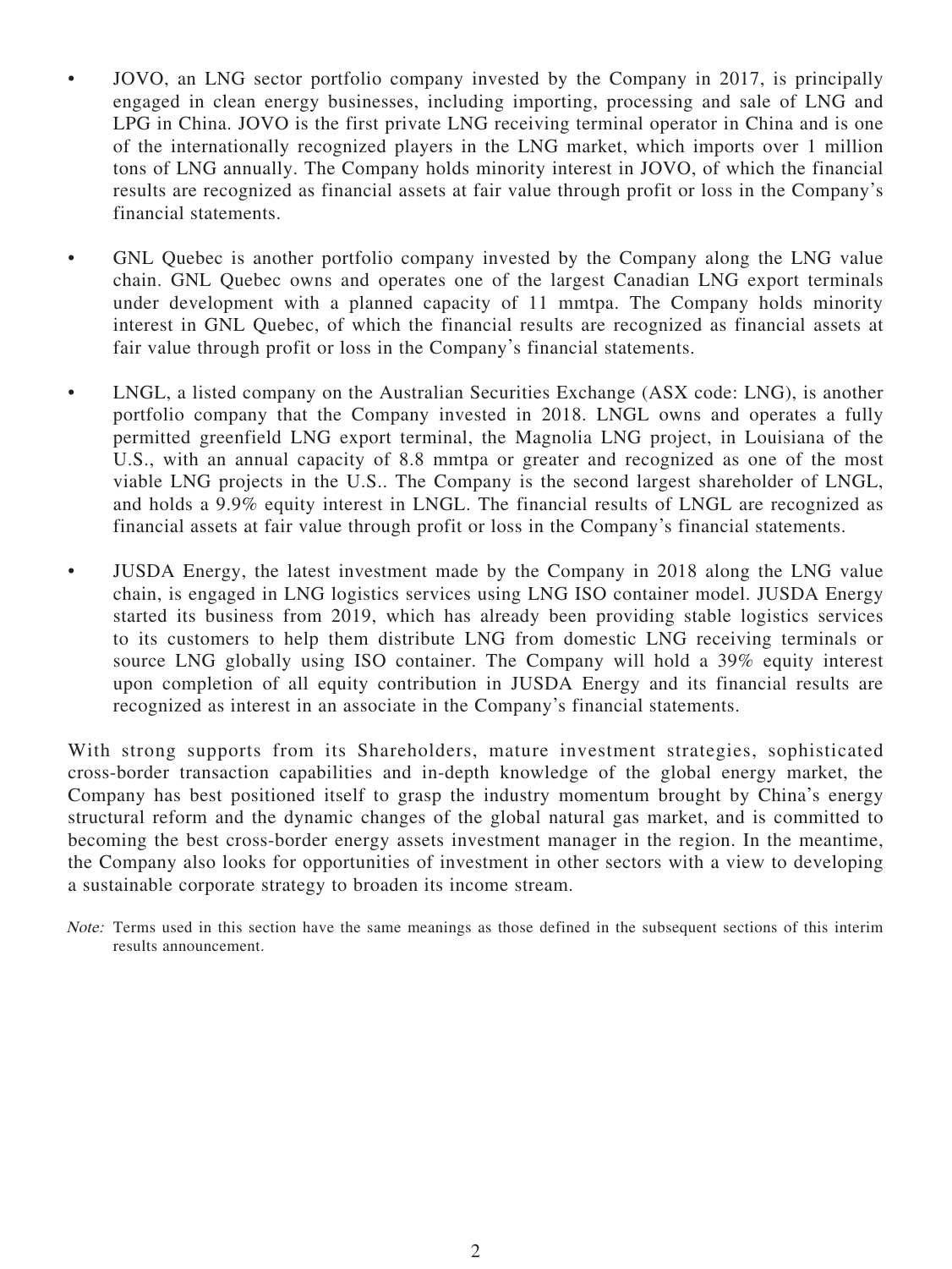- JOVO, an LNG sector portfolio company invested by the Company in 2017, is principally engaged in clean energy businesses, including importing, processing and sale of LNG and LPG in China. JOVO is the first private LNG receiving terminal operator in China and is one of the internationally recognized players in the LNG market, which imports over 1 million tons of LNG annually. The Company holds minority interest in JOVO, of which the financial results are recognized as financial assets at fair value through profit or loss in the Company's financial statements.

- GNL Quebec is another portfolio company invested by the Company along the LNG value chain. GNL Quebec owns and operates one of the largest Canadian LNG export terminals under development with a planned capacity of 11 mmtpa. The Company holds minority interest in GNL Quebec, of which the financial results are recognized as financial assets at fair value through profit or loss in the Company's financial statements.

- LNGL, a listed company on the Australian Securities Exchange (ASX code: LNG), is another portfolio company that the Company invested in 2018. LNGL owns and operates a fully permitted greenfield LNG export terminal, the Magnolia LNG project, in Louisiana of the U.S., with an annual capacity of 8.8 mmtpa or greater and recognized as one of the most viable LNG projects in the U.S.. The Company is the second largest shareholder of LNGL, and holds a 9.9% equity interest in LNGL. The financial results of LNGL are recognized as financial assets at fair value through profit or loss in the Company's financial statements.

- JUSDA Energy, the latest investment made by the Company in 2018 along the LNG value chain, is engaged in LNG logistics services using LNG ISO container model. JUSDA Energy started its business from 2019, which has already been providing stable logistics services to its customers to help them distribute LNG from domestic LNG receiving terminals or source LNG globally using ISO container. The Company will hold a 39% equity interest upon completion of all equity contribution in JUSDA Energy and its financial results are recognized as interest in an associate in the Company's financial statements.

With strong supports from its Shareholders, mature investment strategies, sophisticated cross-border transaction capabilities and in-depth knowledge of the global energy market, the Company has best positioned itself to grasp the industry momentum brought by China's energy structural reform and the dynamic changes of the global natural gas market, and is committed to becoming the best cross-border energy assets investment manager in the region. In the meantime, the Company also looks for opportunities of investment in other sectors with a view to developing a sustainable corporate strategy to broaden its income stream.

*Note:* Terms used in this section have the same meanings as those defined in the subsequent sections of this interim results announcement.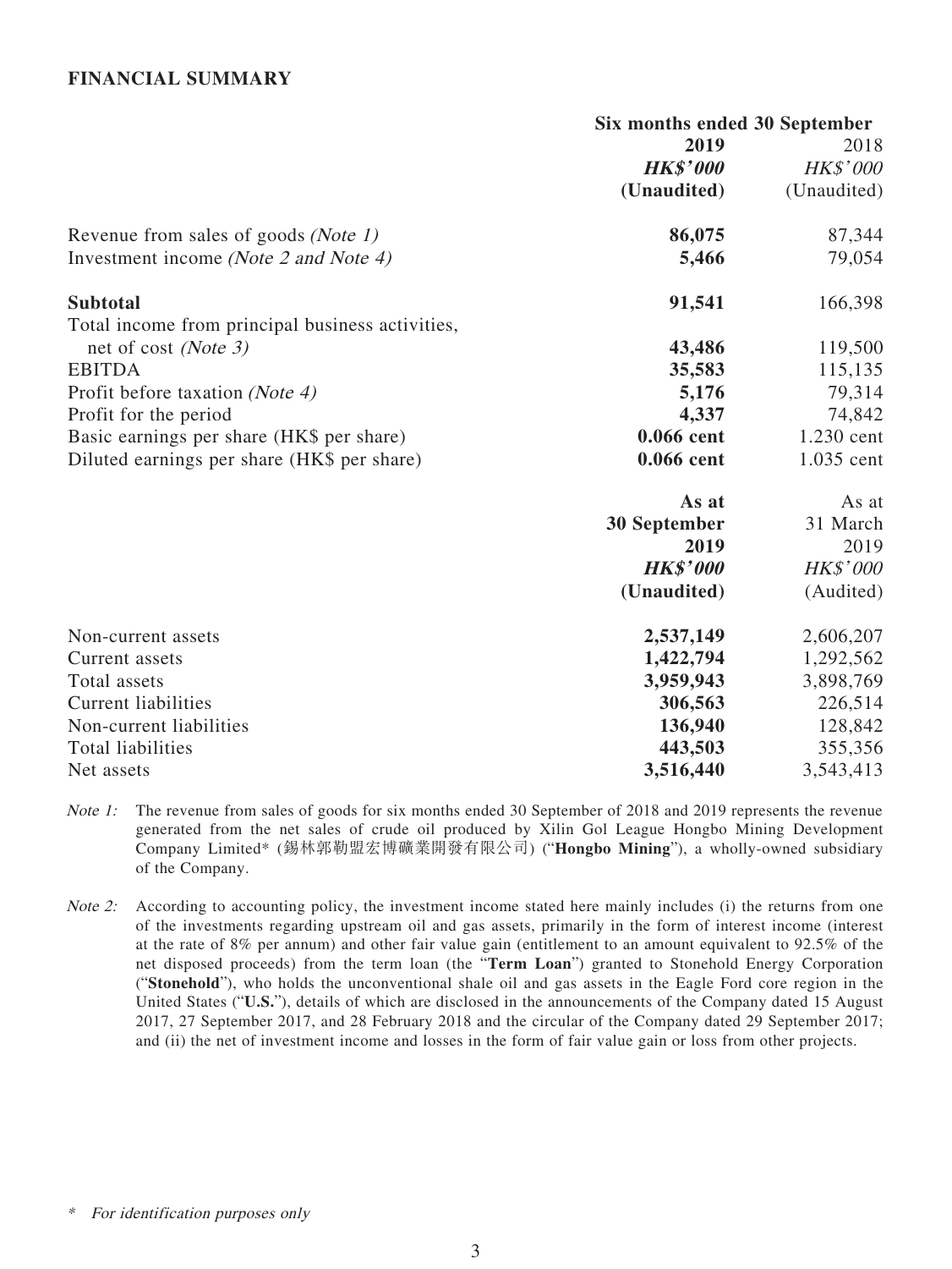## FINANCIAL SUMMARY

| | Six months ended 30 September | |
|---|---|---|
| | **2019** | 2018 |
| | ***HK$'000*** | *HK$'000* |
| | **(Unaudited)** | (Unaudited) |
| Revenue from sales of goods *(Note 1)* | **86,075** | 87,344 |
| Investment income *(Note 2 and Note 4)* | **5,466** | 79,054 |
| **Subtotal** | **91,541** | 166,398 |
| Total income from principal business activities, net of cost *(Note 3)* | **43,486** | 119,500 |
| EBITDA | **35,583** | 115,135 |
| Profit before taxation *(Note 4)* | **5,176** | 79,314 |
| Profit for the period | **4,337** | 74,842 |
| Basic earnings per share (HK$ per share) | **0.066 cent** | 1.230 cent |
| Diluted earnings per share (HK$ per share) | **0.066 cent** | 1.035 cent |

| | **As at 30 September 2019** | As at 31 March 2019 |
|---|---|---|
| | ***HK$'000*** | *HK$'000* |
| | **(Unaudited)** | (Audited) |
| Non-current assets | **2,537,149** | 2,606,207 |
| Current assets | **1,422,794** | 1,292,562 |
| Total assets | **3,959,943** | 3,898,769 |
| Current liabilities | **306,563** | 226,514 |
| Non-current liabilities | **136,940** | 128,842 |
| Total liabilities | **443,503** | 355,356 |
| Net assets | **3,516,440** | 3,543,413 |

*Note 1:* The revenue from sales of goods for six months ended 30 September of 2018 and 2019 represents the revenue generated from the net sales of crude oil produced by Xilin Gol League Hongbo Mining Development Company Limited* (錫林郭勒盟宏博礦業開發有限公司) ("**Hongbo Mining**"), a wholly-owned subsidiary of the Company.

*Note 2:* According to accounting policy, the investment income stated here mainly includes (i) the returns from one of the investments regarding upstream oil and gas assets, primarily in the form of interest income (interest at the rate of 8% per annum) and other fair value gain (entitlement to an amount equivalent to 92.5% of the net disposed proceeds) from the term loan (the "**Term Loan**") granted to Stonehold Energy Corporation ("**Stonehold**"), who holds the unconventional shale oil and gas assets in the Eagle Ford core region in the United States ("**U.S.**"), details of which are disclosed in the announcements of the Company dated 15 August 2017, 27 September 2017, and 28 February 2018 and the circular of the Company dated 29 September 2017; and (ii) the net of investment income and losses in the form of fair value gain or loss from other projects.

\* *For identification purposes only*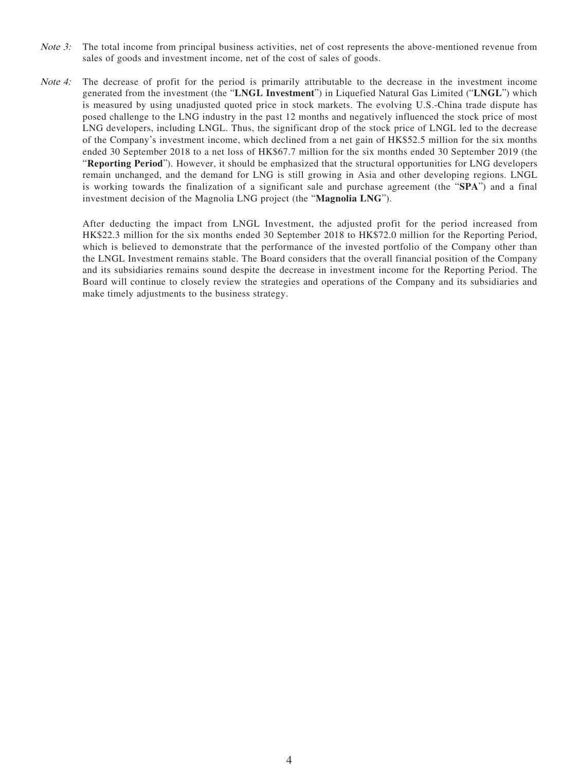*Note 3:* The total income from principal business activities, net of cost represents the above-mentioned revenue from sales of goods and investment income, net of the cost of sales of goods.

*Note 4:* The decrease of profit for the period is primarily attributable to the decrease in the investment income generated from the investment (the "**LNGL Investment**") in Liquefied Natural Gas Limited ("**LNGL**") which is measured by using unadjusted quoted price in stock markets. The evolving U.S.-China trade dispute has posed challenge to the LNG industry in the past 12 months and negatively influenced the stock price of most LNG developers, including LNGL. Thus, the significant drop of the stock price of LNGL led to the decrease of the Company's investment income, which declined from a net gain of HK$52.5 million for the six months ended 30 September 2018 to a net loss of HK$67.7 million for the six months ended 30 September 2019 (the "**Reporting Period**"). However, it should be emphasized that the structural opportunities for LNG developers remain unchanged, and the demand for LNG is still growing in Asia and other developing regions. LNGL is working towards the finalization of a significant sale and purchase agreement (the "**SPA**") and a final investment decision of the Magnolia LNG project (the "**Magnolia LNG**").

After deducting the impact from LNGL Investment, the adjusted profit for the period increased from HK$22.3 million for the six months ended 30 September 2018 to HK$72.0 million for the Reporting Period, which is believed to demonstrate that the performance of the invested portfolio of the Company other than the LNGL Investment remains stable. The Board considers that the overall financial position of the Company and its subsidiaries remains sound despite the decrease in investment income for the Reporting Period. The Board will continue to closely review the strategies and operations of the Company and its subsidiaries and make timely adjustments to the business strategy.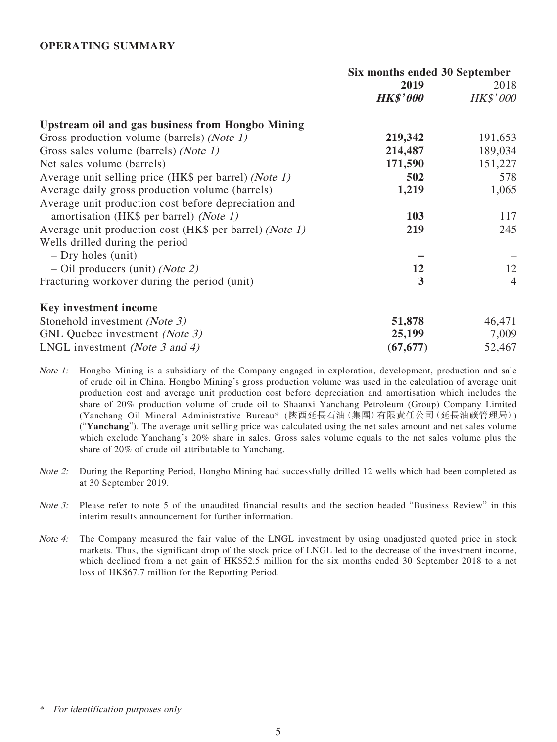## OPERATING SUMMARY

| | Six months ended 30 September | |
|---|---|---|
| | **2019** | 2018 |
| | ***HK$'000*** | *HK$'000* |
| **Upstream oil and gas business from Hongbo Mining** | | |
| Gross production volume (barrels) *(Note 1)* | **219,342** | 191,653 |
| Gross sales volume (barrels) *(Note 1)* | **214,487** | 189,034 |
| Net sales volume (barrels) | **171,590** | 151,227 |
| Average unit selling price (HK$ per barrel) *(Note 1)* | **502** | 578 |
| Average daily gross production volume (barrels) | **1,219** | 1,065 |
| Average unit production cost before depreciation and amortisation (HK$ per barrel) *(Note 1)* | **103** | 117 |
| Average unit production cost (HK$ per barrel) *(Note 1)* | **219** | 245 |
| Wells drilled during the period | | |
| – Dry holes (unit) | **–** | – |
| – Oil producers (unit) *(Note 2)* | **12** | 12 |
| Fracturing workover during the period (unit) | **3** | 4 |
| **Key investment income** | | |
| Stonehold investment *(Note 3)* | **51,878** | 46,471 |
| GNL Quebec investment *(Note 3)* | **25,199** | 7,009 |
| LNGL investment *(Note 3 and 4)* | **(67,677)** | 52,467 |

*Note 1:* Hongbo Mining is a subsidiary of the Company engaged in exploration, development, production and sale of crude oil in China. Hongbo Mining's gross production volume was used in the calculation of average unit production cost and average unit production cost before depreciation and amortisation which includes the share of 20% production volume of crude oil to Shaanxi Yanchang Petroleum (Group) Company Limited (Yanchang Oil Mineral Administrative Bureau* (陝西延長石油（集團）有限責任公司（延長油礦管理局）) ("**Yanchang**"). The average unit selling price was calculated using the net sales amount and net sales volume which exclude Yanchang's 20% share in sales. Gross sales volume equals to the net sales volume plus the share of 20% of crude oil attributable to Yanchang.

*Note 2:* During the Reporting Period, Hongbo Mining had successfully drilled 12 wells which had been completed as at 30 September 2019.

*Note 3:* Please refer to note 5 of the unaudited financial results and the section headed "Business Review" in this interim results announcement for further information.

*Note 4:* The Company measured the fair value of the LNGL investment by using unadjusted quoted price in stock markets. Thus, the significant drop of the stock price of LNGL led to the decrease of the investment income, which declined from a net gain of HK$52.5 million for the six months ended 30 September 2018 to a net loss of HK$67.7 million for the Reporting Period.

\* *For identification purposes only*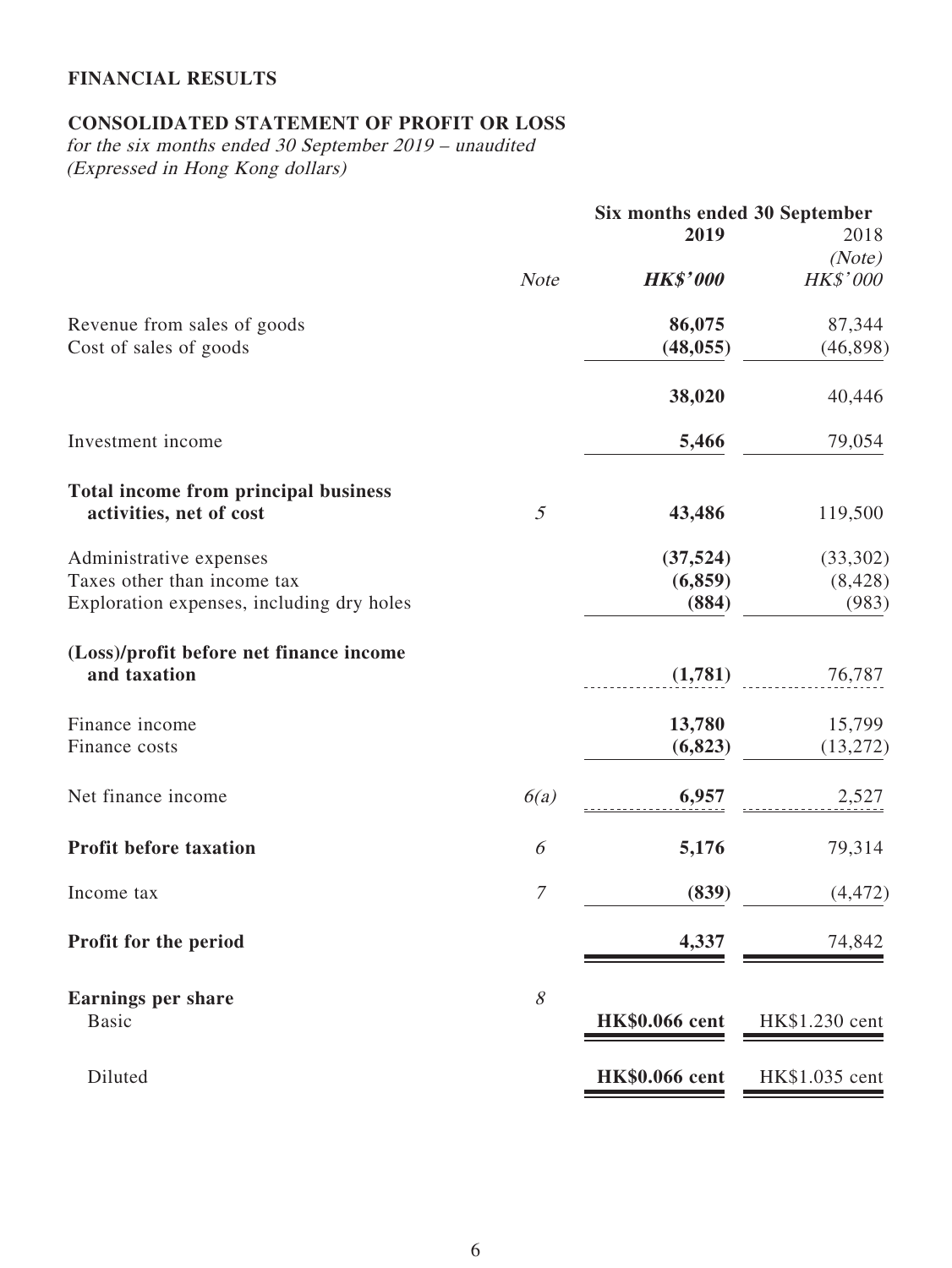# FINANCIAL RESULTS

## CONSOLIDATED STATEMENT OF PROFIT OR LOSS

*for the six months ended 30 September 2019 – unaudited*
*(Expressed in Hong Kong dollars)*

| | Note | Six months ended 30 September 2019 | 2018 |
|---|---|---|---|
| | | | *(Note)* |
| | | ***HK$'000*** | *HK$'000* |
| Revenue from sales of goods | | **86,075** | 87,344 |
| Cost of sales of goods | | **(48,055)** | (46,898) |
| | | **38,020** | 40,446 |
| Investment income | | **5,466** | 79,054 |
| **Total income from principal business activities, net of cost** | *5* | **43,486** | 119,500 |
| Administrative expenses | | **(37,524)** | (33,302) |
| Taxes other than income tax | | **(6,859)** | (8,428) |
| Exploration expenses, including dry holes | | **(884)** | (983) |
| **(Loss)/profit before net finance income and taxation** | | **(1,781)** | 76,787 |
| Finance income | | **13,780** | 15,799 |
| Finance costs | | **(6,823)** | (13,272) |
| Net finance income | *6(a)* | **6,957** | 2,527 |
| **Profit before taxation** | *6* | **5,176** | 79,314 |
| Income tax | *7* | **(839)** | (4,472) |
| **Profit for the period** | | **4,337** | 74,842 |
| **Earnings per share** | *8* | | |
| Basic | | **HK$0.066 cent** | HK$1.230 cent |
| Diluted | | **HK$0.066 cent** | HK$1.035 cent |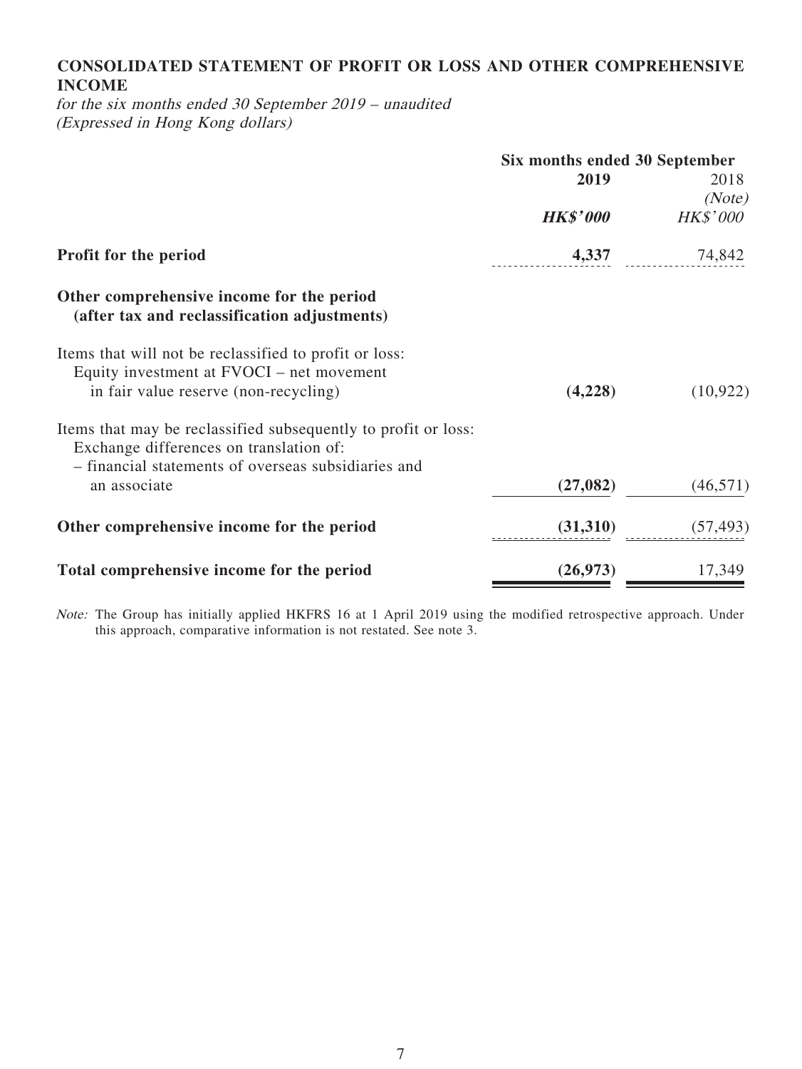## CONSOLIDATED STATEMENT OF PROFIT OR LOSS AND OTHER COMPREHENSIVE INCOME

*for the six months ended 30 September 2019 – unaudited*
*(Expressed in Hong Kong dollars)*

| | Six months ended 30 September | |
|---|---|---|
| | **2019** | 2018 *(Note)* |
| | ***HK$'000*** | *HK$'000* |
| **Profit for the period** | **4,337** | 74,842 |
| **Other comprehensive income for the period (after tax and reclassification adjustments)** | | |
| Items that will not be reclassified to profit or loss: | | |
| Equity investment at FVOCI – net movement in fair value reserve (non-recycling) | **(4,228)** | (10,922) |
| Items that may be reclassified subsequently to profit or loss: | | |
| Exchange differences on translation of: | | |
| – financial statements of overseas subsidiaries and an associate | **(27,082)** | (46,571) |
| **Other comprehensive income for the period** | **(31,310)** | (57,493) |
| **Total comprehensive income for the period** | **(26,973)** | 17,349 |

*Note:* The Group has initially applied HKFRS 16 at 1 April 2019 using the modified retrospective approach. Under this approach, comparative information is not restated. See note 3.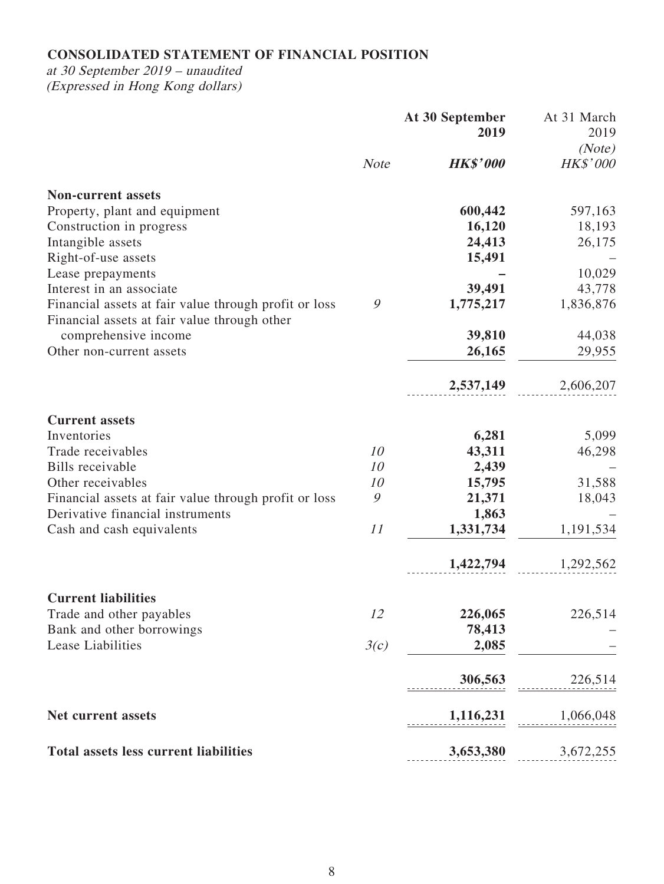**CONSOLIDATED STATEMENT OF FINANCIAL POSITION**

*at 30 September 2019 – unaudited*
*(Expressed in Hong Kong dollars)*

| | Note | At 30 September 2019 | At 31 March 2019 |
|---|---|---|---|
| | | | *(Note)* |
| | | ***HK$'000*** | *HK$'000* |
| **Non-current assets** | | | |
| Property, plant and equipment | | **600,442** | 597,163 |
| Construction in progress | | **16,120** | 18,193 |
| Intangible assets | | **24,413** | 26,175 |
| Right-of-use assets | | **15,491** | – |
| Lease prepayments | | **–** | 10,029 |
| Interest in an associate | | **39,491** | 43,778 |
| Financial assets at fair value through profit or loss | *9* | **1,775,217** | 1,836,876 |
| Financial assets at fair value through other comprehensive income | | **39,810** | 44,038 |
| Other non-current assets | | **26,165** | 29,955 |
| | | **2,537,149** | 2,606,207 |
| **Current assets** | | | |
| Inventories | | **6,281** | 5,099 |
| Trade receivables | *10* | **43,311** | 46,298 |
| Bills receivable | *10* | **2,439** | – |
| Other receivables | *10* | **15,795** | 31,588 |
| Financial assets at fair value through profit or loss | *9* | **21,371** | 18,043 |
| Derivative financial instruments | | **1,863** | – |
| Cash and cash equivalents | *11* | **1,331,734** | 1,191,534 |
| | | **1,422,794** | 1,292,562 |
| **Current liabilities** | | | |
| Trade and other payables | *12* | **226,065** | 226,514 |
| Bank and other borrowings | | **78,413** | – |
| Lease Liabilities | *3(c)* | **2,085** | – |
| | | **306,563** | 226,514 |
| **Net current assets** | | **1,116,231** | 1,066,048 |
| **Total assets less current liabilities** | | **3,653,380** | 3,672,255 |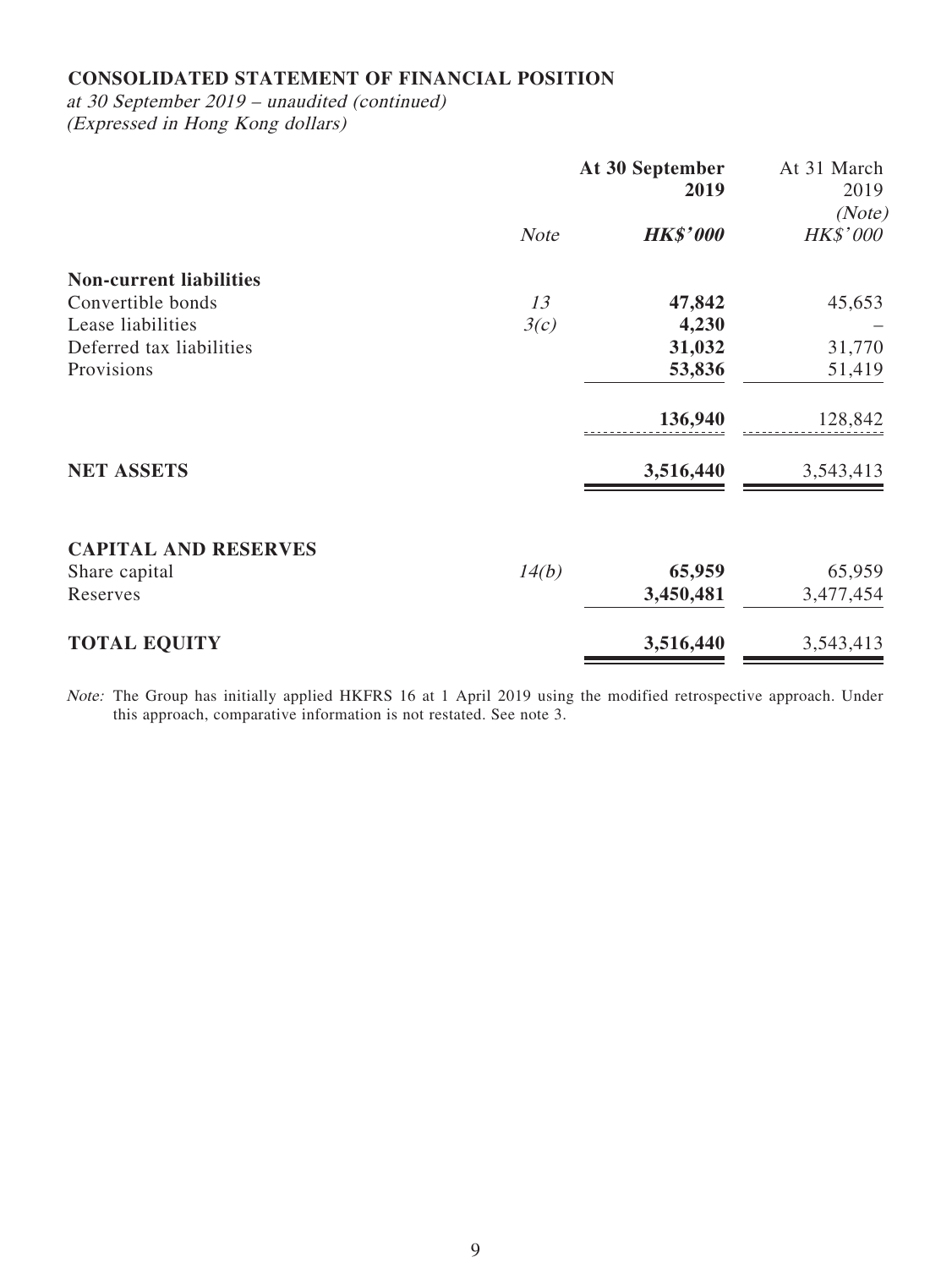**CONSOLIDATED STATEMENT OF FINANCIAL POSITION**

*at 30 September 2019 – unaudited (continued)*
*(Expressed in Hong Kong dollars)*

| | Note | At 30 September 2019 | At 31 March 2019 (Note) |
|---|---|---|---|
| | | ***HK$'000*** | *HK$'000* |
| **Non-current liabilities** | | | |
| Convertible bonds | *13* | **47,842** | 45,653 |
| Lease liabilities | *3(c)* | **4,230** | – |
| Deferred tax liabilities | | **31,032** | 31,770 |
| Provisions | | **53,836** | 51,419 |
| | | **136,940** | 128,842 |
| **NET ASSETS** | | **3,516,440** | 3,543,413 |
| **CAPITAL AND RESERVES** | | | |
| Share capital | *14(b)* | **65,959** | 65,959 |
| Reserves | | **3,450,481** | 3,477,454 |
| **TOTAL EQUITY** | | **3,516,440** | 3,543,413 |

*Note:* The Group has initially applied HKFRS 16 at 1 April 2019 using the modified retrospective approach. Under this approach, comparative information is not restated. See note 3.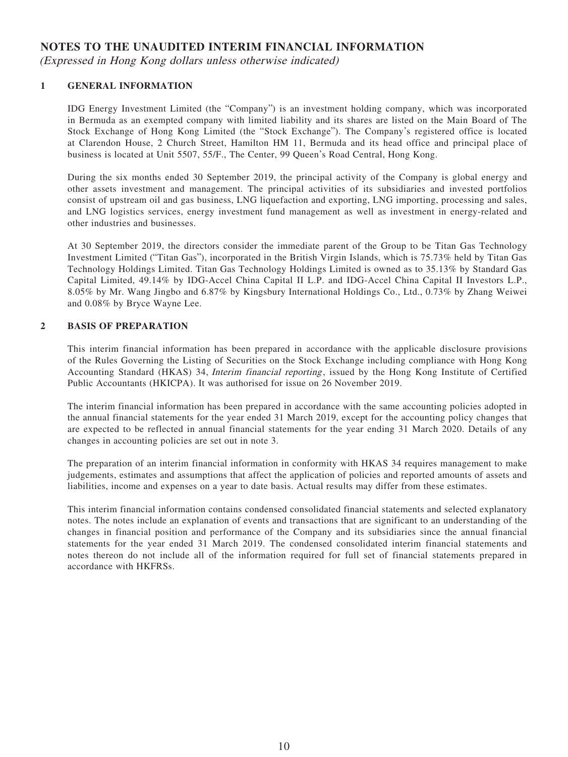# NOTES TO THE UNAUDITED INTERIM FINANCIAL INFORMATION

*(Expressed in Hong Kong dollars unless otherwise indicated)*

## 1 GENERAL INFORMATION

IDG Energy Investment Limited (the "Company") is an investment holding company, which was incorporated in Bermuda as an exempted company with limited liability and its shares are listed on the Main Board of The Stock Exchange of Hong Kong Limited (the "Stock Exchange"). The Company's registered office is located at Clarendon House, 2 Church Street, Hamilton HM 11, Bermuda and its head office and principal place of business is located at Unit 5507, 55/F., The Center, 99 Queen's Road Central, Hong Kong.

During the six months ended 30 September 2019, the principal activity of the Company is global energy and other assets investment and management. The principal activities of its subsidiaries and invested portfolios consist of upstream oil and gas business, LNG liquefaction and exporting, LNG importing, processing and sales, and LNG logistics services, energy investment fund management as well as investment in energy-related and other industries and businesses.

At 30 September 2019, the directors consider the immediate parent of the Group to be Titan Gas Technology Investment Limited ("Titan Gas"), incorporated in the British Virgin Islands, which is 75.73% held by Titan Gas Technology Holdings Limited. Titan Gas Technology Holdings Limited is owned as to 35.13% by Standard Gas Capital Limited, 49.14% by IDG-Accel China Capital II L.P. and IDG-Accel China Capital II Investors L.P., 8.05% by Mr. Wang Jingbo and 6.87% by Kingsbury International Holdings Co., Ltd., 0.73% by Zhang Weiwei and 0.08% by Bryce Wayne Lee.

## 2 BASIS OF PREPARATION

This interim financial information has been prepared in accordance with the applicable disclosure provisions of the Rules Governing the Listing of Securities on the Stock Exchange including compliance with Hong Kong Accounting Standard (HKAS) 34, *Interim financial reporting*, issued by the Hong Kong Institute of Certified Public Accountants (HKICPA). It was authorised for issue on 26 November 2019.

The interim financial information has been prepared in accordance with the same accounting policies adopted in the annual financial statements for the year ended 31 March 2019, except for the accounting policy changes that are expected to be reflected in annual financial statements for the year ending 31 March 2020. Details of any changes in accounting policies are set out in note 3.

The preparation of an interim financial information in conformity with HKAS 34 requires management to make judgements, estimates and assumptions that affect the application of policies and reported amounts of assets and liabilities, income and expenses on a year to date basis. Actual results may differ from these estimates.

This interim financial information contains condensed consolidated financial statements and selected explanatory notes. The notes include an explanation of events and transactions that are significant to an understanding of the changes in financial position and performance of the Company and its subsidiaries since the annual financial statements for the year ended 31 March 2019. The condensed consolidated interim financial statements and notes thereon do not include all of the information required for full set of financial statements prepared in accordance with HKFRSs.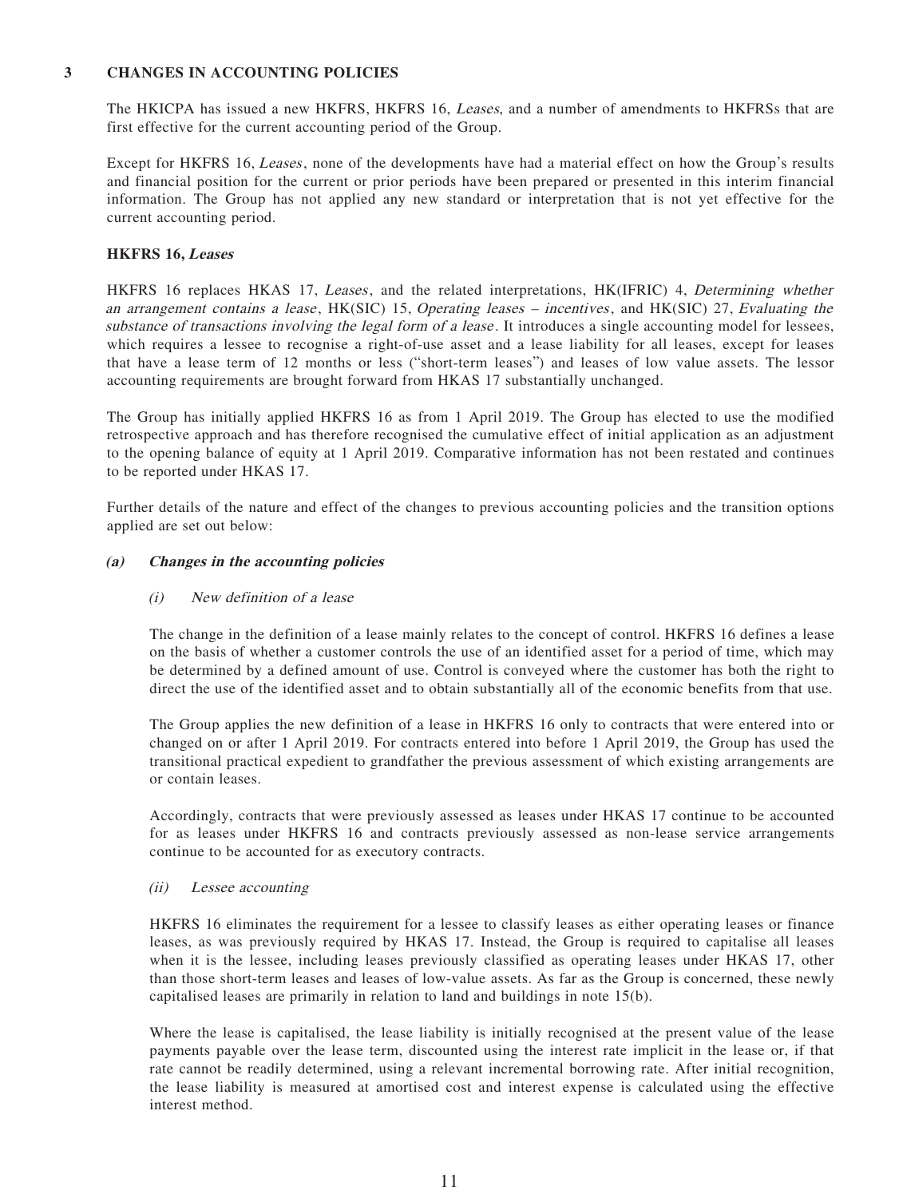## 3 CHANGES IN ACCOUNTING POLICIES

The HKICPA has issued a new HKFRS, HKFRS 16, *Leases*, and a number of amendments to HKFRSs that are first effective for the current accounting period of the Group.

Except for HKFRS 16, *Leases*, none of the developments have had a material effect on how the Group's results and financial position for the current or prior periods have been prepared or presented in this interim financial information. The Group has not applied any new standard or interpretation that is not yet effective for the current accounting period.

### HKFRS 16, *Leases*

HKFRS 16 replaces HKAS 17, *Leases*, and the related interpretations, HK(IFRIC) 4, *Determining whether an arrangement contains a lease*, HK(SIC) 15, *Operating leases – incentives*, and HK(SIC) 27, *Evaluating the substance of transactions involving the legal form of a lease*. It introduces a single accounting model for lessees, which requires a lessee to recognise a right-of-use asset and a lease liability for all leases, except for leases that have a lease term of 12 months or less ("short-term leases") and leases of low value assets. The lessor accounting requirements are brought forward from HKAS 17 substantially unchanged.

The Group has initially applied HKFRS 16 as from 1 April 2019. The Group has elected to use the modified retrospective approach and has therefore recognised the cumulative effect of initial application as an adjustment to the opening balance of equity at 1 April 2019. Comparative information has not been restated and continues to be reported under HKAS 17.

Further details of the nature and effect of the changes to previous accounting policies and the transition options applied are set out below:

#### *(a) Changes in the accounting policies*

*(i) New definition of a lease*

The change in the definition of a lease mainly relates to the concept of control. HKFRS 16 defines a lease on the basis of whether a customer controls the use of an identified asset for a period of time, which may be determined by a defined amount of use. Control is conveyed where the customer has both the right to direct the use of the identified asset and to obtain substantially all of the economic benefits from that use.

The Group applies the new definition of a lease in HKFRS 16 only to contracts that were entered into or changed on or after 1 April 2019. For contracts entered into before 1 April 2019, the Group has used the transitional practical expedient to grandfather the previous assessment of which existing arrangements are or contain leases.

Accordingly, contracts that were previously assessed as leases under HKAS 17 continue to be accounted for as leases under HKFRS 16 and contracts previously assessed as non-lease service arrangements continue to be accounted for as executory contracts.

*(ii) Lessee accounting*

HKFRS 16 eliminates the requirement for a lessee to classify leases as either operating leases or finance leases, as was previously required by HKAS 17. Instead, the Group is required to capitalise all leases when it is the lessee, including leases previously classified as operating leases under HKAS 17, other than those short-term leases and leases of low-value assets. As far as the Group is concerned, these newly capitalised leases are primarily in relation to land and buildings in note 15(b).

Where the lease is capitalised, the lease liability is initially recognised at the present value of the lease payments payable over the lease term, discounted using the interest rate implicit in the lease or, if that rate cannot be readily determined, using a relevant incremental borrowing rate. After initial recognition, the lease liability is measured at amortised cost and interest expense is calculated using the effective interest method.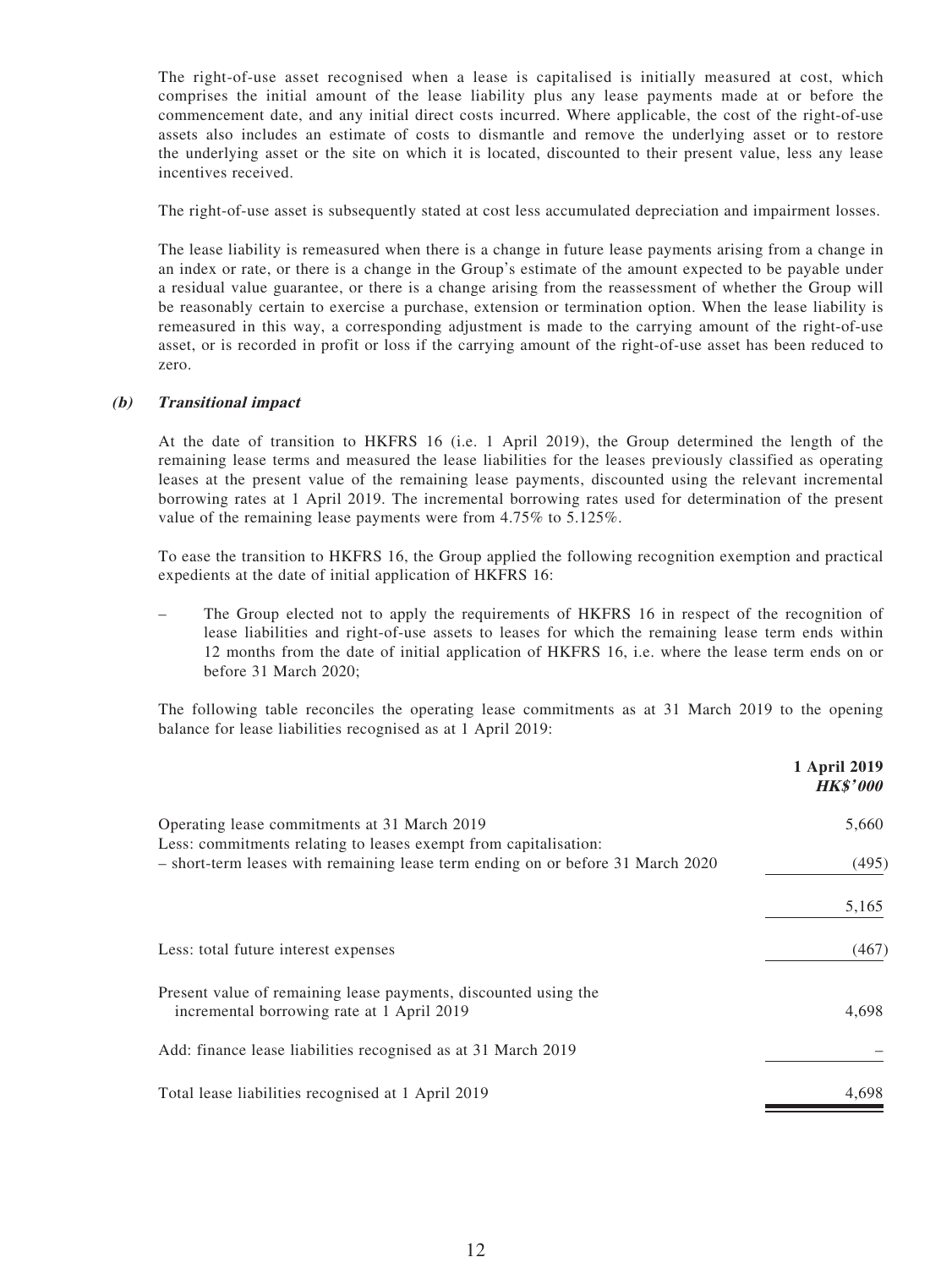The right-of-use asset recognised when a lease is capitalised is initially measured at cost, which comprises the initial amount of the lease liability plus any lease payments made at or before the commencement date, and any initial direct costs incurred. Where applicable, the cost of the right-of-use assets also includes an estimate of costs to dismantle and remove the underlying asset or to restore the underlying asset or the site on which it is located, discounted to their present value, less any lease incentives received.

The right-of-use asset is subsequently stated at cost less accumulated depreciation and impairment losses.

The lease liability is remeasured when there is a change in future lease payments arising from a change in an index or rate, or there is a change in the Group's estimate of the amount expected to be payable under a residual value guarantee, or there is a change arising from the reassessment of whether the Group will be reasonably certain to exercise a purchase, extension or termination option. When the lease liability is remeasured in this way, a corresponding adjustment is made to the carrying amount of the right-of-use asset, or is recorded in profit or loss if the carrying amount of the right-of-use asset has been reduced to zero.

**(b) *Transitional impact***

At the date of transition to HKFRS 16 (i.e. 1 April 2019), the Group determined the length of the remaining lease terms and measured the lease liabilities for the leases previously classified as operating leases at the present value of the remaining lease payments, discounted using the relevant incremental borrowing rates at 1 April 2019. The incremental borrowing rates used for determination of the present value of the remaining lease payments were from 4.75% to 5.125%.

To ease the transition to HKFRS 16, the Group applied the following recognition exemption and practical expedients at the date of initial application of HKFRS 16:

– The Group elected not to apply the requirements of HKFRS 16 in respect of the recognition of lease liabilities and right-of-use assets to leases for which the remaining lease term ends within 12 months from the date of initial application of HKFRS 16, i.e. where the lease term ends on or before 31 March 2020;

The following table reconciles the operating lease commitments as at 31 March 2019 to the opening balance for lease liabilities recognised as at 1 April 2019:

| | **1 April 2019** *HK$'000* |
|---|---|
| Operating lease commitments at 31 March 2019 | 5,660 |
| Less: commitments relating to leases exempt from capitalisation: | |
| – short-term leases with remaining lease term ending on or before 31 March 2020 | (495) |
| | 5,165 |
| Less: total future interest expenses | (467) |
| Present value of remaining lease payments, discounted using the incremental borrowing rate at 1 April 2019 | 4,698 |
| Add: finance lease liabilities recognised as at 31 March 2019 | – |
| Total lease liabilities recognised at 1 April 2019 | 4,698 |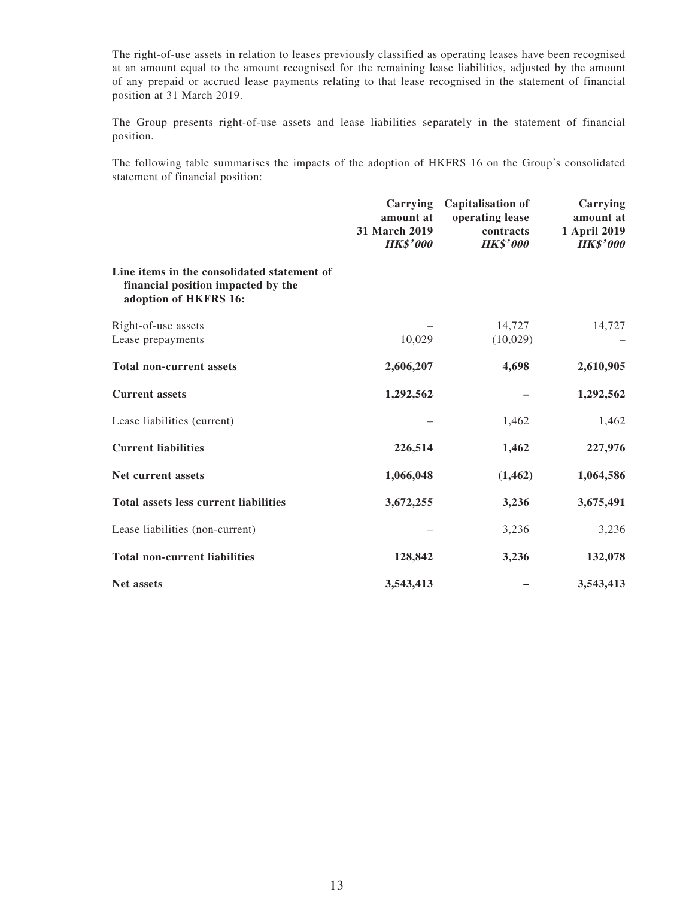The right-of-use assets in relation to leases previously classified as operating leases have been recognised at an amount equal to the amount recognised for the remaining lease liabilities, adjusted by the amount of any prepaid or accrued lease payments relating to that lease recognised in the statement of financial position at 31 March 2019.

The Group presents right-of-use assets and lease liabilities separately in the statement of financial position.

The following table summarises the impacts of the adoption of HKFRS 16 on the Group's consolidated statement of financial position:

| | Carrying amount at 31 March 2019 *HK$'000* | Capitalisation of operating lease contracts *HK$'000* | Carrying amount at 1 April 2019 *HK$'000* |
|---|---|---|---|
| **Line items in the consolidated statement of financial position impacted by the adoption of HKFRS 16:** | | | |
| Right-of-use assets | – | 14,727 | 14,727 |
| Lease prepayments | 10,029 | (10,029) | – |
| **Total non-current assets** | **2,606,207** | **4,698** | **2,610,905** |
| **Current assets** | **1,292,562** | **–** | **1,292,562** |
| Lease liabilities (current) | – | 1,462 | 1,462 |
| **Current liabilities** | **226,514** | **1,462** | **227,976** |
| **Net current assets** | **1,066,048** | **(1,462)** | **1,064,586** |
| **Total assets less current liabilities** | **3,672,255** | **3,236** | **3,675,491** |
| Lease liabilities (non-current) | – | 3,236 | 3,236 |
| **Total non-current liabilities** | **128,842** | **3,236** | **132,078** |
| **Net assets** | **3,543,413** | **–** | **3,543,413** |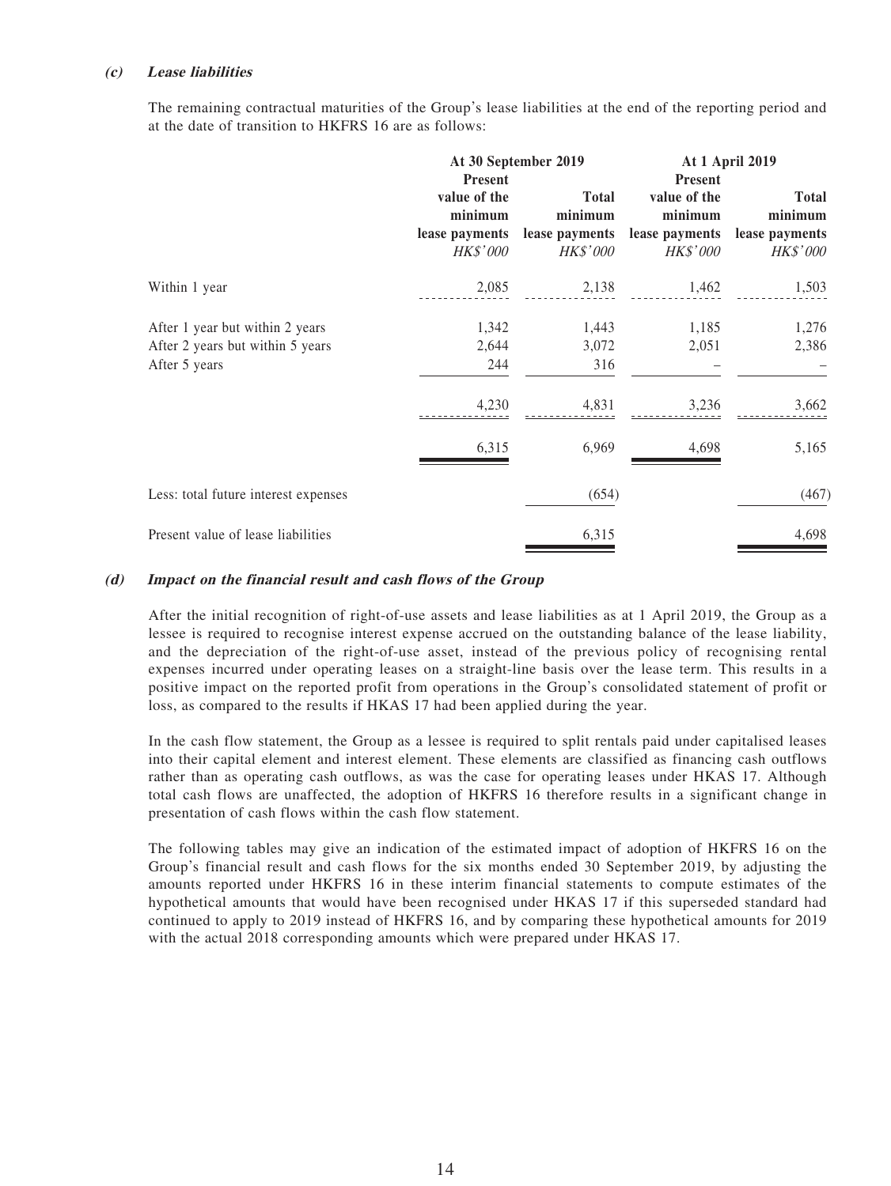#### *(c) Lease liabilities*

The remaining contractual maturities of the Group's lease liabilities at the end of the reporting period and at the date of transition to HKFRS 16 are as follows:

| | At 30 September 2019 | | At 1 April 2019 | |
|---|---|---|---|---|
| | Present value of the minimum lease payments *HK$'000* | Total minimum lease payments *HK$'000* | Present value of the minimum lease payments *HK$'000* | Total minimum lease payments *HK$'000* |
| Within 1 year | 2,085 | 2,138 | 1,462 | 1,503 |
| After 1 year but within 2 years | 1,342 | 1,443 | 1,185 | 1,276 |
| After 2 years but within 5 years | 2,644 | 3,072 | 2,051 | 2,386 |
| After 5 years | 244 | 316 | – | – |
| | 4,230 | 4,831 | 3,236 | 3,662 |
| | 6,315 | 6,969 | 4,698 | 5,165 |
| Less: total future interest expenses | | (654) | | (467) |
| Present value of lease liabilities | | 6,315 | | 4,698 |

#### *(d) Impact on the financial result and cash flows of the Group*

After the initial recognition of right-of-use assets and lease liabilities as at 1 April 2019, the Group as a lessee is required to recognise interest expense accrued on the outstanding balance of the lease liability, and the depreciation of the right-of-use asset, instead of the previous policy of recognising rental expenses incurred under operating leases on a straight-line basis over the lease term. This results in a positive impact on the reported profit from operations in the Group's consolidated statement of profit or loss, as compared to the results if HKAS 17 had been applied during the year.

In the cash flow statement, the Group as a lessee is required to split rentals paid under capitalised leases into their capital element and interest element. These elements are classified as financing cash outflows rather than as operating cash outflows, as was the case for operating leases under HKAS 17. Although total cash flows are unaffected, the adoption of HKFRS 16 therefore results in a significant change in presentation of cash flows within the cash flow statement.

The following tables may give an indication of the estimated impact of adoption of HKFRS 16 on the Group's financial result and cash flows for the six months ended 30 September 2019, by adjusting the amounts reported under HKFRS 16 in these interim financial statements to compute estimates of the hypothetical amounts that would have been recognised under HKAS 17 if this superseded standard had continued to apply to 2019 instead of HKFRS 16, and by comparing these hypothetical amounts for 2019 with the actual 2018 corresponding amounts which were prepared under HKAS 17.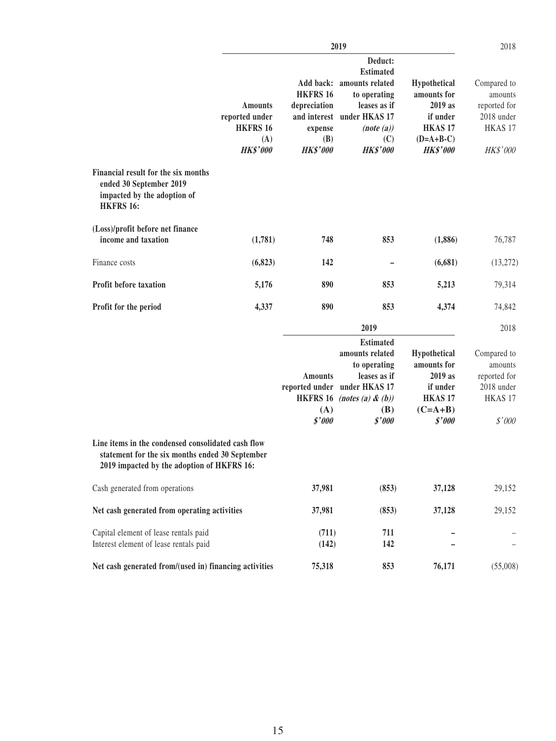| | 2019 | | | | 2018 |
|---|---|---|---|---|---|
| | **Amounts reported under HKFRS 16 (A)** | **Add back: HKFRS 16 depreciation and interest expense (B)** | **Deduct: Estimated amounts related to operating leases as if under HKAS 17 *(note (a))* (C)** | **Hypothetical amounts for 2019 as if under HKAS 17 (D=A+B-C)** | Compared to amounts reported for 2018 under HKAS 17 |
| | ***HK$'000*** | ***HK$'000*** | ***HK$'000*** | ***HK$'000*** | *HK$'000* |
| **Financial result for the six months ended 30 September 2019 impacted by the adoption of HKFRS 16:** | | | | | |
| **(Loss)/profit before net finance income and taxation** | **(1,781)** | **748** | **853** | **(1,886)** | 76,787 |
| Finance costs | **(6,823)** | **142** | **–** | **(6,681)** | (13,272) |
| **Profit before taxation** | **5,176** | **890** | **853** | **5,213** | 79,314 |
| **Profit for the period** | **4,337** | **890** | **853** | **4,374** | 74,842 |

| | 2019 | | | 2018 |
|---|---|---|---|---|
| | **Amounts reported under HKFRS 16 (A)** | **Estimated amounts related to operating leases as if under HKAS 17 *(notes (a) & (b))* (B)** | **Hypothetical amounts for 2019 as if under HKAS 17 (C=A+B)** | Compared to amounts reported for 2018 under HKAS 17 |
| | ***$'000*** | ***$'000*** | ***$'000*** | *$'000* |
| **Line items in the condensed consolidated cash flow statement for the six months ended 30 September 2019 impacted by the adoption of HKFRS 16:** | | | | |
| Cash generated from operations | **37,981** | **(853)** | **37,128** | 29,152 |
| **Net cash generated from operating activities** | **37,981** | **(853)** | **37,128** | 29,152 |
| Capital element of lease rentals paid | **(711)** | **711** | **–** | – |
| Interest element of lease rentals paid | **(142)** | **142** | **–** | – |
| **Net cash generated from/(used in) financing activities** | **75,318** | **853** | **76,171** | (55,008) |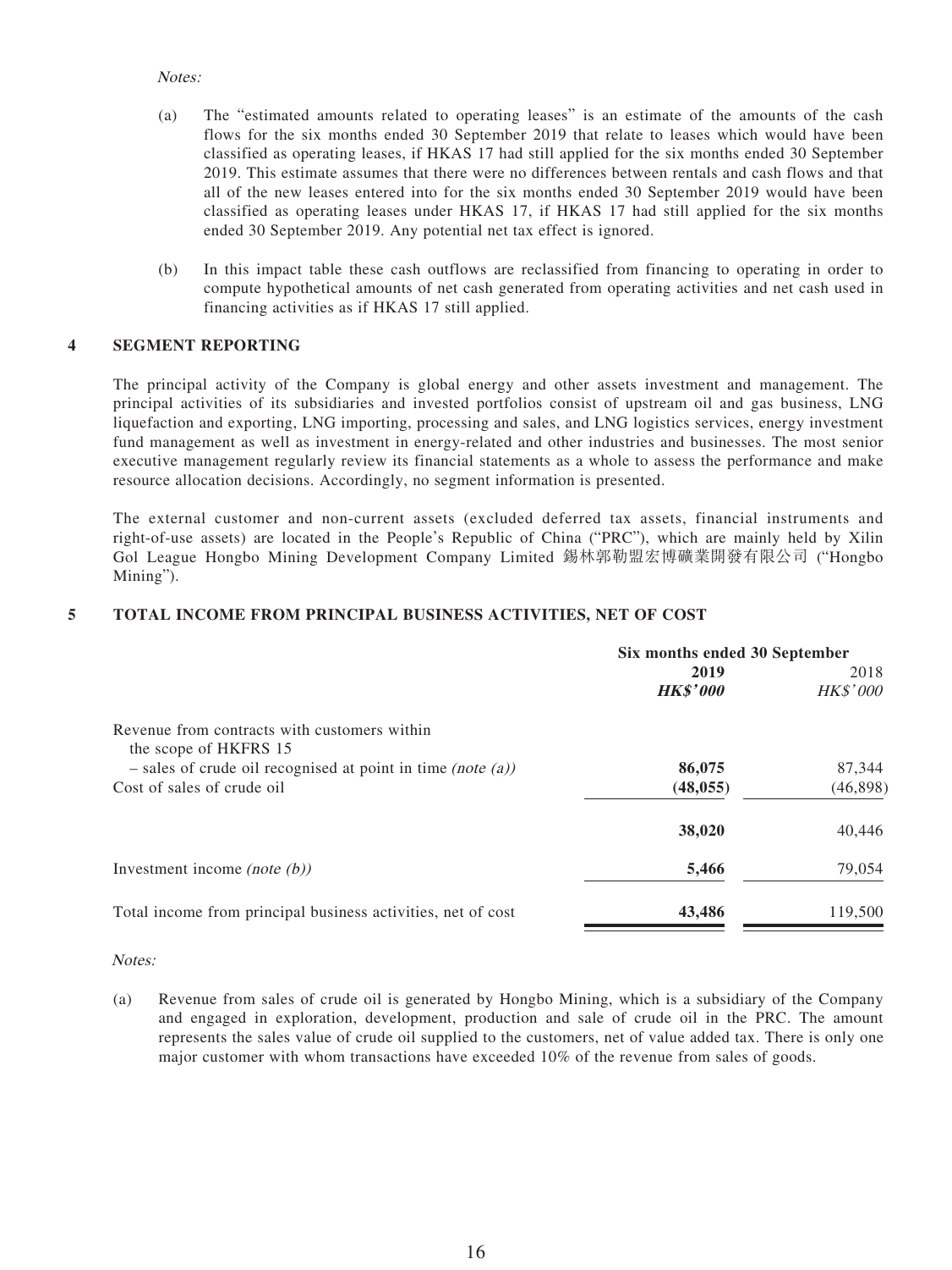*Notes:*

(a) The "estimated amounts related to operating leases" is an estimate of the amounts of the cash flows for the six months ended 30 September 2019 that relate to leases which would have been classified as operating leases, if HKAS 17 had still applied for the six months ended 30 September 2019. This estimate assumes that there were no differences between rentals and cash flows and that all of the new leases entered into for the six months ended 30 September 2019 would have been classified as operating leases under HKAS 17, if HKAS 17 had still applied for the six months ended 30 September 2019. Any potential net tax effect is ignored.

(b) In this impact table these cash outflows are reclassified from financing to operating in order to compute hypothetical amounts of net cash generated from operating activities and net cash used in financing activities as if HKAS 17 still applied.

## 4 SEGMENT REPORTING

The principal activity of the Company is global energy and other assets investment and management. The principal activities of its subsidiaries and invested portfolios consist of upstream oil and gas business, LNG liquefaction and exporting, LNG importing, processing and sales, and LNG logistics services, energy investment fund management as well as investment in energy-related and other industries and businesses. The most senior executive management regularly review its financial statements as a whole to assess the performance and make resource allocation decisions. Accordingly, no segment information is presented.

The external customer and non-current assets (excluded deferred tax assets, financial instruments and right-of-use assets) are located in the People's Republic of China ("PRC"), which are mainly held by Xilin Gol League Hongbo Mining Development Company Limited 錫林郭勒盟宏博礦業開發有限公司 ("Hongbo Mining").

## 5 TOTAL INCOME FROM PRINCIPAL BUSINESS ACTIVITIES, NET OF COST

| | Six months ended 30 September | |
|---|---|---|
| | **2019** | 2018 |
| | ***HK$'000*** | *HK$'000* |
| Revenue from contracts with customers within the scope of HKFRS 15 | | |
| – sales of crude oil recognised at point in time *(note (a))* | **86,075** | 87,344 |
| Cost of sales of crude oil | **(48,055)** | (46,898) |
| | **38,020** | 40,446 |
| Investment income *(note (b))* | **5,466** | 79,054 |
| Total income from principal business activities, net of cost | **43,486** | 119,500 |

*Notes:*

(a) Revenue from sales of crude oil is generated by Hongbo Mining, which is a subsidiary of the Company and engaged in exploration, development, production and sale of crude oil in the PRC. The amount represents the sales value of crude oil supplied to the customers, net of value added tax. There is only one major customer with whom transactions have exceeded 10% of the revenue from sales of goods.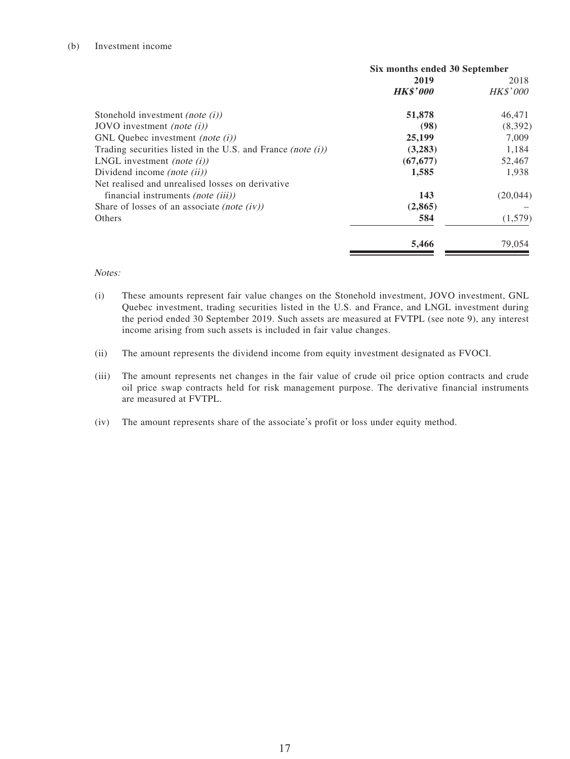(b) Investment income

| | Six months ended 30 September | |
|---|---|---|
| | **2019** | 2018 |
| | ***HK$'000*** | *HK$'000* |
| Stonehold investment *(note (i))* | **51,878** | 46,471 |
| JOVO investment *(note (i))* | **(98)** | (8,392) |
| GNL Quebec investment *(note (i))* | **25,199** | 7,009 |
| Trading securities listed in the U.S. and France *(note (i))* | **(3,283)** | 1,184 |
| LNGL investment *(note (i))* | **(67,677)** | 52,467 |
| Dividend income *(note (ii))* | **1,585** | 1,938 |
| Net realised and unrealised losses on derivative financial instruments *(note (iii))* | **143** | (20,044) |
| Share of losses of an associate *(note (iv))* | **(2,865)** | – |
| Others | **584** | (1,579) |
| | **5,466** | 79,054 |

*Notes:*

(i) These amounts represent fair value changes on the Stonehold investment, JOVO investment, GNL Quebec investment, trading securities listed in the U.S. and France, and LNGL investment during the period ended 30 September 2019. Such assets are measured at FVTPL (see note 9), any interest income arising from such assets is included in fair value changes.

(ii) The amount represents the dividend income from equity investment designated as FVOCI.

(iii) The amount represents net changes in the fair value of crude oil price option contracts and crude oil price swap contracts held for risk management purpose. The derivative financial instruments are measured at FVTPL.

(iv) The amount represents share of the associate's profit or loss under equity method.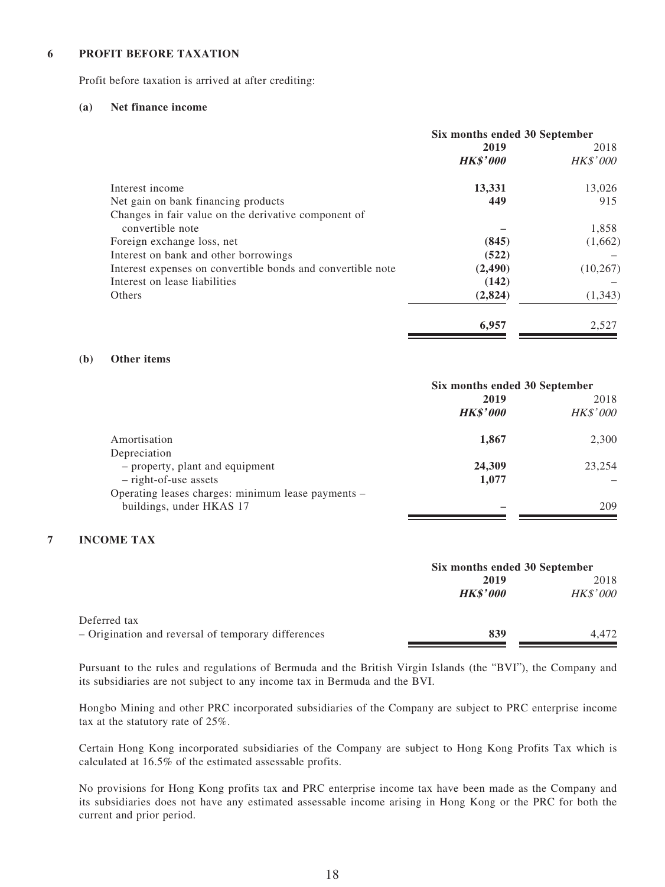## 6 PROFIT BEFORE TAXATION

Profit before taxation is arrived at after crediting:

### (a) Net finance income

| | Six months ended 30 September | |
|---|---|---|
| | **2019** | 2018 |
| | ***HK$'000*** | *HK$'000* |
| Interest income | **13,331** | 13,026 |
| Net gain on bank financing products | **449** | 915 |
| Changes in fair value on the derivative component of convertible note | **–** | 1,858 |
| Foreign exchange loss, net | **(845)** | (1,662) |
| Interest on bank and other borrowings | **(522)** | – |
| Interest expenses on convertible bonds and convertible note | **(2,490)** | (10,267) |
| Interest on lease liabilities | **(142)** | – |
| Others | **(2,824)** | (1,343) |
| | **6,957** | 2,527 |

### (b) Other items

| | Six months ended 30 September | |
|---|---|---|
| | **2019** | 2018 |
| | ***HK$'000*** | *HK$'000* |
| Amortisation | **1,867** | 2,300 |
| Depreciation | | |
| – property, plant and equipment | **24,309** | 23,254 |
| – right-of-use assets | **1,077** | – |
| Operating leases charges: minimum lease payments – buildings, under HKAS 17 | **–** | 209 |

## 7 INCOME TAX

| | Six months ended 30 September | |
|---|---|---|
| | **2019** | 2018 |
| | ***HK$'000*** | *HK$'000* |
| Deferred tax | | |
| – Origination and reversal of temporary differences | **839** | 4,472 |

Pursuant to the rules and regulations of Bermuda and the British Virgin Islands (the "BVI"), the Company and its subsidiaries are not subject to any income tax in Bermuda and the BVI.

Hongbo Mining and other PRC incorporated subsidiaries of the Company are subject to PRC enterprise income tax at the statutory rate of 25%.

Certain Hong Kong incorporated subsidiaries of the Company are subject to Hong Kong Profits Tax which is calculated at 16.5% of the estimated assessable profits.

No provisions for Hong Kong profits tax and PRC enterprise income tax have been made as the Company and its subsidiaries does not have any estimated assessable income arising in Hong Kong or the PRC for both the current and prior period.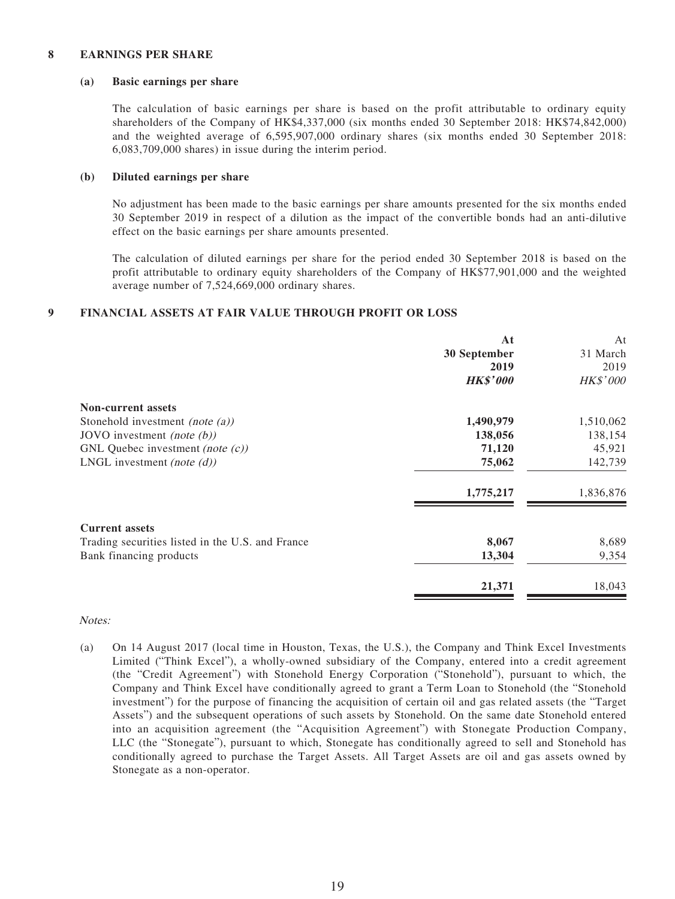## 8 EARNINGS PER SHARE

### (a) Basic earnings per share

The calculation of basic earnings per share is based on the profit attributable to ordinary equity shareholders of the Company of HK$4,337,000 (six months ended 30 September 2018: HK$74,842,000) and the weighted average of 6,595,907,000 ordinary shares (six months ended 30 September 2018: 6,083,709,000 shares) in issue during the interim period.

### (b) Diluted earnings per share

No adjustment has been made to the basic earnings per share amounts presented for the six months ended 30 September 2019 in respect of a dilution as the impact of the convertible bonds had an anti-dilutive effect on the basic earnings per share amounts presented.

The calculation of diluted earnings per share for the period ended 30 September 2018 is based on the profit attributable to ordinary equity shareholders of the Company of HK$77,901,000 and the weighted average number of 7,524,669,000 ordinary shares.

## 9 FINANCIAL ASSETS AT FAIR VALUE THROUGH PROFIT OR LOSS

| | **At 30 September 2019** | At 31 March 2019 |
|---|---|---|
| | ***HK$'000*** | *HK$'000* |
| **Non-current assets** | | |
| Stonehold investment *(note (a))* | **1,490,979** | 1,510,062 |
| JOVO investment *(note (b))* | **138,056** | 138,154 |
| GNL Quebec investment *(note (c))* | **71,120** | 45,921 |
| LNGL investment *(note (d))* | **75,062** | 142,739 |
| | **1,775,217** | 1,836,876 |
| **Current assets** | | |
| Trading securities listed in the U.S. and France | **8,067** | 8,689 |
| Bank financing products | **13,304** | 9,354 |
| | **21,371** | 18,043 |

*Notes:*

(a) On 14 August 2017 (local time in Houston, Texas, the U.S.), the Company and Think Excel Investments Limited ("Think Excel"), a wholly-owned subsidiary of the Company, entered into a credit agreement (the "Credit Agreement") with Stonehold Energy Corporation ("Stonehold"), pursuant to which, the Company and Think Excel have conditionally agreed to grant a Term Loan to Stonehold (the "Stonehold investment") for the purpose of financing the acquisition of certain oil and gas related assets (the "Target Assets") and the subsequent operations of such assets by Stonehold. On the same date Stonehold entered into an acquisition agreement (the "Acquisition Agreement") with Stonegate Production Company, LLC (the "Stonegate"), pursuant to which, Stonegate has conditionally agreed to sell and Stonehold has conditionally agreed to purchase the Target Assets. All Target Assets are oil and gas assets owned by Stonegate as a non-operator.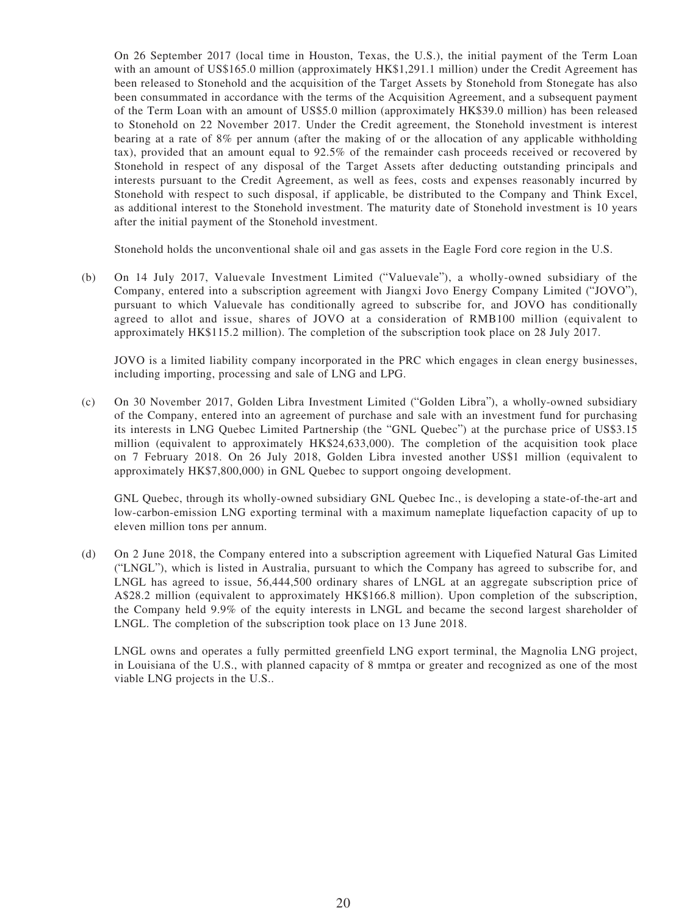On 26 September 2017 (local time in Houston, Texas, the U.S.), the initial payment of the Term Loan with an amount of US$165.0 million (approximately HK$1,291.1 million) under the Credit Agreement has been released to Stonehold and the acquisition of the Target Assets by Stonehold from Stonegate has also been consummated in accordance with the terms of the Acquisition Agreement, and a subsequent payment of the Term Loan with an amount of US$5.0 million (approximately HK$39.0 million) has been released to Stonehold on 22 November 2017. Under the Credit agreement, the Stonehold investment is interest bearing at a rate of 8% per annum (after the making of or the allocation of any applicable withholding tax), provided that an amount equal to 92.5% of the remainder cash proceeds received or recovered by Stonehold in respect of any disposal of the Target Assets after deducting outstanding principals and interests pursuant to the Credit Agreement, as well as fees, costs and expenses reasonably incurred by Stonehold with respect to such disposal, if applicable, be distributed to the Company and Think Excel, as additional interest to the Stonehold investment. The maturity date of Stonehold investment is 10 years after the initial payment of the Stonehold investment.

Stonehold holds the unconventional shale oil and gas assets in the Eagle Ford core region in the U.S.

(b) On 14 July 2017, Valuevale Investment Limited ("Valuevale"), a wholly-owned subsidiary of the Company, entered into a subscription agreement with Jiangxi Jovo Energy Company Limited ("JOVO"), pursuant to which Valuevale has conditionally agreed to subscribe for, and JOVO has conditionally agreed to allot and issue, shares of JOVO at a consideration of RMB100 million (equivalent to approximately HK$115.2 million). The completion of the subscription took place on 28 July 2017.

JOVO is a limited liability company incorporated in the PRC which engages in clean energy businesses, including importing, processing and sale of LNG and LPG.

(c) On 30 November 2017, Golden Libra Investment Limited ("Golden Libra"), a wholly-owned subsidiary of the Company, entered into an agreement of purchase and sale with an investment fund for purchasing its interests in LNG Quebec Limited Partnership (the "GNL Quebec") at the purchase price of US$3.15 million (equivalent to approximately HK$24,633,000). The completion of the acquisition took place on 7 February 2018. On 26 July 2018, Golden Libra invested another US$1 million (equivalent to approximately HK$7,800,000) in GNL Quebec to support ongoing development.

GNL Quebec, through its wholly-owned subsidiary GNL Quebec Inc., is developing a state-of-the-art and low-carbon-emission LNG exporting terminal with a maximum nameplate liquefaction capacity of up to eleven million tons per annum.

(d) On 2 June 2018, the Company entered into a subscription agreement with Liquefied Natural Gas Limited ("LNGL"), which is listed in Australia, pursuant to which the Company has agreed to subscribe for, and LNGL has agreed to issue, 56,444,500 ordinary shares of LNGL at an aggregate subscription price of A$28.2 million (equivalent to approximately HK$166.8 million). Upon completion of the subscription, the Company held 9.9% of the equity interests in LNGL and became the second largest shareholder of LNGL. The completion of the subscription took place on 13 June 2018.

LNGL owns and operates a fully permitted greenfield LNG export terminal, the Magnolia LNG project, in Louisiana of the U.S., with planned capacity of 8 mmtpa or greater and recognized as one of the most viable LNG projects in the U.S..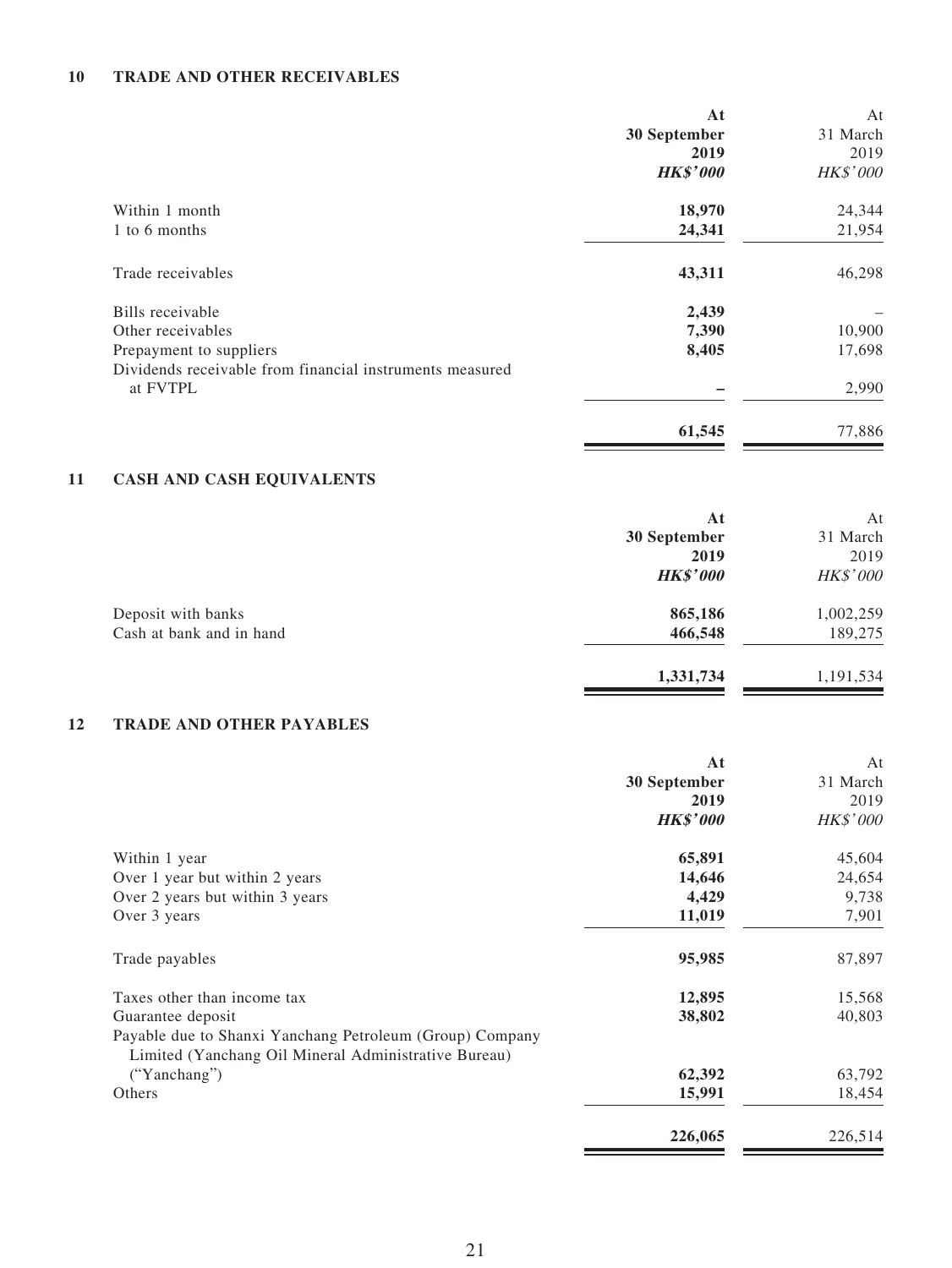## 10 TRADE AND OTHER RECEIVABLES

| | **At 30 September 2019** | At 31 March 2019 |
|---|---|---|
| | ***HK$'000*** | *HK$'000* |
| Within 1 month | **18,970** | 24,344 |
| 1 to 6 months | **24,341** | 21,954 |
| Trade receivables | **43,311** | 46,298 |
| Bills receivable | **2,439** | – |
| Other receivables | **7,390** | 10,900 |
| Prepayment to suppliers | **8,405** | 17,698 |
| Dividends receivable from financial instruments measured at FVTPL | **–** | 2,990 |
| | **61,545** | 77,886 |

## 11 CASH AND CASH EQUIVALENTS

| | **At 30 September 2019** | At 31 March 2019 |
|---|---|---|
| | ***HK$'000*** | *HK$'000* |
| Deposit with banks | **865,186** | 1,002,259 |
| Cash at bank and in hand | **466,548** | 189,275 |
| | **1,331,734** | 1,191,534 |

## 12 TRADE AND OTHER PAYABLES

| | **At 30 September 2019** | At 31 March 2019 |
|---|---|---|
| | ***HK$'000*** | *HK$'000* |
| Within 1 year | **65,891** | 45,604 |
| Over 1 year but within 2 years | **14,646** | 24,654 |
| Over 2 years but within 3 years | **4,429** | 9,738 |
| Over 3 years | **11,019** | 7,901 |
| Trade payables | **95,985** | 87,897 |
| Taxes other than income tax | **12,895** | 15,568 |
| Guarantee deposit | **38,802** | 40,803 |
| Payable due to Shanxi Yanchang Petroleum (Group) Company Limited (Yanchang Oil Mineral Administrative Bureau) ("Yanchang") | **62,392** | 63,792 |
| Others | **15,991** | 18,454 |
| | **226,065** | 226,514 |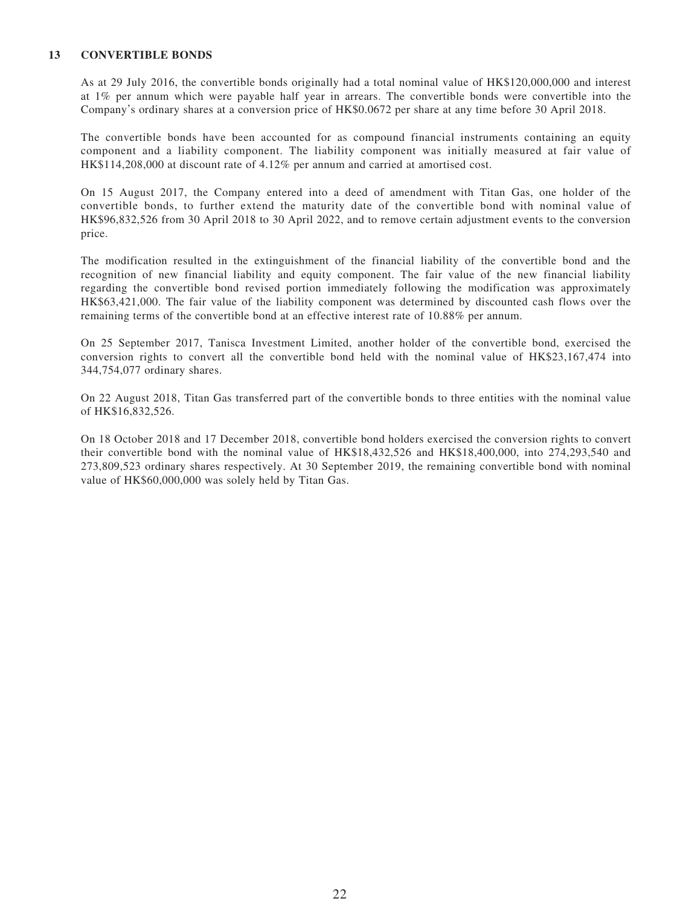## 13 CONVERTIBLE BONDS

As at 29 July 2016, the convertible bonds originally had a total nominal value of HK$120,000,000 and interest at 1% per annum which were payable half year in arrears. The convertible bonds were convertible into the Company's ordinary shares at a conversion price of HK$0.0672 per share at any time before 30 April 2018.

The convertible bonds have been accounted for as compound financial instruments containing an equity component and a liability component. The liability component was initially measured at fair value of HK$114,208,000 at discount rate of 4.12% per annum and carried at amortised cost.

On 15 August 2017, the Company entered into a deed of amendment with Titan Gas, one holder of the convertible bonds, to further extend the maturity date of the convertible bond with nominal value of HK$96,832,526 from 30 April 2018 to 30 April 2022, and to remove certain adjustment events to the conversion price.

The modification resulted in the extinguishment of the financial liability of the convertible bond and the recognition of new financial liability and equity component. The fair value of the new financial liability regarding the convertible bond revised portion immediately following the modification was approximately HK$63,421,000. The fair value of the liability component was determined by discounted cash flows over the remaining terms of the convertible bond at an effective interest rate of 10.88% per annum.

On 25 September 2017, Tanisca Investment Limited, another holder of the convertible bond, exercised the conversion rights to convert all the convertible bond held with the nominal value of HK$23,167,474 into 344,754,077 ordinary shares.

On 22 August 2018, Titan Gas transferred part of the convertible bonds to three entities with the nominal value of HK$16,832,526.

On 18 October 2018 and 17 December 2018, convertible bond holders exercised the conversion rights to convert their convertible bond with the nominal value of HK$18,432,526 and HK$18,400,000, into 274,293,540 and 273,809,523 ordinary shares respectively. At 30 September 2019, the remaining convertible bond with nominal value of HK$60,000,000 was solely held by Titan Gas.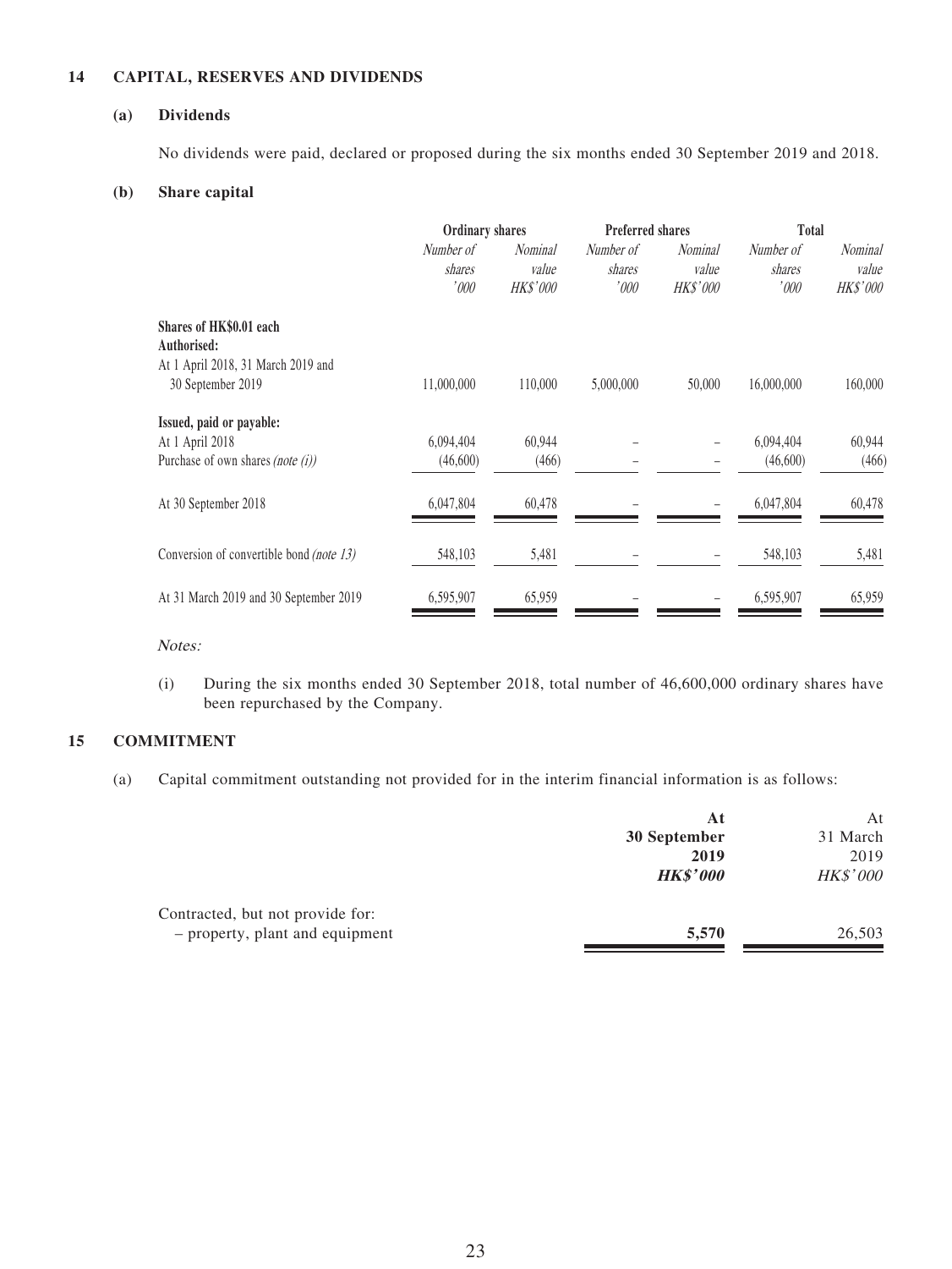## 14 CAPITAL, RESERVES AND DIVIDENDS

### (a) Dividends

No dividends were paid, declared or proposed during the six months ended 30 September 2019 and 2018.

### (b) Share capital

| | Ordinary shares | | Preferred shares | | Total | |
|---|---|---|---|---|---|---|
| | *Number of shares* | *Nominal value* | *Number of shares* | *Nominal value* | *Number of shares* | *Nominal value* |
| | *'000* | *HK$'000* | *'000* | *HK$'000* | *'000* | *HK$'000* |
| **Shares of HK$0.01 each** | | | | | | |
| **Authorised:** | | | | | | |
| At 1 April 2018, 31 March 2019 and 30 September 2019 | 11,000,000 | 110,000 | 5,000,000 | 50,000 | 16,000,000 | 160,000 |
| **Issued, paid or payable:** | | | | | | |
| At 1 April 2018 | 6,094,404 | 60,944 | – | – | 6,094,404 | 60,944 |
| Purchase of own shares *(note (i))* | (46,600) | (466) | – | – | (46,600) | (466) |
| At 30 September 2018 | 6,047,804 | 60,478 | – | – | 6,047,804 | 60,478 |
| Conversion of convertible bond *(note 13)* | 548,103 | 5,481 | – | – | 548,103 | 5,481 |
| At 31 March 2019 and 30 September 2019 | 6,595,907 | 65,959 | – | – | 6,595,907 | 65,959 |

*Notes:*

(i) During the six months ended 30 September 2018, total number of 46,600,000 ordinary shares have been repurchased by the Company.

## 15 COMMITMENT

(a) Capital commitment outstanding not provided for in the interim financial information is as follows:

| | **At 30 September 2019** | At 31 March 2019 |
|---|---|---|
| | ***HK$'000*** | *HK$'000* |
| Contracted, but not provide for: | | |
| – property, plant and equipment | **5,570** | 26,503 |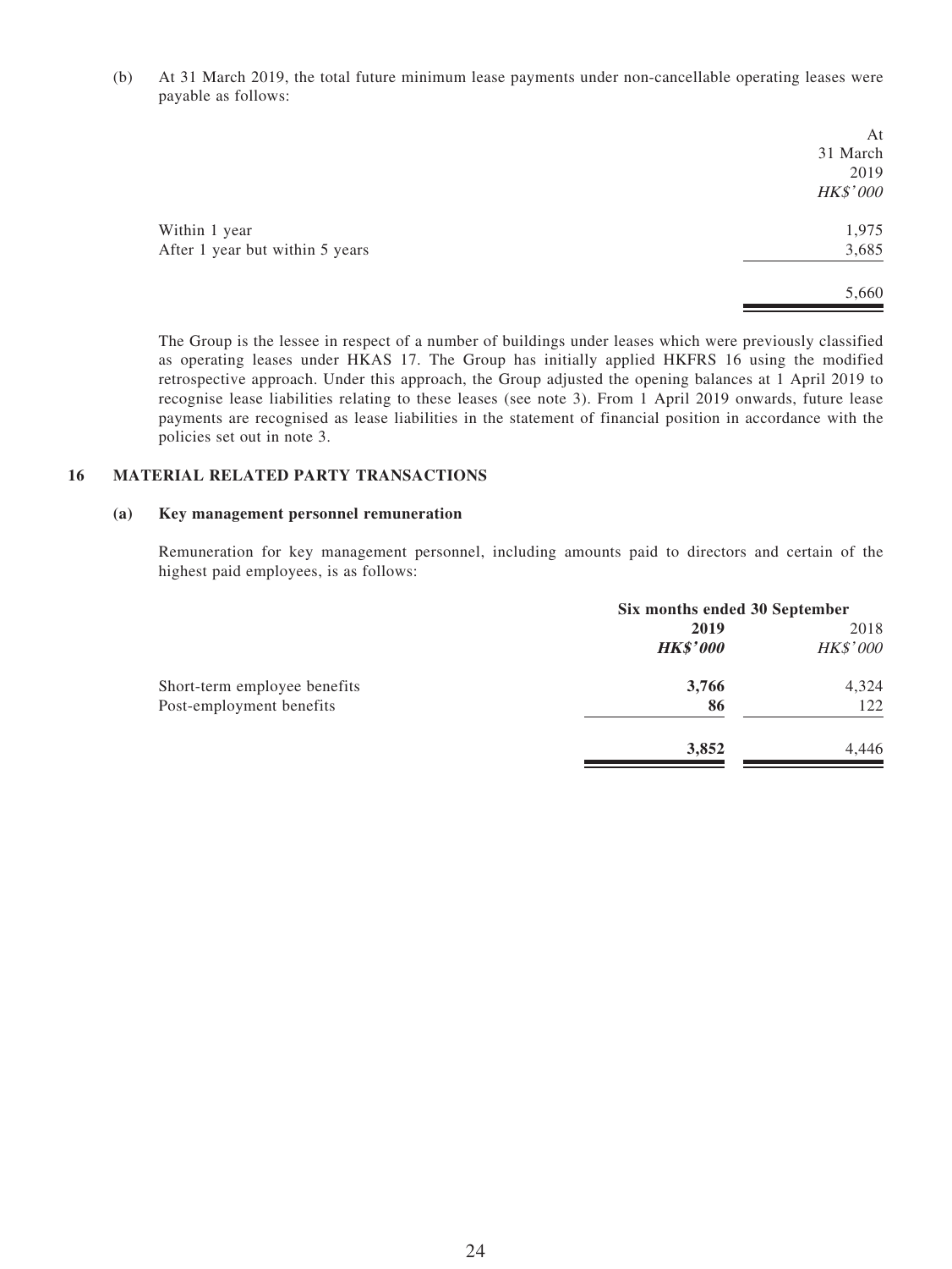(b) At 31 March 2019, the total future minimum lease payments under non-cancellable operating leases were payable as follows:

| | At 31 March 2019 |
|---|---|
| | *HK$'000* |
| Within 1 year | 1,975 |
| After 1 year but within 5 years | 3,685 |
| | 5,660 |

The Group is the lessee in respect of a number of buildings under leases which were previously classified as operating leases under HKAS 17. The Group has initially applied HKFRS 16 using the modified retrospective approach. Under this approach, the Group adjusted the opening balances at 1 April 2019 to recognise lease liabilities relating to these leases (see note 3). From 1 April 2019 onwards, future lease payments are recognised as lease liabilities in the statement of financial position in accordance with the policies set out in note 3.

## 16 MATERIAL RELATED PARTY TRANSACTIONS

### (a) Key management personnel remuneration

Remuneration for key management personnel, including amounts paid to directors and certain of the highest paid employees, is as follows:

| | Six months ended 30 September | |
|---|---|---|
| | **2019** | 2018 |
| | ***HK$'000*** | *HK$'000* |
| Short-term employee benefits | **3,766** | 4,324 |
| Post-employment benefits | **86** | 122 |
| | **3,852** | 4,446 |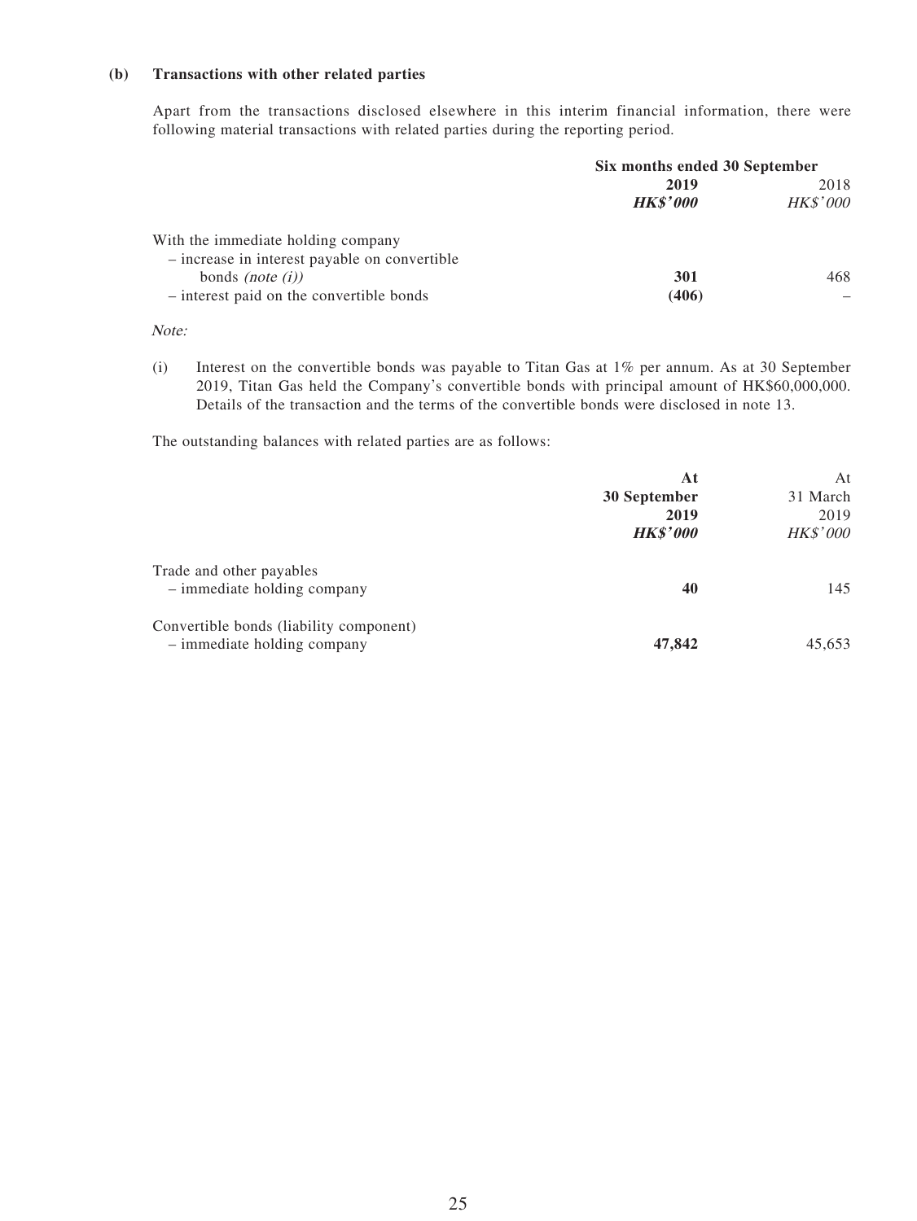### (b) Transactions with other related parties

Apart from the transactions disclosed elsewhere in this interim financial information, there were following material transactions with related parties during the reporting period.

| | Six months ended 30 September | |
|---|---|---|
| | **2019** | 2018 |
| | ***HK$'000*** | *HK$'000* |
| With the immediate holding company | | |
| – increase in interest payable on convertible bonds *(note (i))* | **301** | 468 |
| – interest paid on the convertible bonds | **(406)** | – |

*Note:*

(i) Interest on the convertible bonds was payable to Titan Gas at 1% per annum. As at 30 September 2019, Titan Gas held the Company's convertible bonds with principal amount of HK$60,000,000. Details of the transaction and the terms of the convertible bonds were disclosed in note 13.

The outstanding balances with related parties are as follows:

| | **At 30 September 2019** | At 31 March 2019 |
|---|---|---|
| | ***HK$'000*** | *HK$'000* |
| Trade and other payables | | |
| – immediate holding company | **40** | 145 |
| Convertible bonds (liability component) | | |
| – immediate holding company | **47,842** | 45,653 |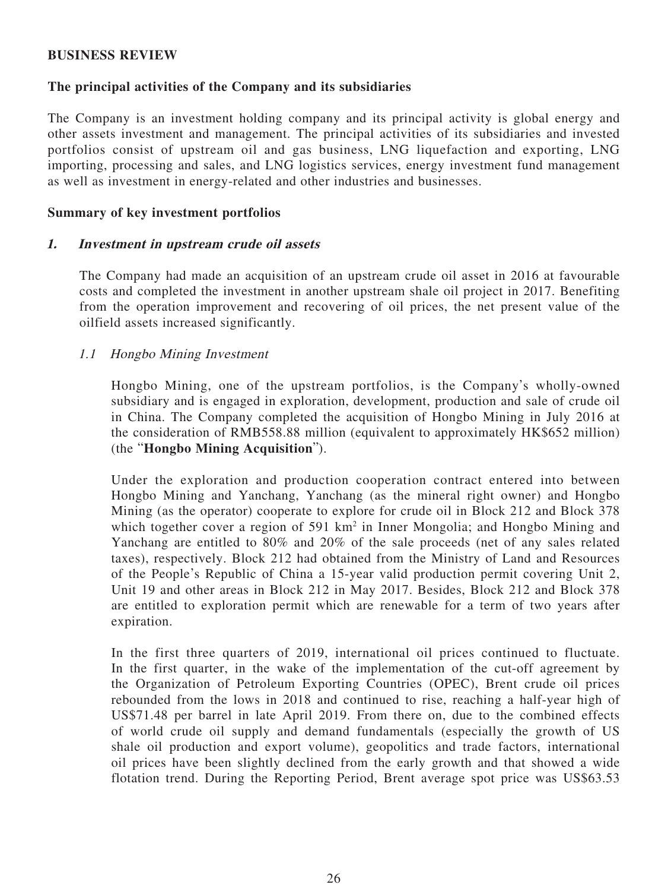**BUSINESS REVIEW**

**The principal activities of the Company and its subsidiaries**

The Company is an investment holding company and its principal activity is global energy and other assets investment and management. The principal activities of its subsidiaries and invested portfolios consist of upstream oil and gas business, LNG liquefaction and exporting, LNG importing, processing and sales, and LNG logistics services, energy investment fund management as well as investment in energy-related and other industries and businesses.

**Summary of key investment portfolios**

***1. Investment in upstream crude oil assets***

The Company had made an acquisition of an upstream crude oil asset in 2016 at favourable costs and completed the investment in another upstream shale oil project in 2017. Benefiting from the operation improvement and recovering of oil prices, the net present value of the oilfield assets increased significantly.

*1.1 Hongbo Mining Investment*

Hongbo Mining, one of the upstream portfolios, is the Company's wholly-owned subsidiary and is engaged in exploration, development, production and sale of crude oil in China. The Company completed the acquisition of Hongbo Mining in July 2016 at the consideration of RMB558.88 million (equivalent to approximately HK$652 million) (the "**Hongbo Mining Acquisition**").

Under the exploration and production cooperation contract entered into between Hongbo Mining and Yanchang, Yanchang (as the mineral right owner) and Hongbo Mining (as the operator) cooperate to explore for crude oil in Block 212 and Block 378 which together cover a region of 591 km$^2$ in Inner Mongolia; and Hongbo Mining and Yanchang are entitled to 80% and 20% of the sale proceeds (net of any sales related taxes), respectively. Block 212 had obtained from the Ministry of Land and Resources of the People's Republic of China a 15-year valid production permit covering Unit 2, Unit 19 and other areas in Block 212 in May 2017. Besides, Block 212 and Block 378 are entitled to exploration permit which are renewable for a term of two years after expiration.

In the first three quarters of 2019, international oil prices continued to fluctuate. In the first quarter, in the wake of the implementation of the cut-off agreement by the Organization of Petroleum Exporting Countries (OPEC), Brent crude oil prices rebounded from the lows in 2018 and continued to rise, reaching a half-year high of US$71.48 per barrel in late April 2019. From there on, due to the combined effects of world crude oil supply and demand fundamentals (especially the growth of US shale oil production and export volume), geopolitics and trade factors, international oil prices have been slightly declined from the early growth and that showed a wide flotation trend. During the Reporting Period, Brent average spot price was US$63.53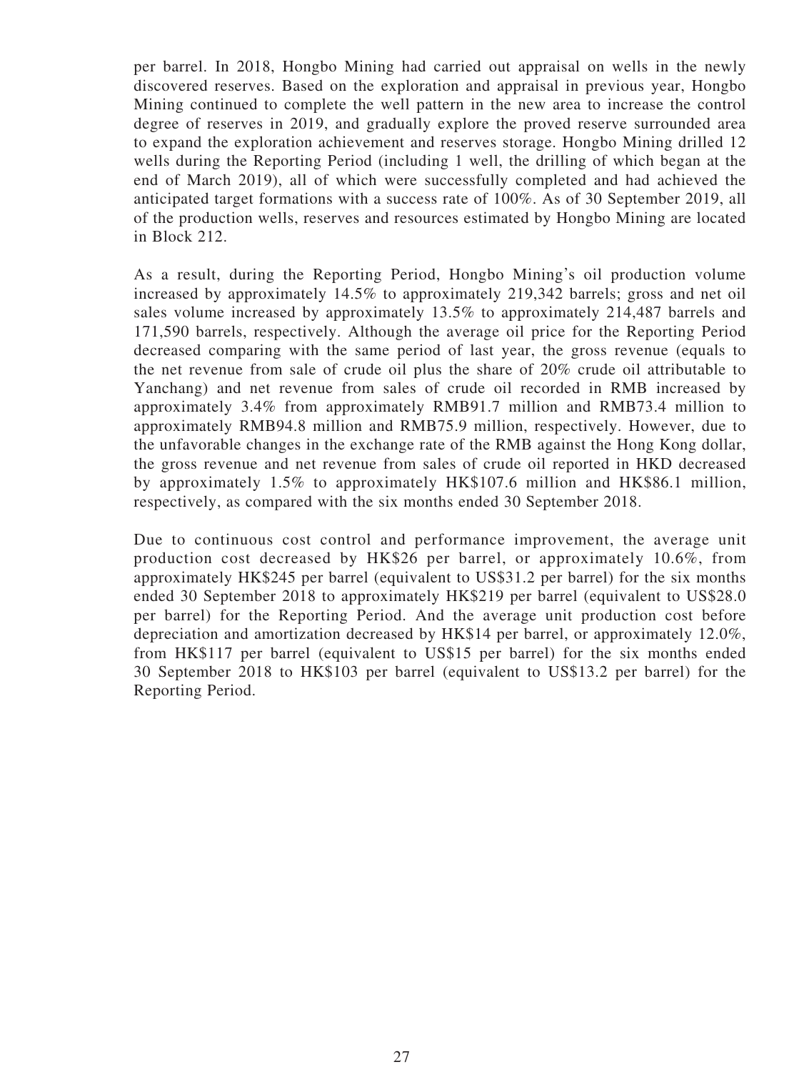per barrel. In 2018, Hongbo Mining had carried out appraisal on wells in the newly discovered reserves. Based on the exploration and appraisal in previous year, Hongbo Mining continued to complete the well pattern in the new area to increase the control degree of reserves in 2019, and gradually explore the proved reserve surrounded area to expand the exploration achievement and reserves storage. Hongbo Mining drilled 12 wells during the Reporting Period (including 1 well, the drilling of which began at the end of March 2019), all of which were successfully completed and had achieved the anticipated target formations with a success rate of 100%. As of 30 September 2019, all of the production wells, reserves and resources estimated by Hongbo Mining are located in Block 212.

As a result, during the Reporting Period, Hongbo Mining's oil production volume increased by approximately 14.5% to approximately 219,342 barrels; gross and net oil sales volume increased by approximately 13.5% to approximately 214,487 barrels and 171,590 barrels, respectively. Although the average oil price for the Reporting Period decreased comparing with the same period of last year, the gross revenue (equals to the net revenue from sale of crude oil plus the share of 20% crude oil attributable to Yanchang) and net revenue from sales of crude oil recorded in RMB increased by approximately 3.4% from approximately RMB91.7 million and RMB73.4 million to approximately RMB94.8 million and RMB75.9 million, respectively. However, due to the unfavorable changes in the exchange rate of the RMB against the Hong Kong dollar, the gross revenue and net revenue from sales of crude oil reported in HKD decreased by approximately 1.5% to approximately HK$107.6 million and HK$86.1 million, respectively, as compared with the six months ended 30 September 2018.

Due to continuous cost control and performance improvement, the average unit production cost decreased by HK$26 per barrel, or approximately 10.6%, from approximately HK$245 per barrel (equivalent to US$31.2 per barrel) for the six months ended 30 September 2018 to approximately HK$219 per barrel (equivalent to US$28.0 per barrel) for the Reporting Period. And the average unit production cost before depreciation and amortization decreased by HK$14 per barrel, or approximately 12.0%, from HK$117 per barrel (equivalent to US$15 per barrel) for the six months ended 30 September 2018 to HK$103 per barrel (equivalent to US$13.2 per barrel) for the Reporting Period.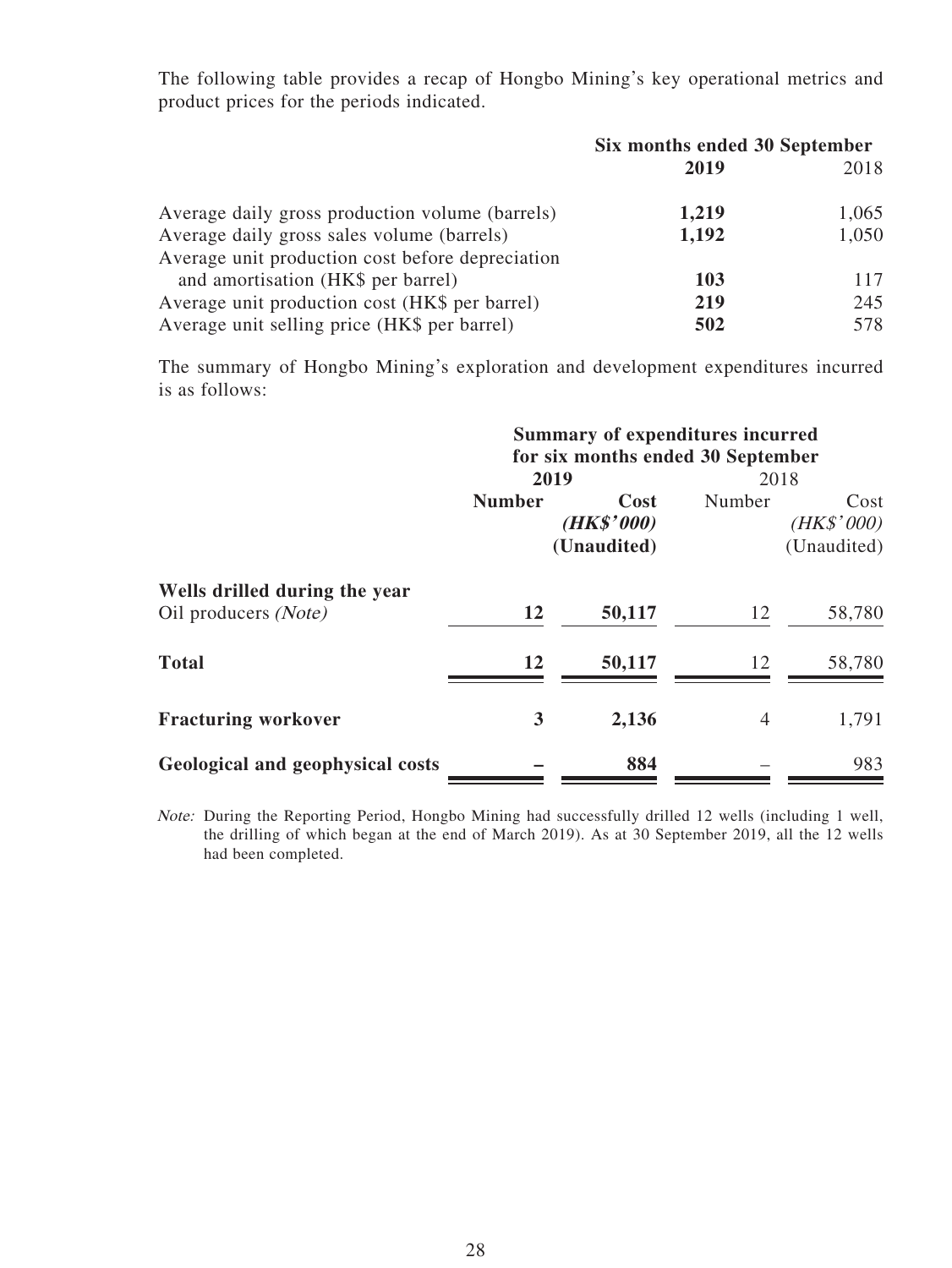The following table provides a recap of Hongbo Mining's key operational metrics and product prices for the periods indicated.

| | Six months ended 30 September | |
|---|---|---|
| | **2019** | 2018 |
| Average daily gross production volume (barrels) | **1,219** | 1,065 |
| Average daily gross sales volume (barrels) | **1,192** | 1,050 |
| Average unit production cost before depreciation and amortisation (HK$ per barrel) | **103** | 117 |
| Average unit production cost (HK$ per barrel) | **219** | 245 |
| Average unit selling price (HK$ per barrel) | **502** | 578 |

The summary of Hongbo Mining's exploration and development expenditures incurred is as follows:

| | Summary of expenditures incurred for six months ended 30 September | | | |
|---|---|---|---|---|
| | **2019** | | 2018 | |
| | **Number** | **Cost *(HK$'000)* (Unaudited)** | Number | Cost *(HK$'000)* (Unaudited) |
| **Wells drilled during the year** | | | | |
| Oil producers *(Note)* | **12** | **50,117** | 12 | 58,780 |
| **Total** | **12** | **50,117** | 12 | 58,780 |
| **Fracturing workover** | **3** | **2,136** | 4 | 1,791 |
| **Geological and geophysical costs** | **–** | **884** | – | 983 |

*Note:* During the Reporting Period, Hongbo Mining had successfully drilled 12 wells (including 1 well, the drilling of which began at the end of March 2019). As at 30 September 2019, all the 12 wells had been completed.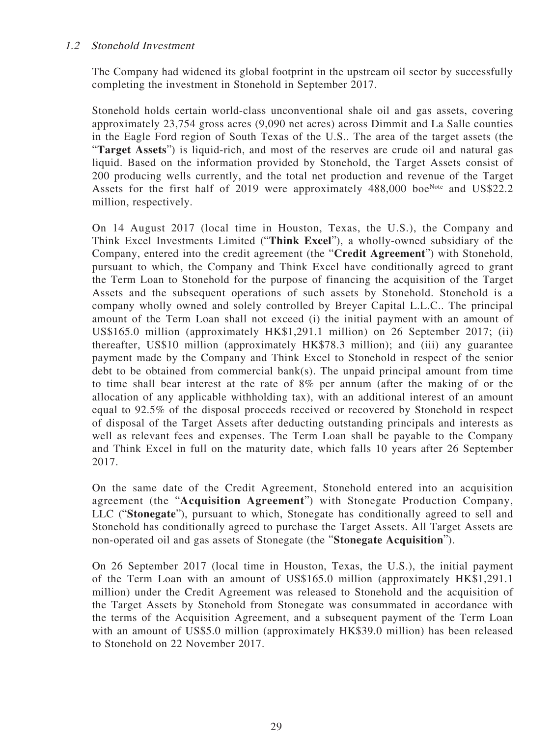### *1.2 Stonehold Investment*

The Company had widened its global footprint in the upstream oil sector by successfully completing the investment in Stonehold in September 2017.

Stonehold holds certain world-class unconventional shale oil and gas assets, covering approximately 23,754 gross acres (9,090 net acres) across Dimmit and La Salle counties in the Eagle Ford region of South Texas of the U.S.. The area of the target assets (the "**Target Assets**") is liquid-rich, and most of the reserves are crude oil and natural gas liquid. Based on the information provided by Stonehold, the Target Assets consist of 200 producing wells currently, and the total net production and revenue of the Target Assets for the first half of 2019 were approximately 488,000 boe[Note] and US$22.2 million, respectively.

On 14 August 2017 (local time in Houston, Texas, the U.S.), the Company and Think Excel Investments Limited ("**Think Excel**"), a wholly-owned subsidiary of the Company, entered into the credit agreement (the "**Credit Agreement**") with Stonehold, pursuant to which, the Company and Think Excel have conditionally agreed to grant the Term Loan to Stonehold for the purpose of financing the acquisition of the Target Assets and the subsequent operations of such assets by Stonehold. Stonehold is a company wholly owned and solely controlled by Breyer Capital L.L.C.. The principal amount of the Term Loan shall not exceed (i) the initial payment with an amount of US$165.0 million (approximately HK$1,291.1 million) on 26 September 2017; (ii) thereafter, US$10 million (approximately HK$78.3 million); and (iii) any guarantee payment made by the Company and Think Excel to Stonehold in respect of the senior debt to be obtained from commercial bank(s). The unpaid principal amount from time to time shall bear interest at the rate of 8% per annum (after the making of or the allocation of any applicable withholding tax), with an additional interest of an amount equal to 92.5% of the disposal proceeds received or recovered by Stonehold in respect of disposal of the Target Assets after deducting outstanding principals and interests as well as relevant fees and expenses. The Term Loan shall be payable to the Company and Think Excel in full on the maturity date, which falls 10 years after 26 September 2017.

On the same date of the Credit Agreement, Stonehold entered into an acquisition agreement (the "**Acquisition Agreement**") with Stonegate Production Company, LLC ("**Stonegate**"), pursuant to which, Stonegate has conditionally agreed to sell and Stonehold has conditionally agreed to purchase the Target Assets. All Target Assets are non-operated oil and gas assets of Stonegate (the "**Stonegate Acquisition**").

On 26 September 2017 (local time in Houston, Texas, the U.S.), the initial payment of the Term Loan with an amount of US$165.0 million (approximately HK$1,291.1 million) under the Credit Agreement was released to Stonehold and the acquisition of the Target Assets by Stonehold from Stonegate was consummated in accordance with the terms of the Acquisition Agreement, and a subsequent payment of the Term Loan with an amount of US$5.0 million (approximately HK$39.0 million) has been released to Stonehold on 22 November 2017.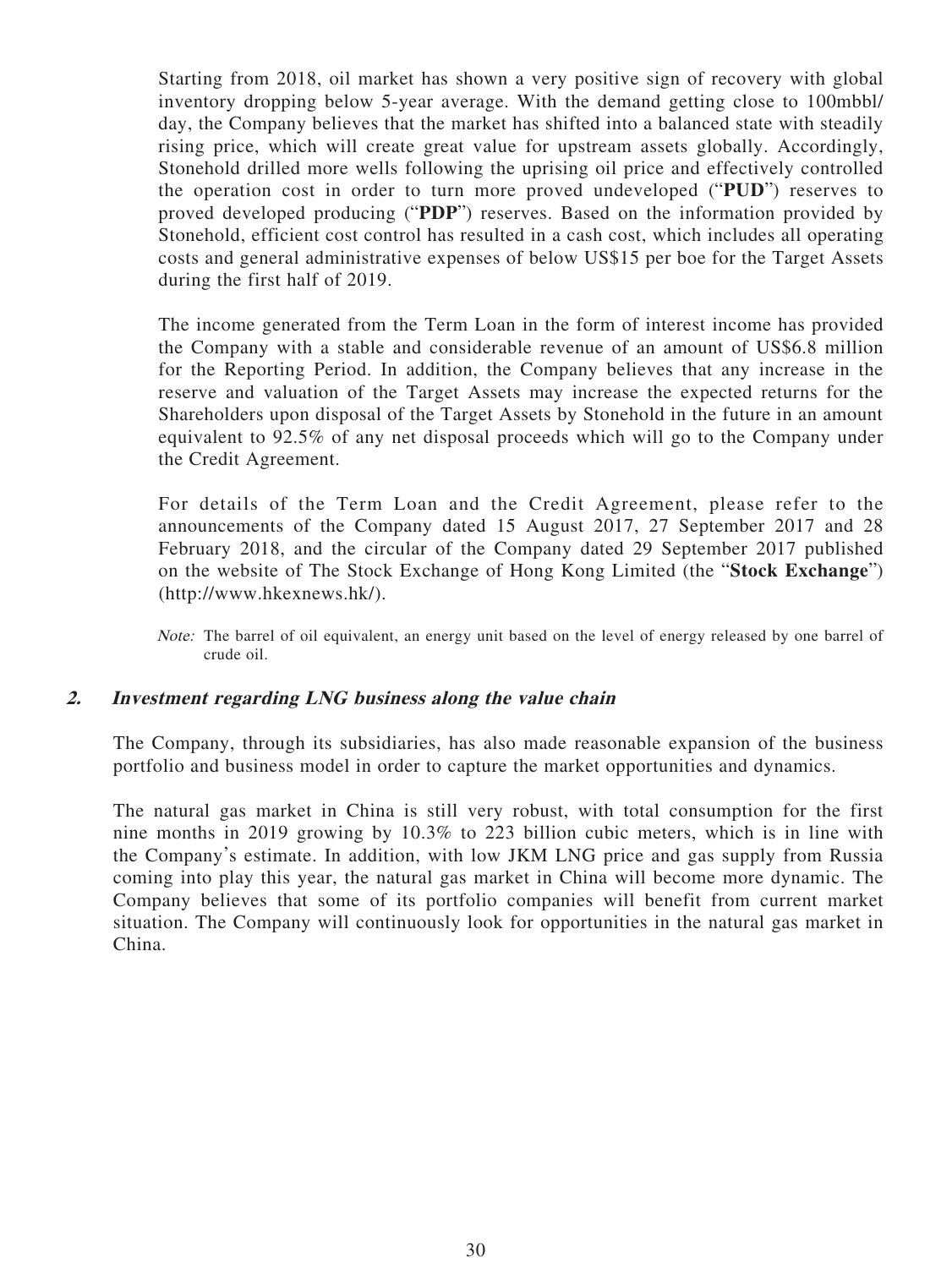Starting from 2018, oil market has shown a very positive sign of recovery with global inventory dropping below 5-year average. With the demand getting close to 100mbbl/day, the Company believes that the market has shifted into a balanced state with steadily rising price, which will create great value for upstream assets globally. Accordingly, Stonehold drilled more wells following the uprising oil price and effectively controlled the operation cost in order to turn more proved undeveloped ("**PUD**") reserves to proved developed producing ("**PDP**") reserves. Based on the information provided by Stonehold, efficient cost control has resulted in a cash cost, which includes all operating costs and general administrative expenses of below US$15 per boe for the Target Assets during the first half of 2019.

The income generated from the Term Loan in the form of interest income has provided the Company with a stable and considerable revenue of an amount of US$6.8 million for the Reporting Period. In addition, the Company believes that any increase in the reserve and valuation of the Target Assets may increase the expected returns for the Shareholders upon disposal of the Target Assets by Stonehold in the future in an amount equivalent to 92.5% of any net disposal proceeds which will go to the Company under the Credit Agreement.

For details of the Term Loan and the Credit Agreement, please refer to the announcements of the Company dated 15 August 2017, 27 September 2017 and 28 February 2018, and the circular of the Company dated 29 September 2017 published on the website of The Stock Exchange of Hong Kong Limited (the "**Stock Exchange**") (http://www.hkexnews.hk/).

*Note:* The barrel of oil equivalent, an energy unit based on the level of energy released by one barrel of crude oil.

### ***2. Investment regarding LNG business along the value chain***

The Company, through its subsidiaries, has also made reasonable expansion of the business portfolio and business model in order to capture the market opportunities and dynamics.

The natural gas market in China is still very robust, with total consumption for the first nine months in 2019 growing by 10.3% to 223 billion cubic meters, which is in line with the Company's estimate. In addition, with low JKM LNG price and gas supply from Russia coming into play this year, the natural gas market in China will become more dynamic. The Company believes that some of its portfolio companies will benefit from current market situation. The Company will continuously look for opportunities in the natural gas market in China.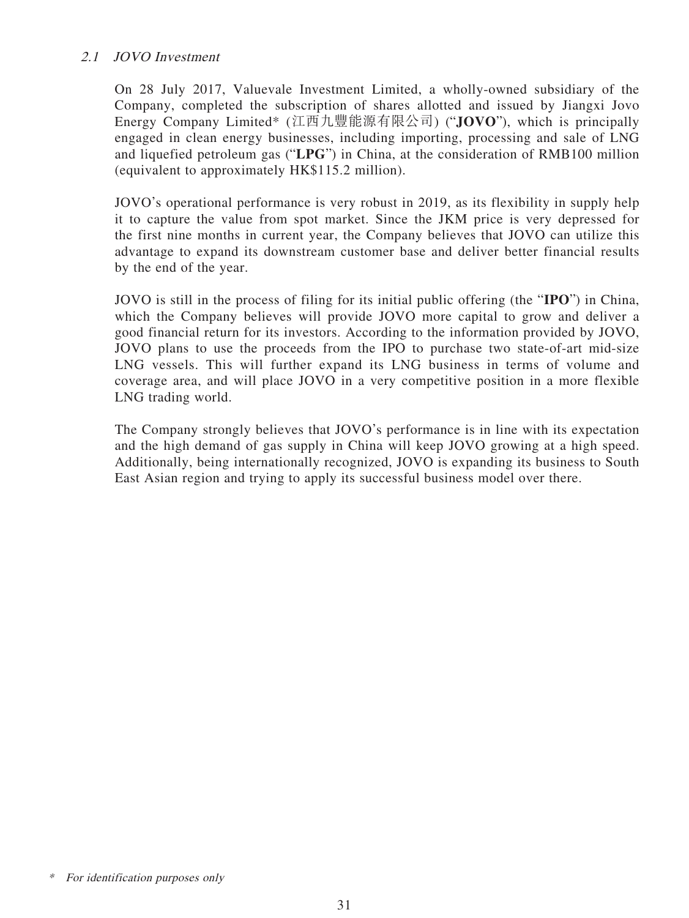### *2.1 JOVO Investment*

On 28 July 2017, Valuevale Investment Limited, a wholly-owned subsidiary of the Company, completed the subscription of shares allotted and issued by Jiangxi Jovo Energy Company Limited* (江西九豐能源有限公司) ("**JOVO**"), which is principally engaged in clean energy businesses, including importing, processing and sale of LNG and liquefied petroleum gas ("**LPG**") in China, at the consideration of RMB100 million (equivalent to approximately HK$115.2 million).

JOVO's operational performance is very robust in 2019, as its flexibility in supply help it to capture the value from spot market. Since the JKM price is very depressed for the first nine months in current year, the Company believes that JOVO can utilize this advantage to expand its downstream customer base and deliver better financial results by the end of the year.

JOVO is still in the process of filing for its initial public offering (the "**IPO**") in China, which the Company believes will provide JOVO more capital to grow and deliver a good financial return for its investors. According to the information provided by JOVO, JOVO plans to use the proceeds from the IPO to purchase two state-of-art mid-size LNG vessels. This will further expand its LNG business in terms of volume and coverage area, and will place JOVO in a very competitive position in a more flexible LNG trading world.

The Company strongly believes that JOVO's performance is in line with its expectation and the high demand of gas supply in China will keep JOVO growing at a high speed. Additionally, being internationally recognized, JOVO is expanding its business to South East Asian region and trying to apply its successful business model over there.

\* *For identification purposes only*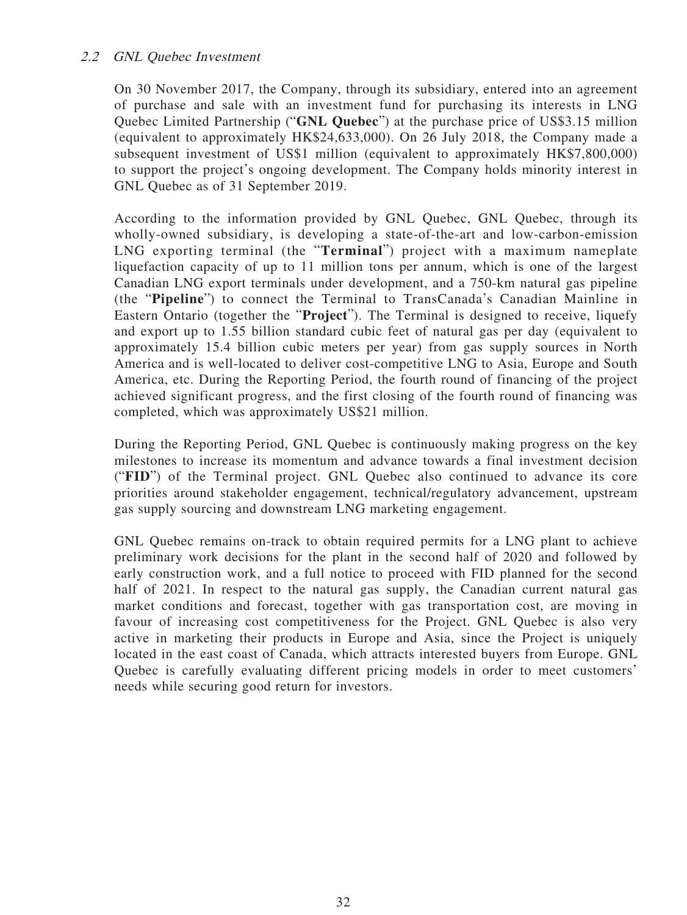### *2.2 GNL Quebec Investment*

On 30 November 2017, the Company, through its subsidiary, entered into an agreement of purchase and sale with an investment fund for purchasing its interests in LNG Quebec Limited Partnership ("**GNL Quebec**") at the purchase price of US$3.15 million (equivalent to approximately HK$24,633,000). On 26 July 2018, the Company made a subsequent investment of US$1 million (equivalent to approximately HK$7,800,000) to support the project's ongoing development. The Company holds minority interest in GNL Quebec as of 31 September 2019.

According to the information provided by GNL Quebec, GNL Quebec, through its wholly-owned subsidiary, is developing a state-of-the-art and low-carbon-emission LNG exporting terminal (the "**Terminal**") project with a maximum nameplate liquefaction capacity of up to 11 million tons per annum, which is one of the largest Canadian LNG export terminals under development, and a 750-km natural gas pipeline (the "**Pipeline**") to connect the Terminal to TransCanada's Canadian Mainline in Eastern Ontario (together the "**Project**"). The Terminal is designed to receive, liquefy and export up to 1.55 billion standard cubic feet of natural gas per day (equivalent to approximately 15.4 billion cubic meters per year) from gas supply sources in North America and is well-located to deliver cost-competitive LNG to Asia, Europe and South America, etc. During the Reporting Period, the fourth round of financing of the project achieved significant progress, and the first closing of the fourth round of financing was completed, which was approximately US$21 million.

During the Reporting Period, GNL Quebec is continuously making progress on the key milestones to increase its momentum and advance towards a final investment decision ("**FID**") of the Terminal project. GNL Quebec also continued to advance its core priorities around stakeholder engagement, technical/regulatory advancement, upstream gas supply sourcing and downstream LNG marketing engagement.

GNL Quebec remains on-track to obtain required permits for a LNG plant to achieve preliminary work decisions for the plant in the second half of 2020 and followed by early construction work, and a full notice to proceed with FID planned for the second half of 2021. In respect to the natural gas supply, the Canadian current natural gas market conditions and forecast, together with gas transportation cost, are moving in favour of increasing cost competitiveness for the Project. GNL Quebec is also very active in marketing their products in Europe and Asia, since the Project is uniquely located in the east coast of Canada, which attracts interested buyers from Europe. GNL Quebec is carefully evaluating different pricing models in order to meet customers' needs while securing good return for investors.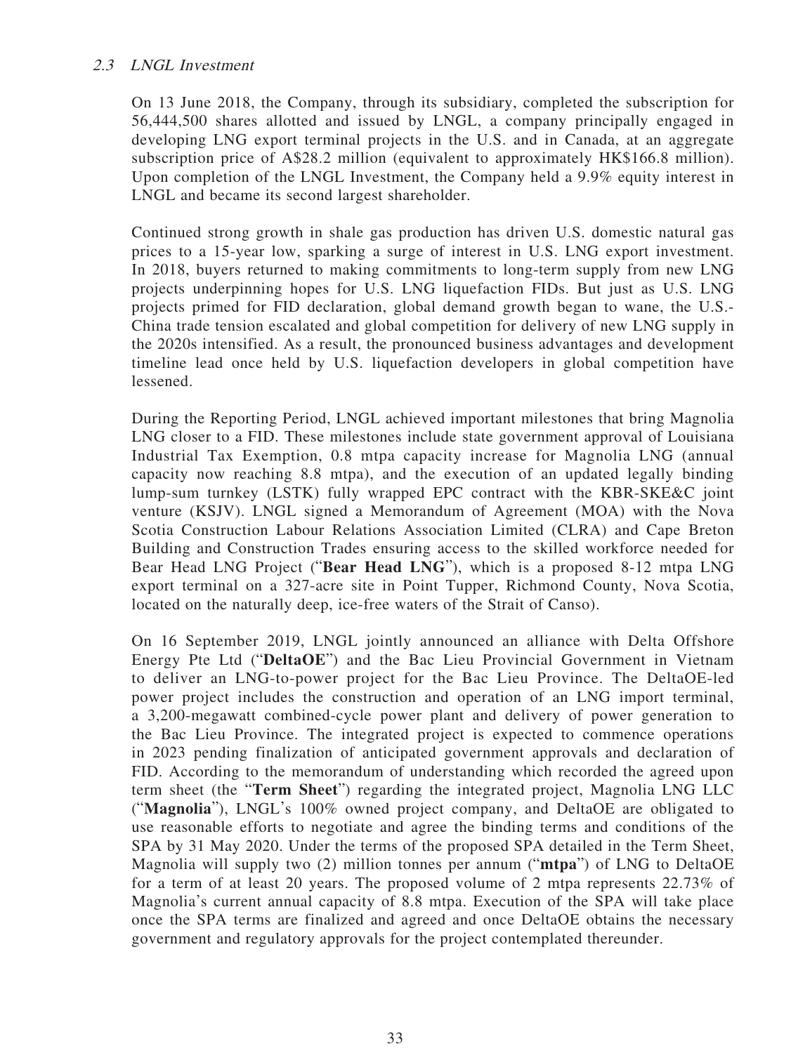### *2.3 LNGL Investment*

On 13 June 2018, the Company, through its subsidiary, completed the subscription for 56,444,500 shares allotted and issued by LNGL, a company principally engaged in developing LNG export terminal projects in the U.S. and in Canada, at an aggregate subscription price of A$28.2 million (equivalent to approximately HK$166.8 million). Upon completion of the LNGL Investment, the Company held a 9.9% equity interest in LNGL and became its second largest shareholder.

Continued strong growth in shale gas production has driven U.S. domestic natural gas prices to a 15-year low, sparking a surge of interest in U.S. LNG export investment. In 2018, buyers returned to making commitments to long-term supply from new LNG projects underpinning hopes for U.S. LNG liquefaction FIDs. But just as U.S. LNG projects primed for FID declaration, global demand growth began to wane, the U.S.-China trade tension escalated and global competition for delivery of new LNG supply in the 2020s intensified. As a result, the pronounced business advantages and development timeline lead once held by U.S. liquefaction developers in global competition have lessened.

During the Reporting Period, LNGL achieved important milestones that bring Magnolia LNG closer to a FID. These milestones include state government approval of Louisiana Industrial Tax Exemption, 0.8 mtpa capacity increase for Magnolia LNG (annual capacity now reaching 8.8 mtpa), and the execution of an updated legally binding lump-sum turnkey (LSTK) fully wrapped EPC contract with the KBR-SKE&C joint venture (KSJV). LNGL signed a Memorandum of Agreement (MOA) with the Nova Scotia Construction Labour Relations Association Limited (CLRA) and Cape Breton Building and Construction Trades ensuring access to the skilled workforce needed for Bear Head LNG Project ("**Bear Head LNG**"), which is a proposed 8-12 mtpa LNG export terminal on a 327-acre site in Point Tupper, Richmond County, Nova Scotia, located on the naturally deep, ice-free waters of the Strait of Canso).

On 16 September 2019, LNGL jointly announced an alliance with Delta Offshore Energy Pte Ltd ("**DeltaOE**") and the Bac Lieu Provincial Government in Vietnam to deliver an LNG-to-power project for the Bac Lieu Province. The DeltaOE-led power project includes the construction and operation of an LNG import terminal, a 3,200-megawatt combined-cycle power plant and delivery of power generation to the Bac Lieu Province. The integrated project is expected to commence operations in 2023 pending finalization of anticipated government approvals and declaration of FID. According to the memorandum of understanding which recorded the agreed upon term sheet (the "**Term Sheet**") regarding the integrated project, Magnolia LNG LLC ("**Magnolia**"), LNGL's 100% owned project company, and DeltaOE are obligated to use reasonable efforts to negotiate and agree the binding terms and conditions of the SPA by 31 May 2020. Under the terms of the proposed SPA detailed in the Term Sheet, Magnolia will supply two (2) million tonnes per annum ("**mtpa**") of LNG to DeltaOE for a term of at least 20 years. The proposed volume of 2 mtpa represents 22.73% of Magnolia's current annual capacity of 8.8 mtpa. Execution of the SPA will take place once the SPA terms are finalized and agreed and once DeltaOE obtains the necessary government and regulatory approvals for the project contemplated thereunder.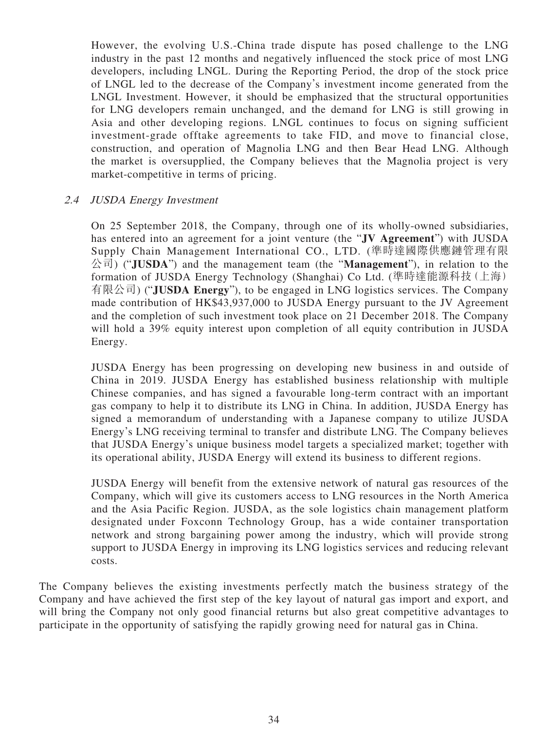However, the evolving U.S.-China trade dispute has posed challenge to the LNG industry in the past 12 months and negatively influenced the stock price of most LNG developers, including LNGL. During the Reporting Period, the drop of the stock price of LNGL led to the decrease of the Company's investment income generated from the LNGL Investment. However, it should be emphasized that the structural opportunities for LNG developers remain unchanged, and the demand for LNG is still growing in Asia and other developing regions. LNGL continues to focus on signing sufficient investment-grade offtake agreements to take FID, and move to financial close, construction, and operation of Magnolia LNG and then Bear Head LNG. Although the market is oversupplied, the Company believes that the Magnolia project is very market-competitive in terms of pricing.

### 2.4 *JUSDA Energy Investment*

On 25 September 2018, the Company, through one of its wholly-owned subsidiaries, has entered into an agreement for a joint venture (the "**JV Agreement**") with JUSDA Supply Chain Management International CO., LTD. (準時達國際供應鏈管理有限公司) ("**JUSDA**") and the management team (the "**Management**"), in relation to the formation of JUSDA Energy Technology (Shanghai) Co Ltd. (準時達能源科技(上海)有限公司) ("**JUSDA Energy**"), to be engaged in LNG logistics services. The Company made contribution of HK$43,937,000 to JUSDA Energy pursuant to the JV Agreement and the completion of such investment took place on 21 December 2018. The Company will hold a 39% equity interest upon completion of all equity contribution in JUSDA Energy.

JUSDA Energy has been progressing on developing new business in and outside of China in 2019. JUSDA Energy has established business relationship with multiple Chinese companies, and has signed a favourable long-term contract with an important gas company to help it to distribute its LNG in China. In addition, JUSDA Energy has signed a memorandum of understanding with a Japanese company to utilize JUSDA Energy's LNG receiving terminal to transfer and distribute LNG. The Company believes that JUSDA Energy's unique business model targets a specialized market; together with its operational ability, JUSDA Energy will extend its business to different regions.

JUSDA Energy will benefit from the extensive network of natural gas resources of the Company, which will give its customers access to LNG resources in the North America and the Asia Pacific Region. JUSDA, as the sole logistics chain management platform designated under Foxconn Technology Group, has a wide container transportation network and strong bargaining power among the industry, which will provide strong support to JUSDA Energy in improving its LNG logistics services and reducing relevant costs.

The Company believes the existing investments perfectly match the business strategy of the Company and have achieved the first step of the key layout of natural gas import and export, and will bring the Company not only good financial returns but also great competitive advantages to participate in the opportunity of satisfying the rapidly growing need for natural gas in China.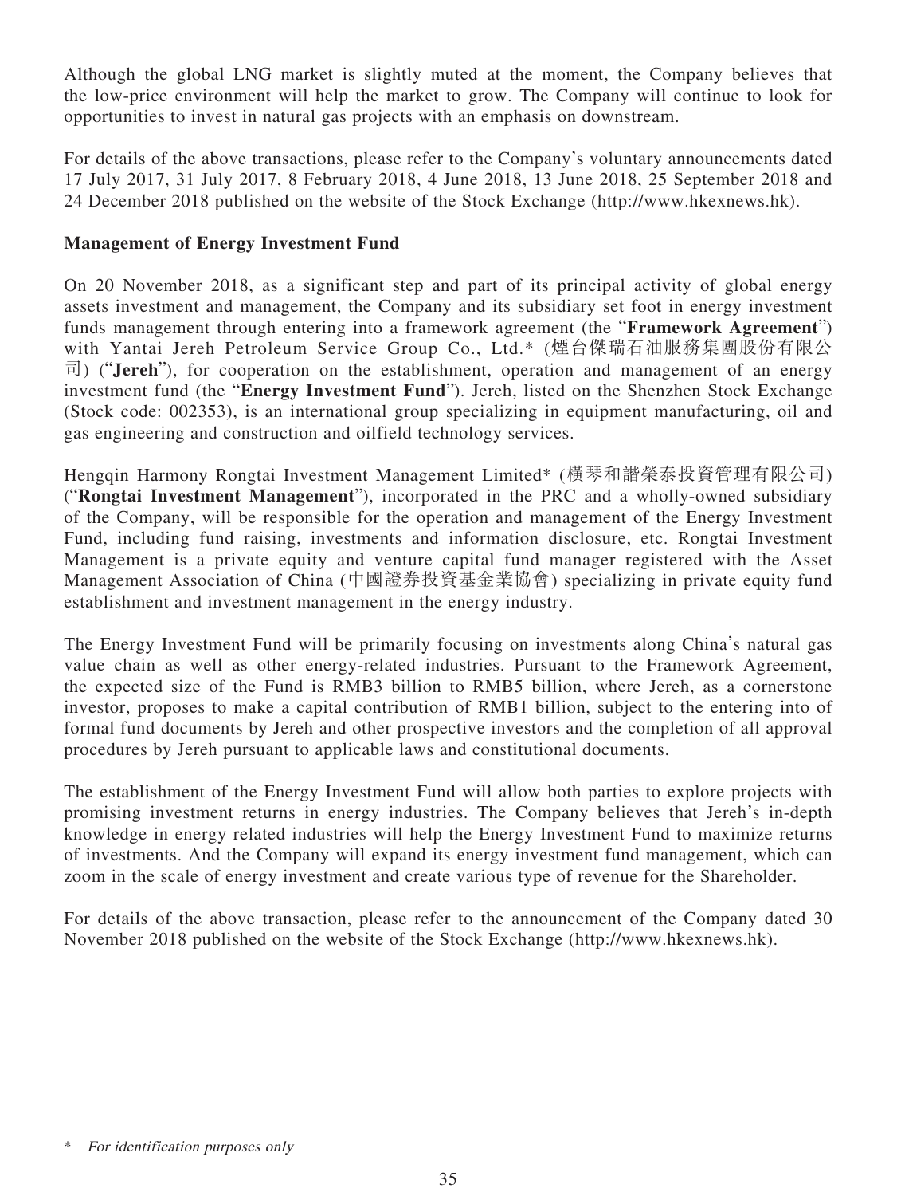Although the global LNG market is slightly muted at the moment, the Company believes that the low-price environment will help the market to grow. The Company will continue to look for opportunities to invest in natural gas projects with an emphasis on downstream.

For details of the above transactions, please refer to the Company's voluntary announcements dated 17 July 2017, 31 July 2017, 8 February 2018, 4 June 2018, 13 June 2018, 25 September 2018 and 24 December 2018 published on the website of the Stock Exchange (http://www.hkexnews.hk).

**Management of Energy Investment Fund**

On 20 November 2018, as a significant step and part of its principal activity of global energy assets investment and management, the Company and its subsidiary set foot in energy investment funds management through entering into a framework agreement (the "**Framework Agreement**") with Yantai Jereh Petroleum Service Group Co., Ltd.* (煙台傑瑞石油服務集團股份有限公司) ("**Jereh**"), for cooperation on the establishment, operation and management of an energy investment fund (the "**Energy Investment Fund**"). Jereh, listed on the Shenzhen Stock Exchange (Stock code: 002353), is an international group specializing in equipment manufacturing, oil and gas engineering and construction and oilfield technology services.

Hengqin Harmony Rongtai Investment Management Limited* (橫琴和諧榮泰投資管理有限公司) ("**Rongtai Investment Management**"), incorporated in the PRC and a wholly-owned subsidiary of the Company, will be responsible for the operation and management of the Energy Investment Fund, including fund raising, investments and information disclosure, etc. Rongtai Investment Management is a private equity and venture capital fund manager registered with the Asset Management Association of China (中國證券投資基金業協會) specializing in private equity fund establishment and investment management in the energy industry.

The Energy Investment Fund will be primarily focusing on investments along China's natural gas value chain as well as other energy-related industries. Pursuant to the Framework Agreement, the expected size of the Fund is RMB3 billion to RMB5 billion, where Jereh, as a cornerstone investor, proposes to make a capital contribution of RMB1 billion, subject to the entering into of formal fund documents by Jereh and other prospective investors and the completion of all approval procedures by Jereh pursuant to applicable laws and constitutional documents.

The establishment of the Energy Investment Fund will allow both parties to explore projects with promising investment returns in energy industries. The Company believes that Jereh's in-depth knowledge in energy related industries will help the Energy Investment Fund to maximize returns of investments. And the Company will expand its energy investment fund management, which can zoom in the scale of energy investment and create various type of revenue for the Shareholder.

For details of the above transaction, please refer to the announcement of the Company dated 30 November 2018 published on the website of the Stock Exchange (http://www.hkexnews.hk).

\* *For identification purposes only*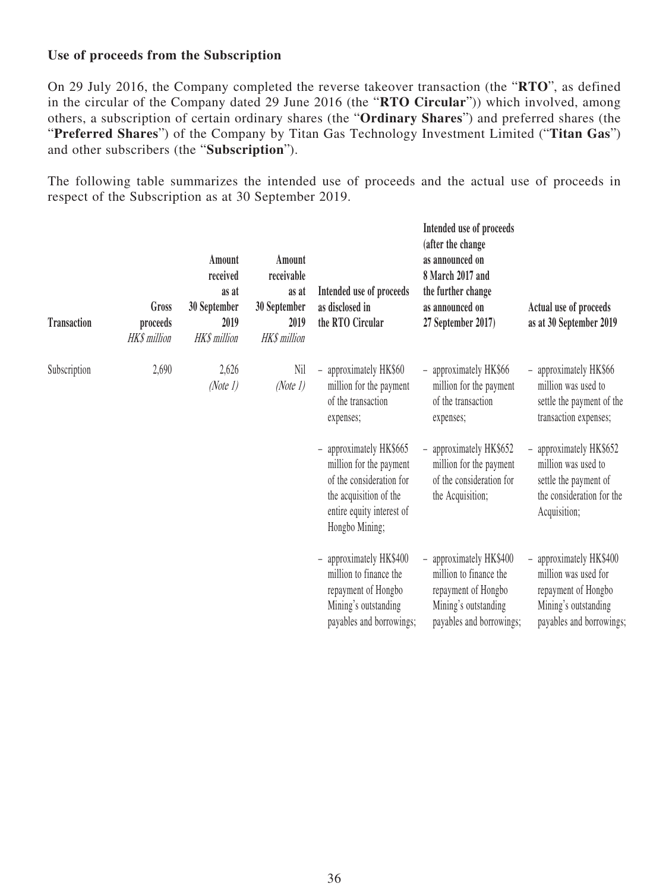**Use of proceeds from the Subscription**

On 29 July 2016, the Company completed the reverse takeover transaction (the "**RTO**", as defined in the circular of the Company dated 29 June 2016 (the "**RTO Circular**")) which involved, among others, a subscription of certain ordinary shares (the "**Ordinary Shares**") and preferred shares (the "**Preferred Shares**") of the Company by Titan Gas Technology Investment Limited ("**Titan Gas**") and other subscribers (the "**Subscription**").

The following table summarizes the intended use of proceeds and the actual use of proceeds in respect of the Subscription as at 30 September 2019.

| Transaction | Gross proceeds<br>*HK$ million* | Amount received as at 30 September 2019<br>*HK$ million* | Amount receivable as at 30 September 2019<br>*HK$ million* | Intended use of proceeds as disclosed in the RTO Circular | Intended use of proceeds (after the change as announced on 8 March 2017 and the further change as announced on 27 September 2017) | Actual use of proceeds as at 30 September 2019 |
|---|---|---|---|---|---|---|
| Subscription | 2,690 | 2,626<br>*(Note 1)* | Nil<br>*(Note 1)* | – approximately HK$60 million for the payment of the transaction expenses; | – approximately HK$66 million for the payment of the transaction expenses; | – approximately HK$66 million was used to settle the payment of the transaction expenses; |
| | | | | – approximately HK$665 million for the payment of the consideration for the acquisition of the entire equity interest of Hongbo Mining; | – approximately HK$652 million for the payment of the consideration for the Acquisition; | – approximately HK$652 million was used to settle the payment of the consideration for the Acquisition; |
| | | | | – approximately HK$400 million to finance the repayment of Hongbo Mining's outstanding payables and borrowings; | – approximately HK$400 million to finance the repayment of Hongbo Mining's outstanding payables and borrowings; | – approximately HK$400 million was used for repayment of Hongbo Mining's outstanding payables and borrowings; |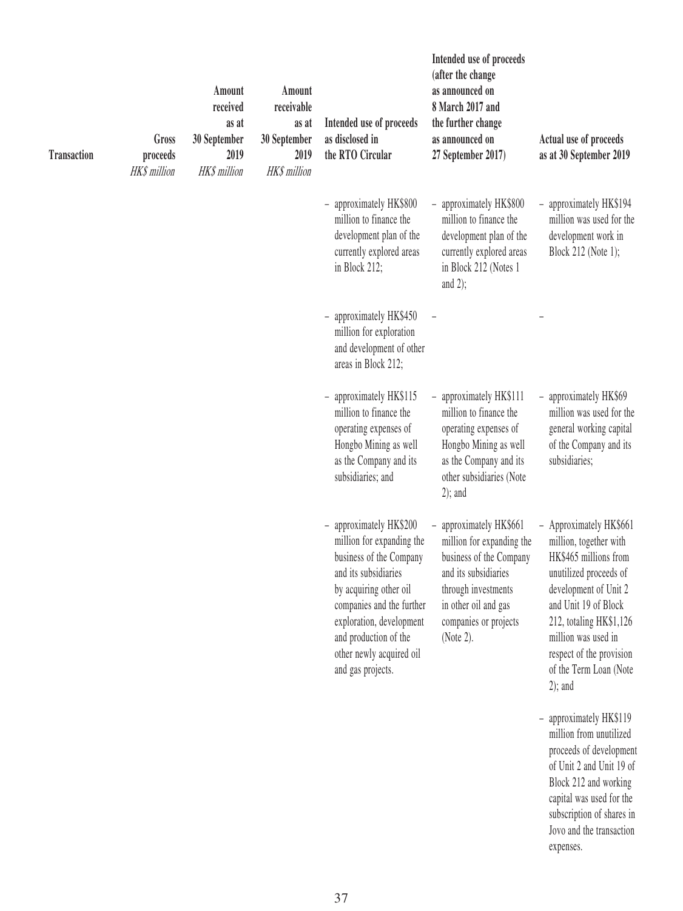| Transaction | Gross proceeds *HK$ million* | Amount received as at 30 September 2019 *HK$ million* | Amount receivable as at 30 September 2019 *HK$ million* | Intended use of proceeds as disclosed in the RTO Circular | Intended use of proceeds (after the change as announced on 8 March 2017 and the further change as announced on 27 September 2017) | Actual use of proceeds as at 30 September 2019 |
|---|---|---|---|---|---|---|
| | | | | – approximately HK$800 million to finance the development plan of the currently explored areas in Block 212; | – approximately HK$800 million to finance the development plan of the currently explored areas in Block 212 (Notes 1 and 2); | – approximately HK$194 million was used for the development work in Block 212 (Note 1); |
| | | | | – approximately HK$450 million for exploration and development of other areas in Block 212; | – | – |
| | | | | – approximately HK$115 million to finance the operating expenses of Hongbo Mining as well as the Company and its subsidiaries; and | – approximately HK$111 million to finance the operating expenses of Hongbo Mining as well as the Company and its other subsidiaries (Note 2); and | – approximately HK$69 million was used for the general working capital of the Company and its subsidiaries; |
| | | | | – approximately HK$200 million for expanding the business of the Company and its subsidiaries by acquiring other oil companies and the further exploration, development and production of the other newly acquired oil and gas projects. | – approximately HK$661 million for expanding the business of the Company and its subsidiaries through investments in other oil and gas companies or projects (Note 2). | – Approximately HK$661 million, together with HK$465 millions from unutilized proceeds of development of Unit 2 and Unit 19 of Block 212, totaling HK$1,126 million was used in respect of the provision of the Term Loan (Note 2); and |
| | | | | | | – approximately HK$119 million from unutilized proceeds of development of Unit 2 and Unit 19 of Block 212 and working capital was used for the subscription of shares in Jovo and the transaction expenses. |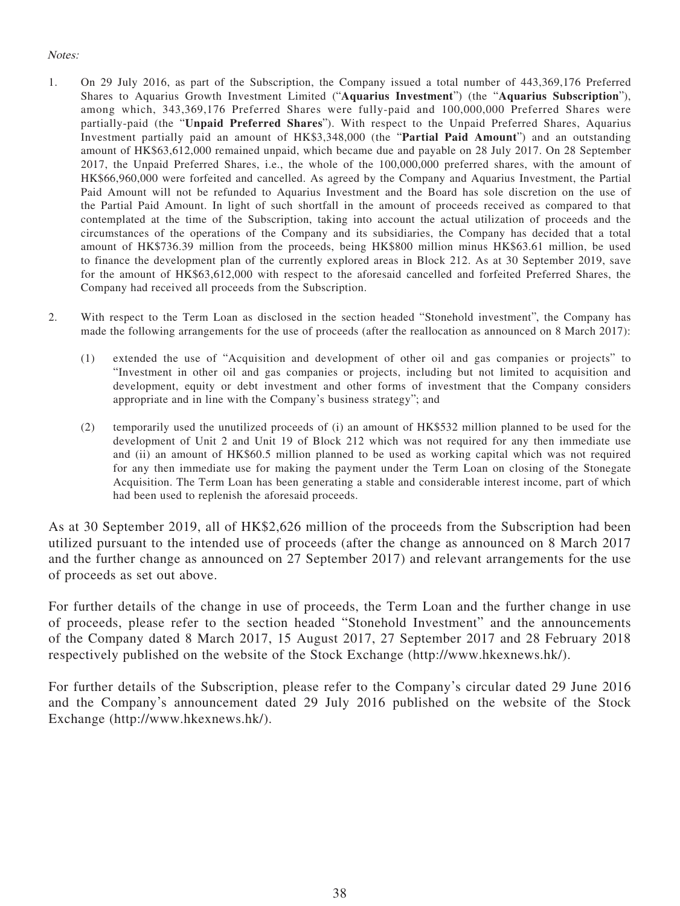*Notes:*

1. On 29 July 2016, as part of the Subscription, the Company issued a total number of 443,369,176 Preferred Shares to Aquarius Growth Investment Limited ("**Aquarius Investment**") (the "**Aquarius Subscription**"), among which, 343,369,176 Preferred Shares were fully-paid and 100,000,000 Preferred Shares were partially-paid (the "**Unpaid Preferred Shares**"). With respect to the Unpaid Preferred Shares, Aquarius Investment partially paid an amount of HK$3,348,000 (the "**Partial Paid Amount**") and an outstanding amount of HK$63,612,000 remained unpaid, which became due and payable on 28 July 2017. On 28 September 2017, the Unpaid Preferred Shares, i.e., the whole of the 100,000,000 preferred shares, with the amount of HK$66,960,000 were forfeited and cancelled. As agreed by the Company and Aquarius Investment, the Partial Paid Amount will not be refunded to Aquarius Investment and the Board has sole discretion on the use of the Partial Paid Amount. In light of such shortfall in the amount of proceeds received as compared to that contemplated at the time of the Subscription, taking into account the actual utilization of proceeds and the circumstances of the operations of the Company and its subsidiaries, the Company has decided that a total amount of HK$736.39 million from the proceeds, being HK$800 million minus HK$63.61 million, be used to finance the development plan of the currently explored areas in Block 212. As at 30 September 2019, save for the amount of HK$63,612,000 with respect to the aforesaid cancelled and forfeited Preferred Shares, the Company had received all proceeds from the Subscription.

2. With respect to the Term Loan as disclosed in the section headed "Stonehold investment", the Company has made the following arrangements for the use of proceeds (after the reallocation as announced on 8 March 2017):

   (1) extended the use of "Acquisition and development of other oil and gas companies or projects" to "Investment in other oil and gas companies or projects, including but not limited to acquisition and development, equity or debt investment and other forms of investment that the Company considers appropriate and in line with the Company's business strategy"; and

   (2) temporarily used the unutilized proceeds of (i) an amount of HK$532 million planned to be used for the development of Unit 2 and Unit 19 of Block 212 which was not required for any then immediate use and (ii) an amount of HK$60.5 million planned to be used as working capital which was not required for any then immediate use for making the payment under the Term Loan on closing of the Stonegate Acquisition. The Term Loan has been generating a stable and considerable interest income, part of which had been used to replenish the aforesaid proceeds.

As at 30 September 2019, all of HK$2,626 million of the proceeds from the Subscription had been utilized pursuant to the intended use of proceeds (after the change as announced on 8 March 2017 and the further change as announced on 27 September 2017) and relevant arrangements for the use of proceeds as set out above.

For further details of the change in use of proceeds, the Term Loan and the further change in use of proceeds, please refer to the section headed "Stonehold Investment" and the announcements of the Company dated 8 March 2017, 15 August 2017, 27 September 2017 and 28 February 2018 respectively published on the website of the Stock Exchange (http://www.hkexnews.hk/).

For further details of the Subscription, please refer to the Company's circular dated 29 June 2016 and the Company's announcement dated 29 July 2016 published on the website of the Stock Exchange (http://www.hkexnews.hk/).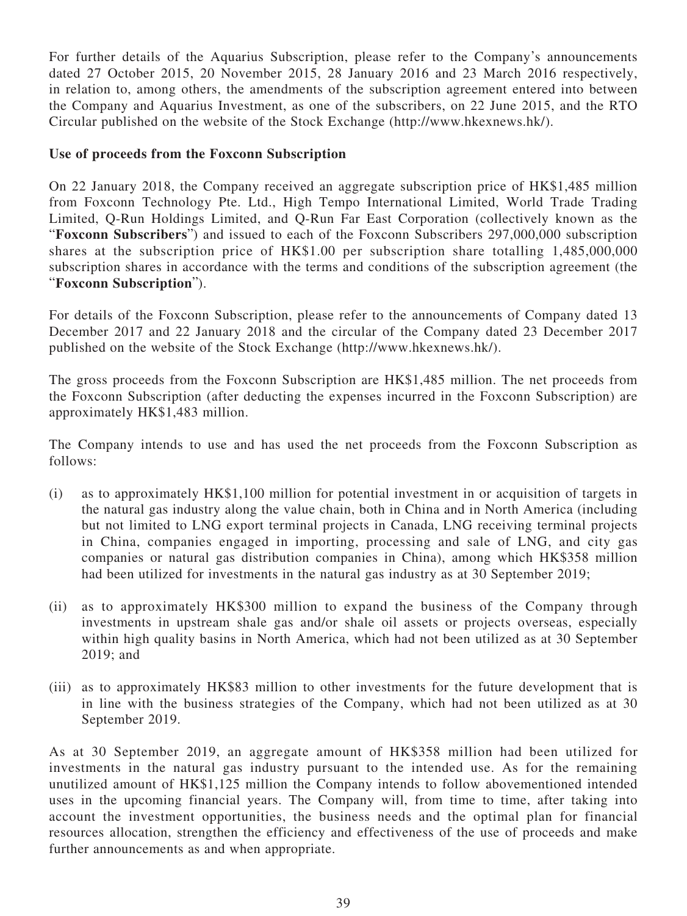For further details of the Aquarius Subscription, please refer to the Company's announcements dated 27 October 2015, 20 November 2015, 28 January 2016 and 23 March 2016 respectively, in relation to, among others, the amendments of the subscription agreement entered into between the Company and Aquarius Investment, as one of the subscribers, on 22 June 2015, and the RTO Circular published on the website of the Stock Exchange (http://www.hkexnews.hk/).

**Use of proceeds from the Foxconn Subscription**

On 22 January 2018, the Company received an aggregate subscription price of HK$1,485 million from Foxconn Technology Pte. Ltd., High Tempo International Limited, World Trade Trading Limited, Q-Run Holdings Limited, and Q-Run Far East Corporation (collectively known as the "**Foxconn Subscribers**") and issued to each of the Foxconn Subscribers 297,000,000 subscription shares at the subscription price of HK$1.00 per subscription share totalling 1,485,000,000 subscription shares in accordance with the terms and conditions of the subscription agreement (the "**Foxconn Subscription**").

For details of the Foxconn Subscription, please refer to the announcements of Company dated 13 December 2017 and 22 January 2018 and the circular of the Company dated 23 December 2017 published on the website of the Stock Exchange (http://www.hkexnews.hk/).

The gross proceeds from the Foxconn Subscription are HK$1,485 million. The net proceeds from the Foxconn Subscription (after deducting the expenses incurred in the Foxconn Subscription) are approximately HK$1,483 million.

The Company intends to use and has used the net proceeds from the Foxconn Subscription as follows:

(i) as to approximately HK$1,100 million for potential investment in or acquisition of targets in the natural gas industry along the value chain, both in China and in North America (including but not limited to LNG export terminal projects in Canada, LNG receiving terminal projects in China, companies engaged in importing, processing and sale of LNG, and city gas companies or natural gas distribution companies in China), among which HK$358 million had been utilized for investments in the natural gas industry as at 30 September 2019;

(ii) as to approximately HK$300 million to expand the business of the Company through investments in upstream shale gas and/or shale oil assets or projects overseas, especially within high quality basins in North America, which had not been utilized as at 30 September 2019; and

(iii) as to approximately HK$83 million to other investments for the future development that is in line with the business strategies of the Company, which had not been utilized as at 30 September 2019.

As at 30 September 2019, an aggregate amount of HK$358 million had been utilized for investments in the natural gas industry pursuant to the intended use. As for the remaining unutilized amount of HK$1,125 million the Company intends to follow abovementioned intended uses in the upcoming financial years. The Company will, from time to time, after taking into account the investment opportunities, the business needs and the optimal plan for financial resources allocation, strengthen the efficiency and effectiveness of the use of proceeds and make further announcements as and when appropriate.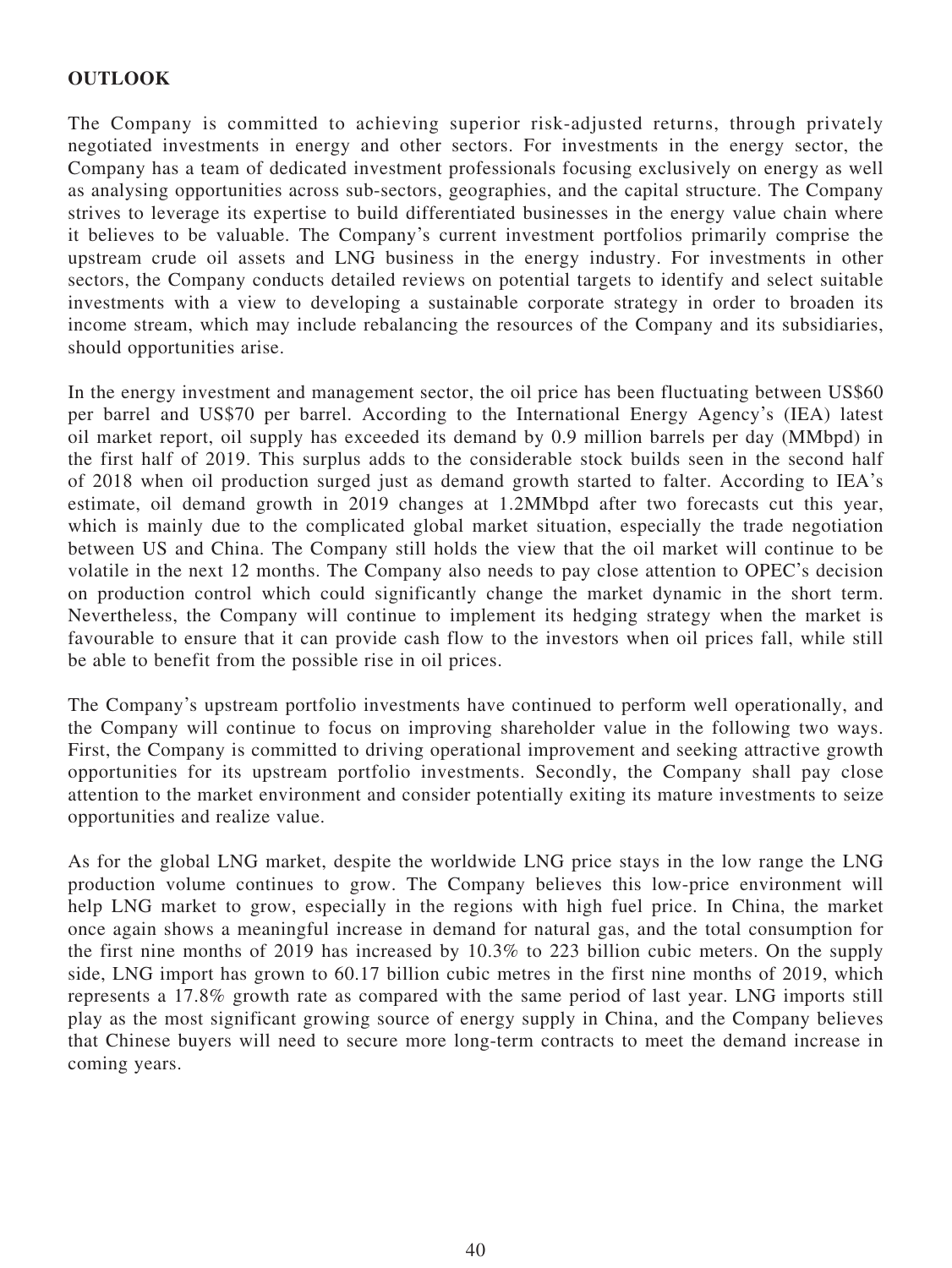## OUTLOOK

The Company is committed to achieving superior risk-adjusted returns, through privately negotiated investments in energy and other sectors. For investments in the energy sector, the Company has a team of dedicated investment professionals focusing exclusively on energy as well as analysing opportunities across sub-sectors, geographies, and the capital structure. The Company strives to leverage its expertise to build differentiated businesses in the energy value chain where it believes to be valuable. The Company's current investment portfolios primarily comprise the upstream crude oil assets and LNG business in the energy industry. For investments in other sectors, the Company conducts detailed reviews on potential targets to identify and select suitable investments with a view to developing a sustainable corporate strategy in order to broaden its income stream, which may include rebalancing the resources of the Company and its subsidiaries, should opportunities arise.

In the energy investment and management sector, the oil price has been fluctuating between US$60 per barrel and US$70 per barrel. According to the International Energy Agency's (IEA) latest oil market report, oil supply has exceeded its demand by 0.9 million barrels per day (MMbpd) in the first half of 2019. This surplus adds to the considerable stock builds seen in the second half of 2018 when oil production surged just as demand growth started to falter. According to IEA's estimate, oil demand growth in 2019 changes at 1.2MMbpd after two forecasts cut this year, which is mainly due to the complicated global market situation, especially the trade negotiation between US and China. The Company still holds the view that the oil market will continue to be volatile in the next 12 months. The Company also needs to pay close attention to OPEC's decision on production control which could significantly change the market dynamic in the short term. Nevertheless, the Company will continue to implement its hedging strategy when the market is favourable to ensure that it can provide cash flow to the investors when oil prices fall, while still be able to benefit from the possible rise in oil prices.

The Company's upstream portfolio investments have continued to perform well operationally, and the Company will continue to focus on improving shareholder value in the following two ways. First, the Company is committed to driving operational improvement and seeking attractive growth opportunities for its upstream portfolio investments. Secondly, the Company shall pay close attention to the market environment and consider potentially exiting its mature investments to seize opportunities and realize value.

As for the global LNG market, despite the worldwide LNG price stays in the low range the LNG production volume continues to grow. The Company believes this low-price environment will help LNG market to grow, especially in the regions with high fuel price. In China, the market once again shows a meaningful increase in demand for natural gas, and the total consumption for the first nine months of 2019 has increased by 10.3% to 223 billion cubic meters. On the supply side, LNG import has grown to 60.17 billion cubic metres in the first nine months of 2019, which represents a 17.8% growth rate as compared with the same period of last year. LNG imports still play as the most significant growing source of energy supply in China, and the Company believes that Chinese buyers will need to secure more long-term contracts to meet the demand increase in coming years.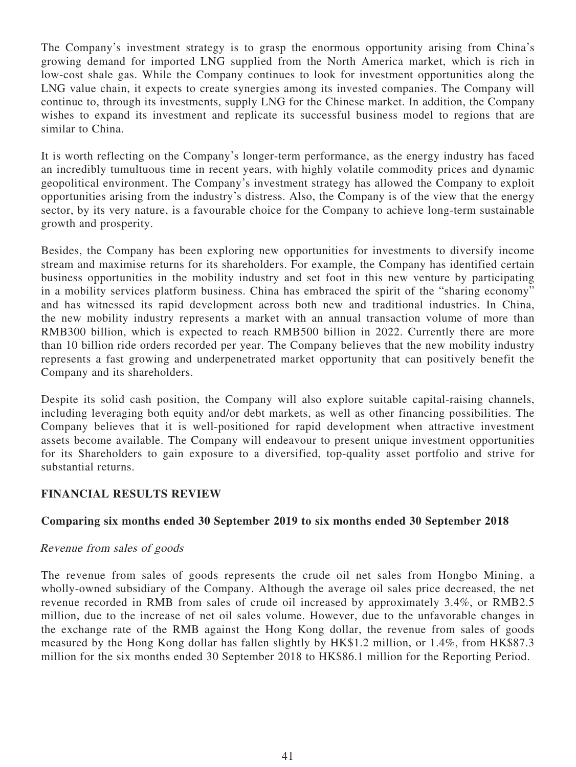The Company's investment strategy is to grasp the enormous opportunity arising from China's growing demand for imported LNG supplied from the North America market, which is rich in low-cost shale gas. While the Company continues to look for investment opportunities along the LNG value chain, it expects to create synergies among its invested companies. The Company will continue to, through its investments, supply LNG for the Chinese market. In addition, the Company wishes to expand its investment and replicate its successful business model to regions that are similar to China.

It is worth reflecting on the Company's longer-term performance, as the energy industry has faced an incredibly tumultuous time in recent years, with highly volatile commodity prices and dynamic geopolitical environment. The Company's investment strategy has allowed the Company to exploit opportunities arising from the industry's distress. Also, the Company is of the view that the energy sector, by its very nature, is a favourable choice for the Company to achieve long-term sustainable growth and prosperity.

Besides, the Company has been exploring new opportunities for investments to diversify income stream and maximise returns for its shareholders. For example, the Company has identified certain business opportunities in the mobility industry and set foot in this new venture by participating in a mobility services platform business. China has embraced the spirit of the "sharing economy" and has witnessed its rapid development across both new and traditional industries. In China, the new mobility industry represents a market with an annual transaction volume of more than RMB300 billion, which is expected to reach RMB500 billion in 2022. Currently there are more than 10 billion ride orders recorded per year. The Company believes that the new mobility industry represents a fast growing and underpenetrated market opportunity that can positively benefit the Company and its shareholders.

Despite its solid cash position, the Company will also explore suitable capital-raising channels, including leveraging both equity and/or debt markets, as well as other financing possibilities. The Company believes that it is well-positioned for rapid development when attractive investment assets become available. The Company will endeavour to present unique investment opportunities for its Shareholders to gain exposure to a diversified, top-quality asset portfolio and strive for substantial returns.

## FINANCIAL RESULTS REVIEW

### Comparing six months ended 30 September 2019 to six months ended 30 September 2018

*Revenue from sales of goods*

The revenue from sales of goods represents the crude oil net sales from Hongbo Mining, a wholly-owned subsidiary of the Company. Although the average oil sales price decreased, the net revenue recorded in RMB from sales of crude oil increased by approximately 3.4%, or RMB2.5 million, due to the increase of net oil sales volume. However, due to the unfavorable changes in the exchange rate of the RMB against the Hong Kong dollar, the revenue from sales of goods measured by the Hong Kong dollar has fallen slightly by HK$1.2 million, or 1.4%, from HK$87.3 million for the six months ended 30 September 2018 to HK$86.1 million for the Reporting Period.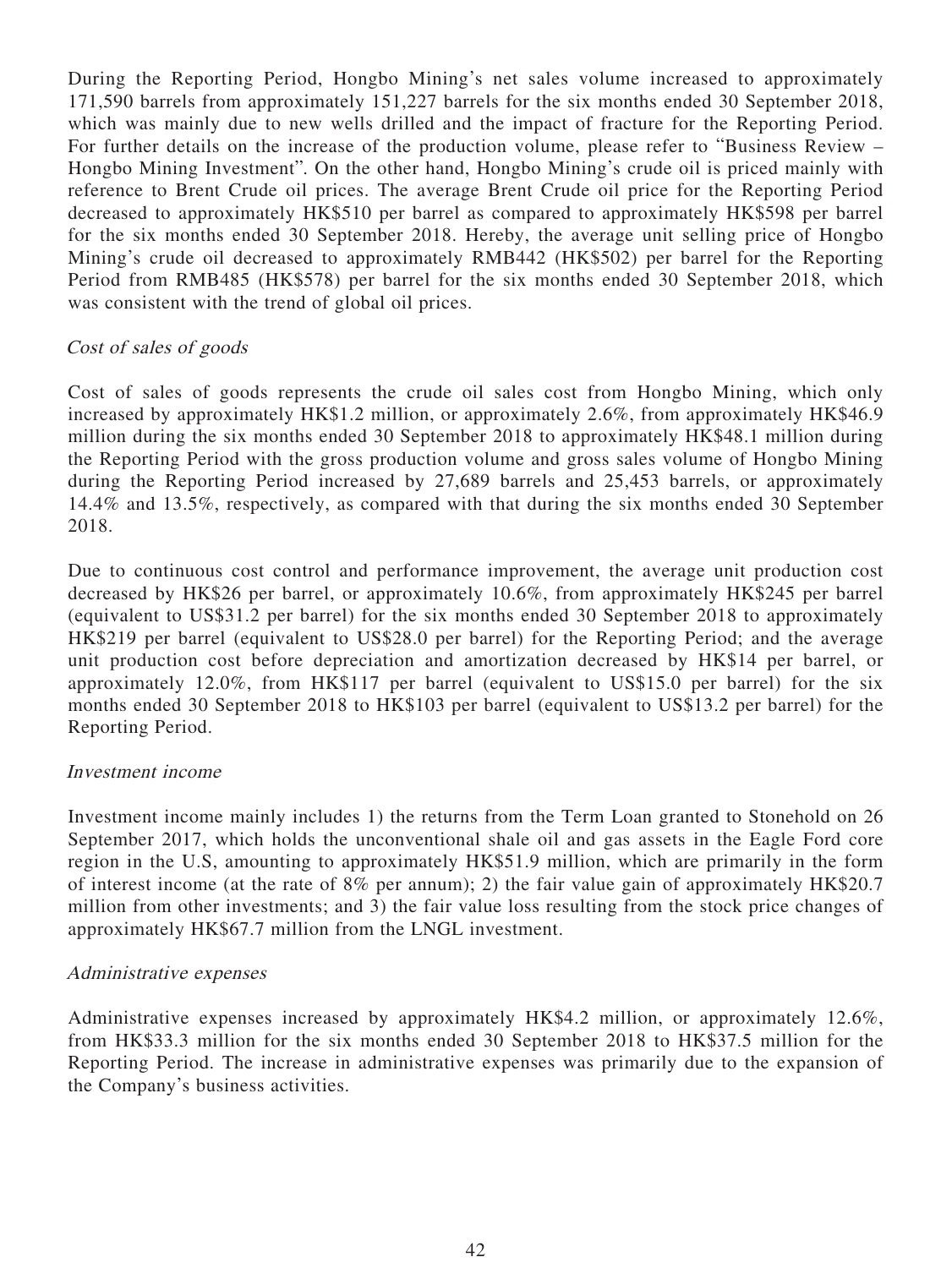During the Reporting Period, Hongbo Mining's net sales volume increased to approximately 171,590 barrels from approximately 151,227 barrels for the six months ended 30 September 2018, which was mainly due to new wells drilled and the impact of fracture for the Reporting Period. For further details on the increase of the production volume, please refer to "Business Review – Hongbo Mining Investment". On the other hand, Hongbo Mining's crude oil is priced mainly with reference to Brent Crude oil prices. The average Brent Crude oil price for the Reporting Period decreased to approximately HK$510 per barrel as compared to approximately HK$598 per barrel for the six months ended 30 September 2018. Hereby, the average unit selling price of Hongbo Mining's crude oil decreased to approximately RMB442 (HK$502) per barrel for the Reporting Period from RMB485 (HK$578) per barrel for the six months ended 30 September 2018, which was consistent with the trend of global oil prices.

*Cost of sales of goods*

Cost of sales of goods represents the crude oil sales cost from Hongbo Mining, which only increased by approximately HK$1.2 million, or approximately 2.6%, from approximately HK$46.9 million during the six months ended 30 September 2018 to approximately HK$48.1 million during the Reporting Period with the gross production volume and gross sales volume of Hongbo Mining during the Reporting Period increased by 27,689 barrels and 25,453 barrels, or approximately 14.4% and 13.5%, respectively, as compared with that during the six months ended 30 September 2018.

Due to continuous cost control and performance improvement, the average unit production cost decreased by HK$26 per barrel, or approximately 10.6%, from approximately HK$245 per barrel (equivalent to US$31.2 per barrel) for the six months ended 30 September 2018 to approximately HK$219 per barrel (equivalent to US$28.0 per barrel) for the Reporting Period; and the average unit production cost before depreciation and amortization decreased by HK$14 per barrel, or approximately 12.0%, from HK$117 per barrel (equivalent to US$15.0 per barrel) for the six months ended 30 September 2018 to HK$103 per barrel (equivalent to US$13.2 per barrel) for the Reporting Period.

*Investment income*

Investment income mainly includes 1) the returns from the Term Loan granted to Stonehold on 26 September 2017, which holds the unconventional shale oil and gas assets in the Eagle Ford core region in the U.S, amounting to approximately HK$51.9 million, which are primarily in the form of interest income (at the rate of 8% per annum); 2) the fair value gain of approximately HK$20.7 million from other investments; and 3) the fair value loss resulting from the stock price changes of approximately HK$67.7 million from the LNGL investment.

*Administrative expenses*

Administrative expenses increased by approximately HK$4.2 million, or approximately 12.6%, from HK$33.3 million for the six months ended 30 September 2018 to HK$37.5 million for the Reporting Period. The increase in administrative expenses was primarily due to the expansion of the Company's business activities.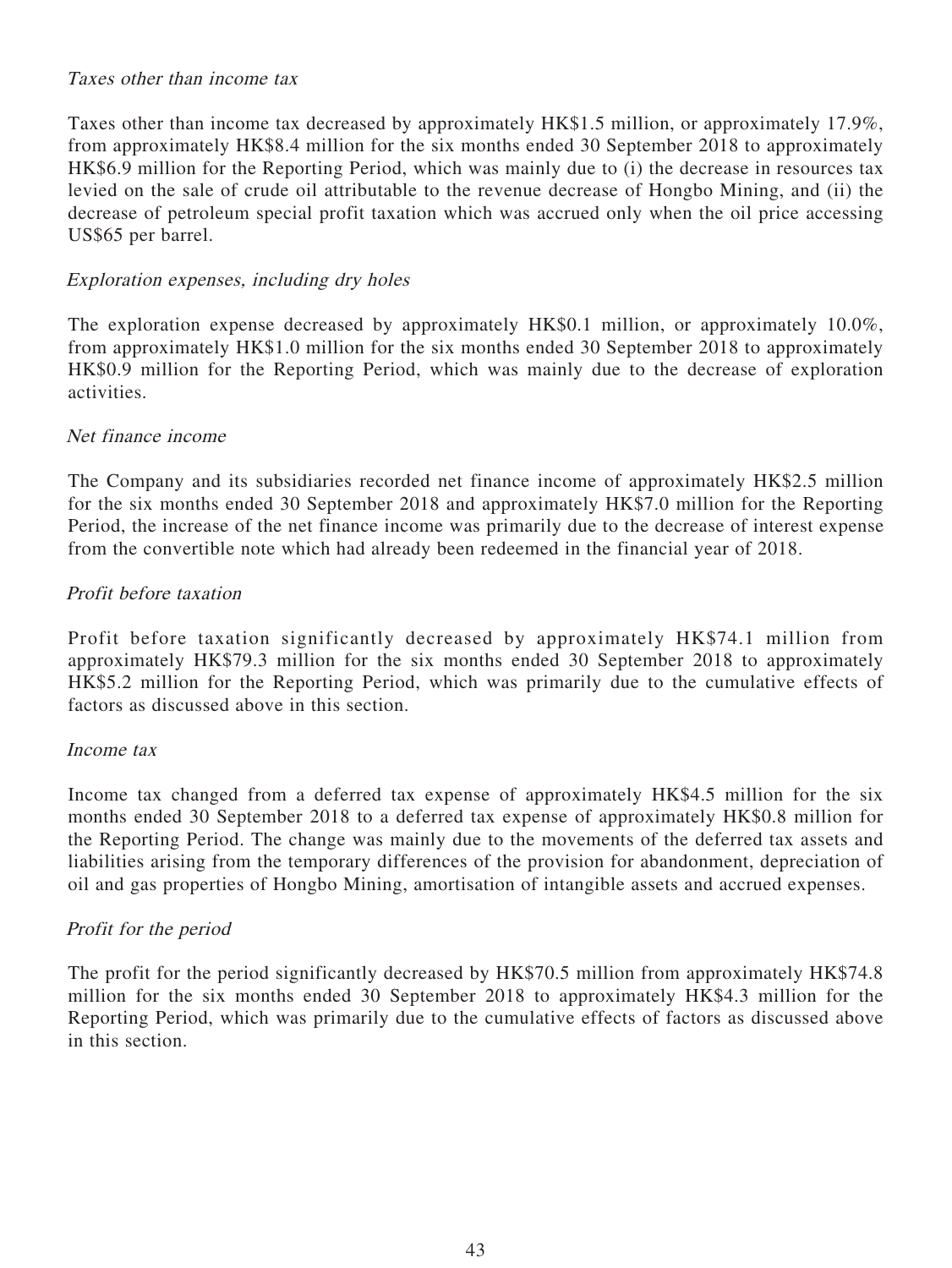*Taxes other than income tax*

Taxes other than income tax decreased by approximately HK$1.5 million, or approximately 17.9%, from approximately HK$8.4 million for the six months ended 30 September 2018 to approximately HK$6.9 million for the Reporting Period, which was mainly due to (i) the decrease in resources tax levied on the sale of crude oil attributable to the revenue decrease of Hongbo Mining, and (ii) the decrease of petroleum special profit taxation which was accrued only when the oil price accessing US$65 per barrel.

*Exploration expenses, including dry holes*

The exploration expense decreased by approximately HK$0.1 million, or approximately 10.0%, from approximately HK$1.0 million for the six months ended 30 September 2018 to approximately HK$0.9 million for the Reporting Period, which was mainly due to the decrease of exploration activities.

*Net finance income*

The Company and its subsidiaries recorded net finance income of approximately HK$2.5 million for the six months ended 30 September 2018 and approximately HK$7.0 million for the Reporting Period, the increase of the net finance income was primarily due to the decrease of interest expense from the convertible note which had already been redeemed in the financial year of 2018.

*Profit before taxation*

Profit before taxation significantly decreased by approximately HK$74.1 million from approximately HK$79.3 million for the six months ended 30 September 2018 to approximately HK$5.2 million for the Reporting Period, which was primarily due to the cumulative effects of factors as discussed above in this section.

*Income tax*

Income tax changed from a deferred tax expense of approximately HK$4.5 million for the six months ended 30 September 2018 to a deferred tax expense of approximately HK$0.8 million for the Reporting Period. The change was mainly due to the movements of the deferred tax assets and liabilities arising from the temporary differences of the provision for abandonment, depreciation of oil and gas properties of Hongbo Mining, amortisation of intangible assets and accrued expenses.

*Profit for the period*

The profit for the period significantly decreased by HK$70.5 million from approximately HK$74.8 million for the six months ended 30 September 2018 to approximately HK$4.3 million for the Reporting Period, which was primarily due to the cumulative effects of factors as discussed above in this section.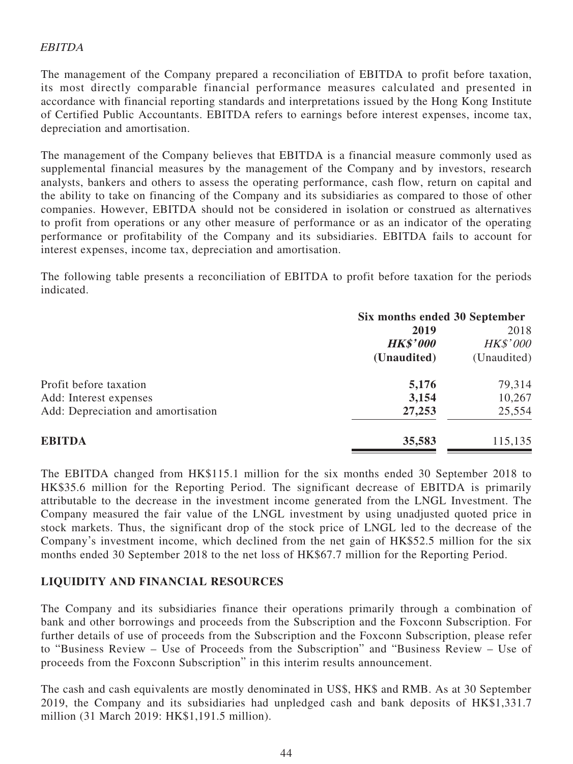*EBITDA*

The management of the Company prepared a reconciliation of EBITDA to profit before taxation, its most directly comparable financial performance measures calculated and presented in accordance with financial reporting standards and interpretations issued by the Hong Kong Institute of Certified Public Accountants. EBITDA refers to earnings before interest expenses, income tax, depreciation and amortisation.

The management of the Company believes that EBITDA is a financial measure commonly used as supplemental financial measures by the management of the Company and by investors, research analysts, bankers and others to assess the operating performance, cash flow, return on capital and the ability to take on financing of the Company and its subsidiaries as compared to those of other companies. However, EBITDA should not be considered in isolation or construed as alternatives to profit from operations or any other measure of performance or as an indicator of the operating performance or profitability of the Company and its subsidiaries. EBITDA fails to account for interest expenses, income tax, depreciation and amortisation.

The following table presents a reconciliation of EBITDA to profit before taxation for the periods indicated.

| | **Six months ended 30 September** | |
|---|---|---|
| | **2019** | 2018 |
| | ***HK$'000*** | *HK$'000* |
| | **(Unaudited)** | (Unaudited) |
| Profit before taxation | **5,176** | 79,314 |
| Add: Interest expenses | **3,154** | 10,267 |
| Add: Depreciation and amortisation | **27,253** | 25,554 |
| **EBITDA** | **35,583** | 115,135 |

The EBITDA changed from HK$115.1 million for the six months ended 30 September 2018 to HK$35.6 million for the Reporting Period. The significant decrease of EBITDA is primarily attributable to the decrease in the investment income generated from the LNGL Investment. The Company measured the fair value of the LNGL investment by using unadjusted quoted price in stock markets. Thus, the significant drop of the stock price of LNGL led to the decrease of the Company's investment income, which declined from the net gain of HK$52.5 million for the six months ended 30 September 2018 to the net loss of HK$67.7 million for the Reporting Period.

## LIQUIDITY AND FINANCIAL RESOURCES

The Company and its subsidiaries finance their operations primarily through a combination of bank and other borrowings and proceeds from the Subscription and the Foxconn Subscription. For further details of use of proceeds from the Subscription and the Foxconn Subscription, please refer to "Business Review – Use of Proceeds from the Subscription" and "Business Review – Use of proceeds from the Foxconn Subscription" in this interim results announcement.

The cash and cash equivalents are mostly denominated in US$, HK$ and RMB. As at 30 September 2019, the Company and its subsidiaries had unpledged cash and bank deposits of HK$1,331.7 million (31 March 2019: HK$1,191.5 million).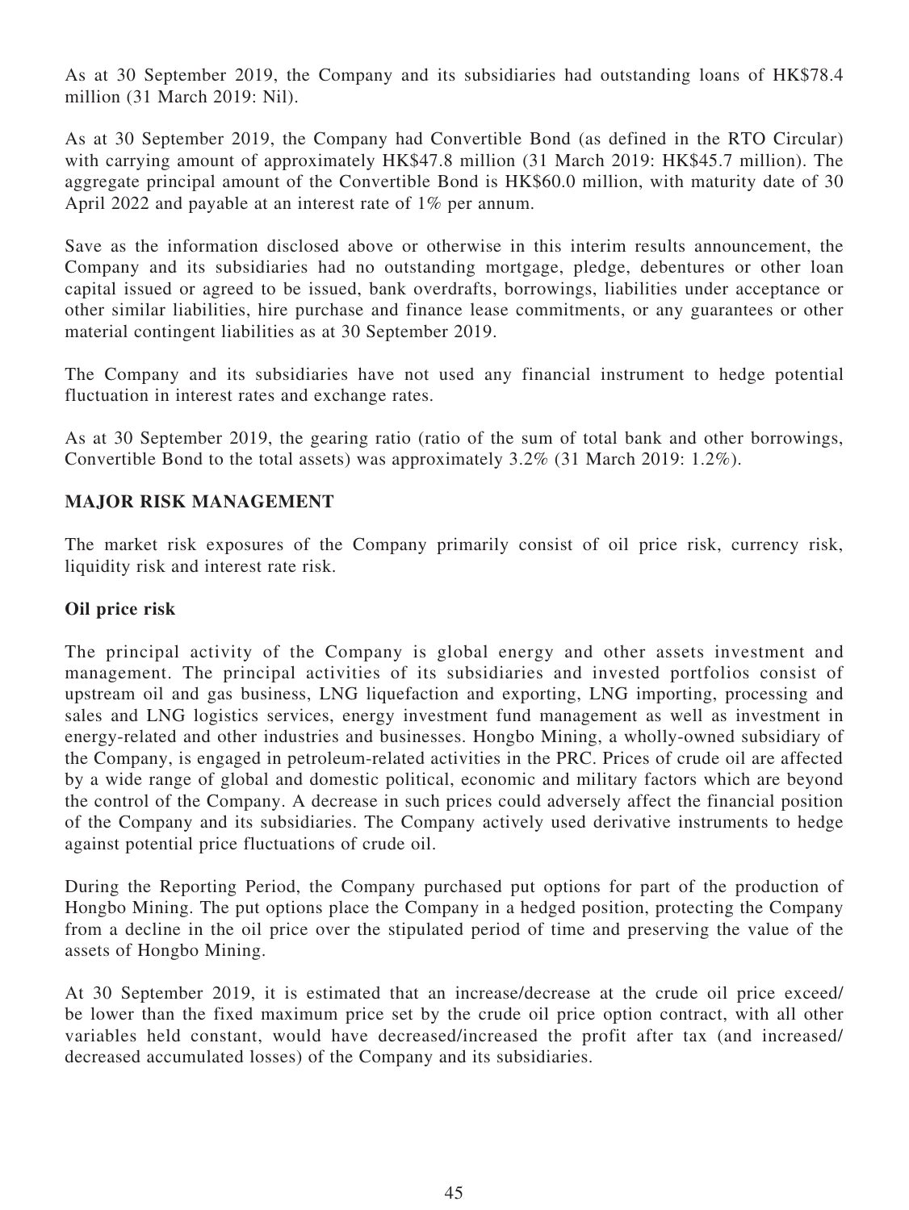As at 30 September 2019, the Company and its subsidiaries had outstanding loans of HK$78.4 million (31 March 2019: Nil).

As at 30 September 2019, the Company had Convertible Bond (as defined in the RTO Circular) with carrying amount of approximately HK$47.8 million (31 March 2019: HK$45.7 million). The aggregate principal amount of the Convertible Bond is HK$60.0 million, with maturity date of 30 April 2022 and payable at an interest rate of 1% per annum.

Save as the information disclosed above or otherwise in this interim results announcement, the Company and its subsidiaries had no outstanding mortgage, pledge, debentures or other loan capital issued or agreed to be issued, bank overdrafts, borrowings, liabilities under acceptance or other similar liabilities, hire purchase and finance lease commitments, or any guarantees or other material contingent liabilities as at 30 September 2019.

The Company and its subsidiaries have not used any financial instrument to hedge potential fluctuation in interest rates and exchange rates.

As at 30 September 2019, the gearing ratio (ratio of the sum of total bank and other borrowings, Convertible Bond to the total assets) was approximately 3.2% (31 March 2019: 1.2%).

## MAJOR RISK MANAGEMENT

The market risk exposures of the Company primarily consist of oil price risk, currency risk, liquidity risk and interest rate risk.

### Oil price risk

The principal activity of the Company is global energy and other assets investment and management. The principal activities of its subsidiaries and invested portfolios consist of upstream oil and gas business, LNG liquefaction and exporting, LNG importing, processing and sales and LNG logistics services, energy investment fund management as well as investment in energy-related and other industries and businesses. Hongbo Mining, a wholly-owned subsidiary of the Company, is engaged in petroleum-related activities in the PRC. Prices of crude oil are affected by a wide range of global and domestic political, economic and military factors which are beyond the control of the Company. A decrease in such prices could adversely affect the financial position of the Company and its subsidiaries. The Company actively used derivative instruments to hedge against potential price fluctuations of crude oil.

During the Reporting Period, the Company purchased put options for part of the production of Hongbo Mining. The put options place the Company in a hedged position, protecting the Company from a decline in the oil price over the stipulated period of time and preserving the value of the assets of Hongbo Mining.

At 30 September 2019, it is estimated that an increase/decrease at the crude oil price exceed/ be lower than the fixed maximum price set by the crude oil price option contract, with all other variables held constant, would have decreased/increased the profit after tax (and increased/ decreased accumulated losses) of the Company and its subsidiaries.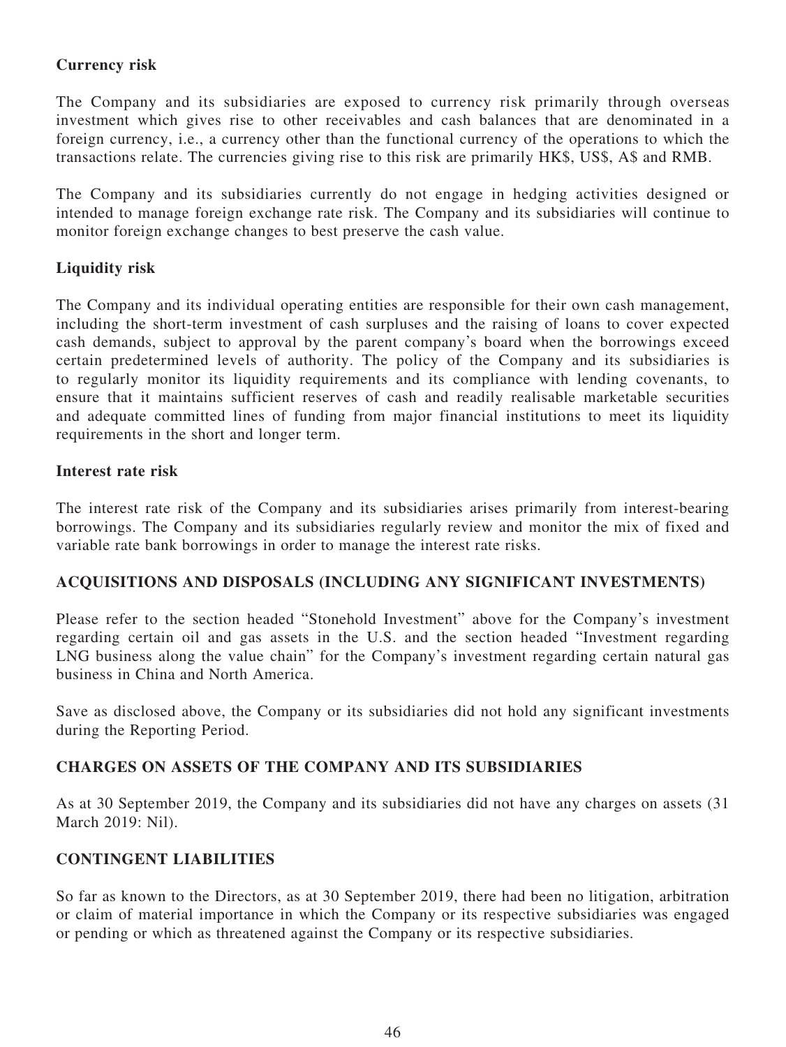### Currency risk

The Company and its subsidiaries are exposed to currency risk primarily through overseas investment which gives rise to other receivables and cash balances that are denominated in a foreign currency, i.e., a currency other than the functional currency of the operations to which the transactions relate. The currencies giving rise to this risk are primarily HK$, US$, A$ and RMB.

The Company and its subsidiaries currently do not engage in hedging activities designed or intended to manage foreign exchange rate risk. The Company and its subsidiaries will continue to monitor foreign exchange changes to best preserve the cash value.

### Liquidity risk

The Company and its individual operating entities are responsible for their own cash management, including the short-term investment of cash surpluses and the raising of loans to cover expected cash demands, subject to approval by the parent company's board when the borrowings exceed certain predetermined levels of authority. The policy of the Company and its subsidiaries is to regularly monitor its liquidity requirements and its compliance with lending covenants, to ensure that it maintains sufficient reserves of cash and readily realisable marketable securities and adequate committed lines of funding from major financial institutions to meet its liquidity requirements in the short and longer term.

### Interest rate risk

The interest rate risk of the Company and its subsidiaries arises primarily from interest-bearing borrowings. The Company and its subsidiaries regularly review and monitor the mix of fixed and variable rate bank borrowings in order to manage the interest rate risks.

## ACQUISITIONS AND DISPOSALS (INCLUDING ANY SIGNIFICANT INVESTMENTS)

Please refer to the section headed "Stonehold Investment" above for the Company's investment regarding certain oil and gas assets in the U.S. and the section headed "Investment regarding LNG business along the value chain" for the Company's investment regarding certain natural gas business in China and North America.

Save as disclosed above, the Company or its subsidiaries did not hold any significant investments during the Reporting Period.

## CHARGES ON ASSETS OF THE COMPANY AND ITS SUBSIDIARIES

As at 30 September 2019, the Company and its subsidiaries did not have any charges on assets (31 March 2019: Nil).

## CONTINGENT LIABILITIES

So far as known to the Directors, as at 30 September 2019, there had been no litigation, arbitration or claim of material importance in which the Company or its respective subsidiaries was engaged or pending or which as threatened against the Company or its respective subsidiaries.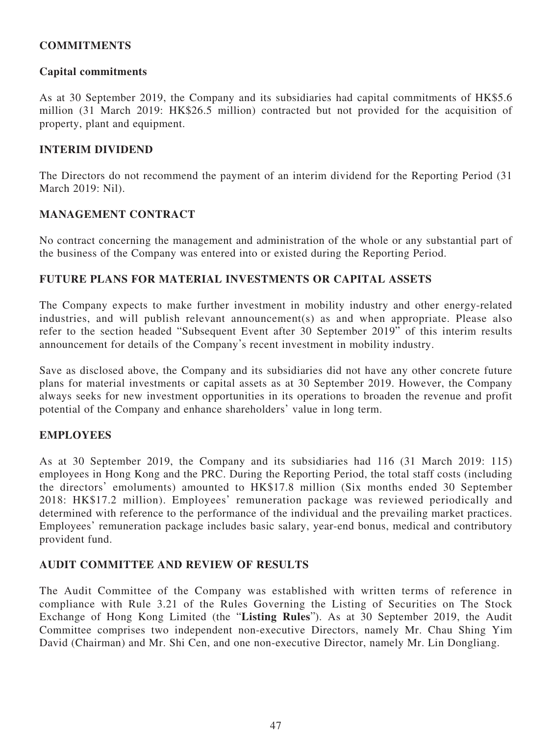## COMMITMENTS

### Capital commitments

As at 30 September 2019, the Company and its subsidiaries had capital commitments of HK$5.6 million (31 March 2019: HK$26.5 million) contracted but not provided for the acquisition of property, plant and equipment.

## INTERIM DIVIDEND

The Directors do not recommend the payment of an interim dividend for the Reporting Period (31 March 2019: Nil).

## MANAGEMENT CONTRACT

No contract concerning the management and administration of the whole or any substantial part of the business of the Company was entered into or existed during the Reporting Period.

## FUTURE PLANS FOR MATERIAL INVESTMENTS OR CAPITAL ASSETS

The Company expects to make further investment in mobility industry and other energy-related industries, and will publish relevant announcement(s) as and when appropriate. Please also refer to the section headed "Subsequent Event after 30 September 2019" of this interim results announcement for details of the Company's recent investment in mobility industry.

Save as disclosed above, the Company and its subsidiaries did not have any other concrete future plans for material investments or capital assets as at 30 September 2019. However, the Company always seeks for new investment opportunities in its operations to broaden the revenue and profit potential of the Company and enhance shareholders' value in long term.

## EMPLOYEES

As at 30 September 2019, the Company and its subsidiaries had 116 (31 March 2019: 115) employees in Hong Kong and the PRC. During the Reporting Period, the total staff costs (including the directors' emoluments) amounted to HK$17.8 million (Six months ended 30 September 2018: HK$17.2 million). Employees' remuneration package was reviewed periodically and determined with reference to the performance of the individual and the prevailing market practices. Employees' remuneration package includes basic salary, year-end bonus, medical and contributory provident fund.

## AUDIT COMMITTEE AND REVIEW OF RESULTS

The Audit Committee of the Company was established with written terms of reference in compliance with Rule 3.21 of the Rules Governing the Listing of Securities on The Stock Exchange of Hong Kong Limited (the "**Listing Rules**"). As at 30 September 2019, the Audit Committee comprises two independent non-executive Directors, namely Mr. Chau Shing Yim David (Chairman) and Mr. Shi Cen, and one non-executive Director, namely Mr. Lin Dongliang.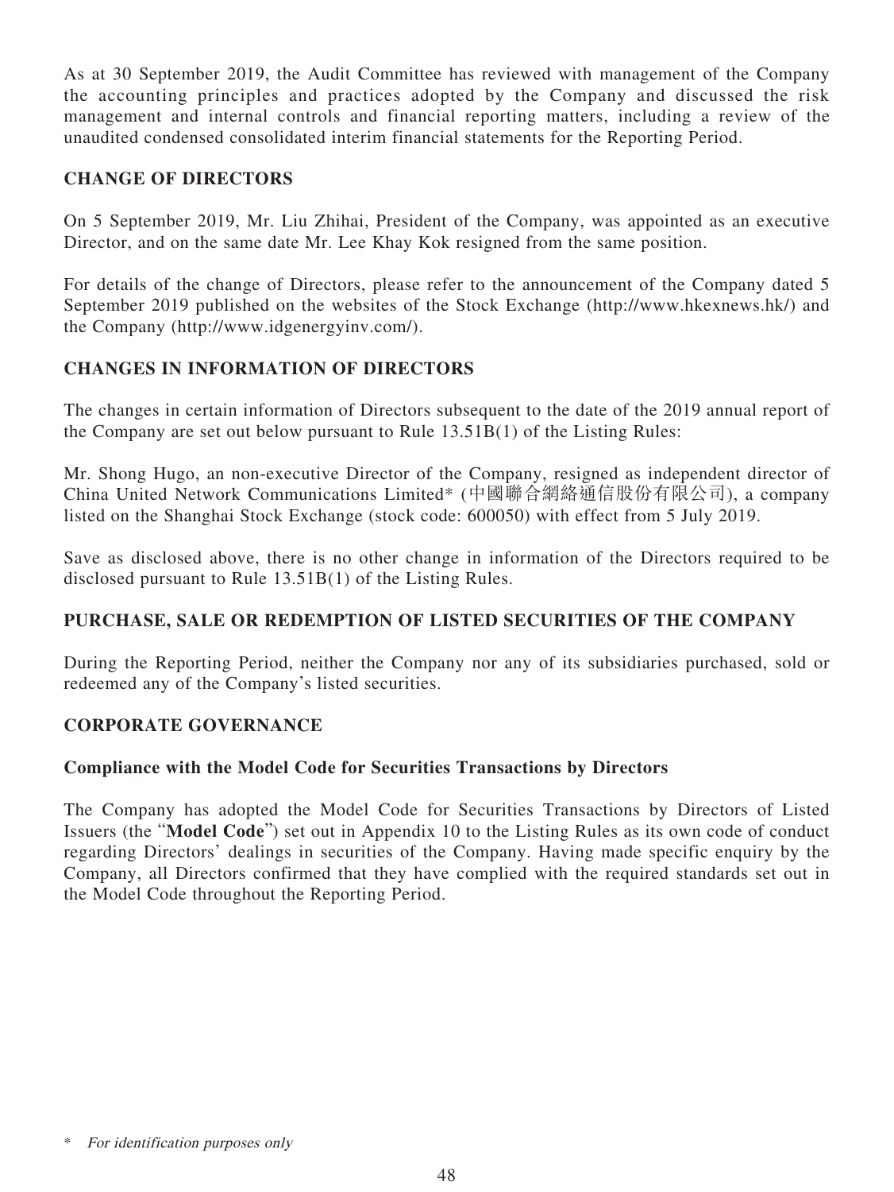As at 30 September 2019, the Audit Committee has reviewed with management of the Company the accounting principles and practices adopted by the Company and discussed the risk management and internal controls and financial reporting matters, including a review of the unaudited condensed consolidated interim financial statements for the Reporting Period.

## CHANGE OF DIRECTORS

On 5 September 2019, Mr. Liu Zhihai, President of the Company, was appointed as an executive Director, and on the same date Mr. Lee Khay Kok resigned from the same position.

For details of the change of Directors, please refer to the announcement of the Company dated 5 September 2019 published on the websites of the Stock Exchange (http://www.hkexnews.hk/) and the Company (http://www.idgenergyinv.com/).

## CHANGES IN INFORMATION OF DIRECTORS

The changes in certain information of Directors subsequent to the date of the 2019 annual report of the Company are set out below pursuant to Rule 13.51B(1) of the Listing Rules:

Mr. Shong Hugo, an non-executive Director of the Company, resigned as independent director of China United Network Communications Limited* (中國聯合網絡通信股份有限公司), a company listed on the Shanghai Stock Exchange (stock code: 600050) with effect from 5 July 2019.

Save as disclosed above, there is no other change in information of the Directors required to be disclosed pursuant to Rule 13.51B(1) of the Listing Rules.

## PURCHASE, SALE OR REDEMPTION OF LISTED SECURITIES OF THE COMPANY

During the Reporting Period, neither the Company nor any of its subsidiaries purchased, sold or redeemed any of the Company's listed securities.

## CORPORATE GOVERNANCE

### Compliance with the Model Code for Securities Transactions by Directors

The Company has adopted the Model Code for Securities Transactions by Directors of Listed Issuers (the "**Model Code**") set out in Appendix 10 to the Listing Rules as its own code of conduct regarding Directors' dealings in securities of the Company. Having made specific enquiry by the Company, all Directors confirmed that they have complied with the required standards set out in the Model Code throughout the Reporting Period.

\* *For identification purposes only*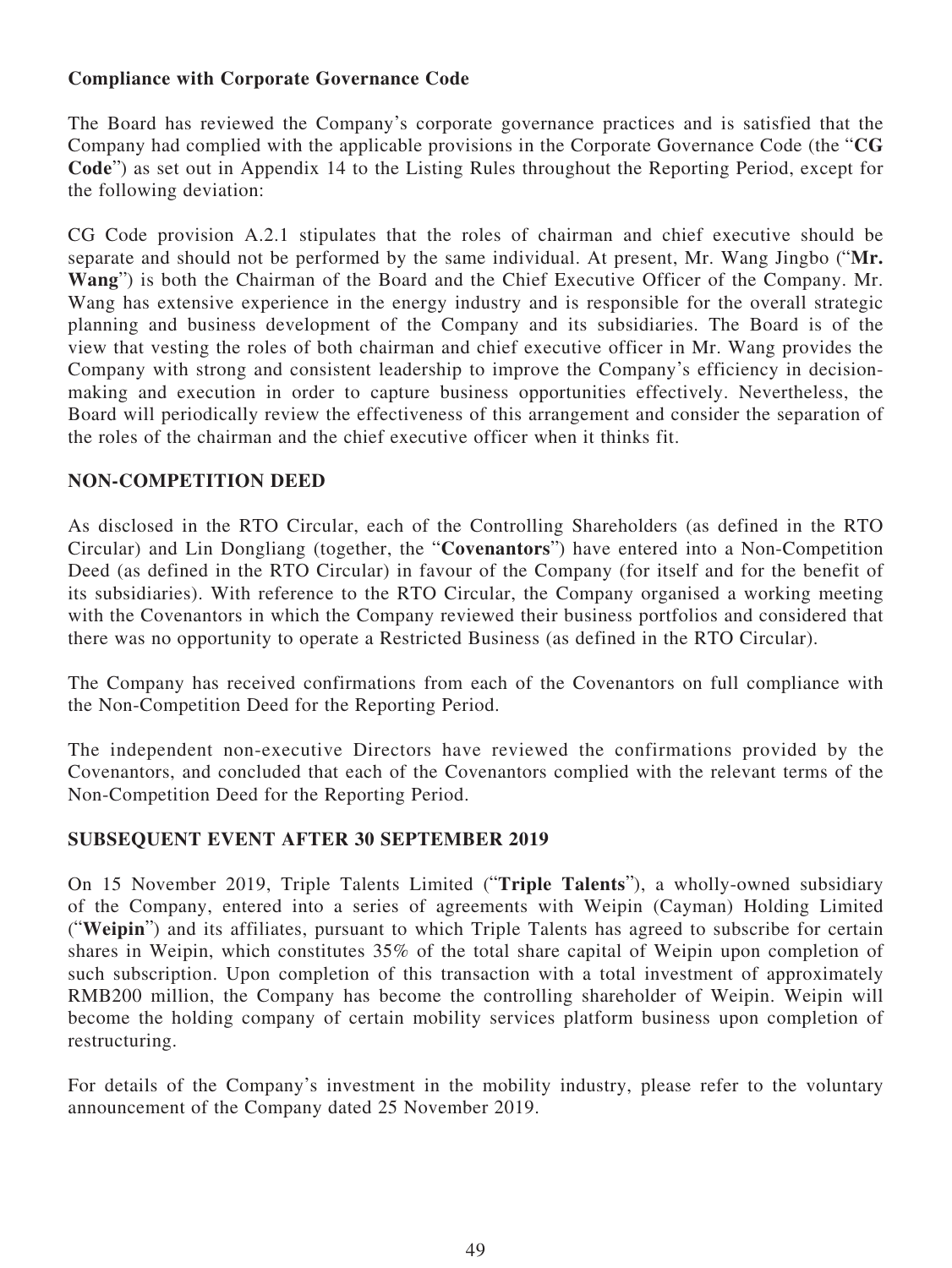**Compliance with Corporate Governance Code**

The Board has reviewed the Company's corporate governance practices and is satisfied that the Company had complied with the applicable provisions in the Corporate Governance Code (the "**CG Code**") as set out in Appendix 14 to the Listing Rules throughout the Reporting Period, except for the following deviation:

CG Code provision A.2.1 stipulates that the roles of chairman and chief executive should be separate and should not be performed by the same individual. At present, Mr. Wang Jingbo ("**Mr. Wang**") is both the Chairman of the Board and the Chief Executive Officer of the Company. Mr. Wang has extensive experience in the energy industry and is responsible for the overall strategic planning and business development of the Company and its subsidiaries. The Board is of the view that vesting the roles of both chairman and chief executive officer in Mr. Wang provides the Company with strong and consistent leadership to improve the Company's efficiency in decision-making and execution in order to capture business opportunities effectively. Nevertheless, the Board will periodically review the effectiveness of this arrangement and consider the separation of the roles of the chairman and the chief executive officer when it thinks fit.

## NON-COMPETITION DEED

As disclosed in the RTO Circular, each of the Controlling Shareholders (as defined in the RTO Circular) and Lin Dongliang (together, the "**Covenantors**") have entered into a Non-Competition Deed (as defined in the RTO Circular) in favour of the Company (for itself and for the benefit of its subsidiaries). With reference to the RTO Circular, the Company organised a working meeting with the Covenantors in which the Company reviewed their business portfolios and considered that there was no opportunity to operate a Restricted Business (as defined in the RTO Circular).

The Company has received confirmations from each of the Covenantors on full compliance with the Non-Competition Deed for the Reporting Period.

The independent non-executive Directors have reviewed the confirmations provided by the Covenantors, and concluded that each of the Covenantors complied with the relevant terms of the Non-Competition Deed for the Reporting Period.

## SUBSEQUENT EVENT AFTER 30 SEPTEMBER 2019

On 15 November 2019, Triple Talents Limited ("**Triple Talents**"), a wholly-owned subsidiary of the Company, entered into a series of agreements with Weipin (Cayman) Holding Limited ("**Weipin**") and its affiliates, pursuant to which Triple Talents has agreed to subscribe for certain shares in Weipin, which constitutes 35% of the total share capital of Weipin upon completion of such subscription. Upon completion of this transaction with a total investment of approximately RMB200 million, the Company has become the controlling shareholder of Weipin. Weipin will become the holding company of certain mobility services platform business upon completion of restructuring.

For details of the Company's investment in the mobility industry, please refer to the voluntary announcement of the Company dated 25 November 2019.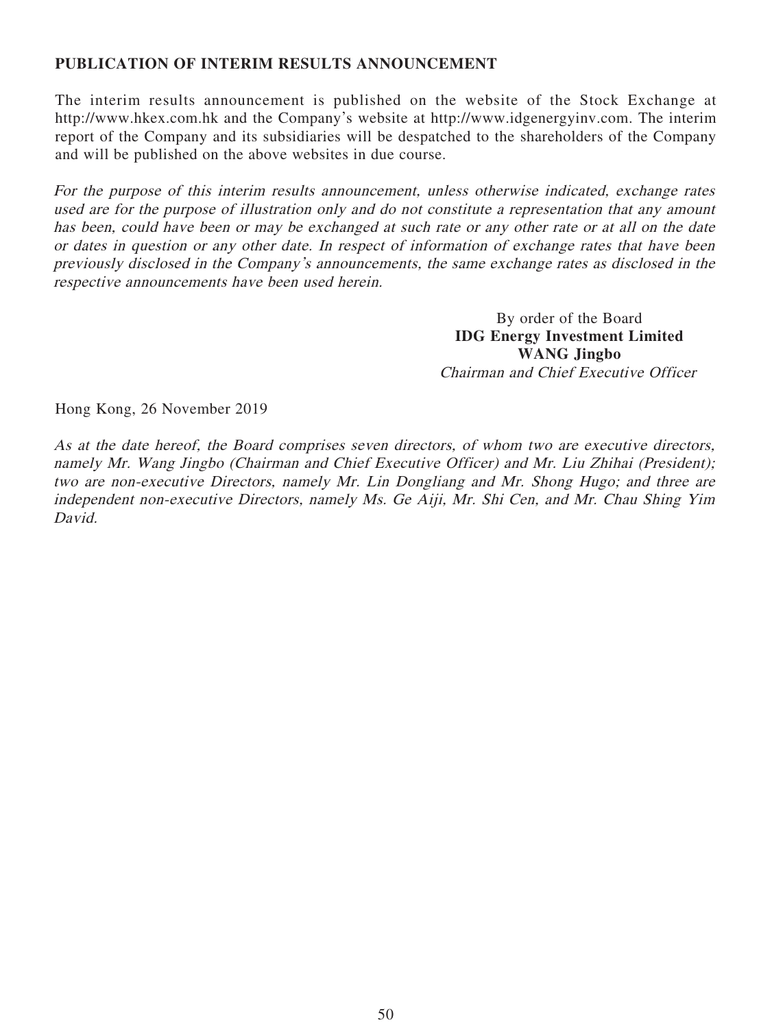**PUBLICATION OF INTERIM RESULTS ANNOUNCEMENT**

The interim results announcement is published on the website of the Stock Exchange at http://www.hkex.com.hk and the Company's website at http://www.idgenergyinv.com. The interim report of the Company and its subsidiaries will be despatched to the shareholders of the Company and will be published on the above websites in due course.

*For the purpose of this interim results announcement, unless otherwise indicated, exchange rates used are for the purpose of illustration only and do not constitute a representation that any amount has been, could have been or may be exchanged at such rate or any other rate or at all on the date or dates in question or any other date. In respect of information of exchange rates that have been previously disclosed in the Company's announcements, the same exchange rates as disclosed in the respective announcements have been used herein.*

By order of the Board
**IDG Energy Investment Limited**
**WANG Jingbo**
*Chairman and Chief Executive Officer*

Hong Kong, 26 November 2019

*As at the date hereof, the Board comprises seven directors, of whom two are executive directors, namely Mr. Wang Jingbo (Chairman and Chief Executive Officer) and Mr. Liu Zhihai (President); two are non-executive Directors, namely Mr. Lin Dongliang and Mr. Shong Hugo; and three are independent non-executive Directors, namely Ms. Ge Aiji, Mr. Shi Cen, and Mr. Chau Shing Yim David.*